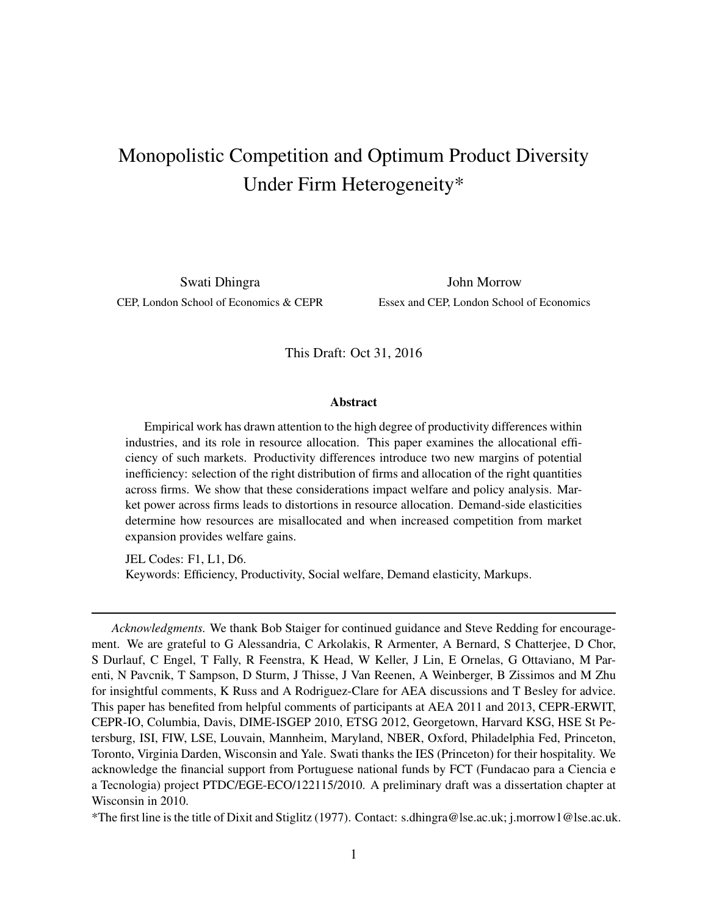# Monopolistic Competition and Optimum Product Diversity Under Firm Heterogeneity*

Swati Dhingra
CEP, London School of Economics & CEPR

John Morrow
Essex and CEP, London School of Economics

This Draft: Oct 31, 2016

## Abstract

Empirical work has drawn attention to the high degree of productivity differences within industries, and its role in resource allocation. This paper examines the allocational efficiency of such markets. Productivity differences introduce two new margins of potential inefficiency: selection of the right distribution of firms and allocation of the right quantities across firms. We show that these considerations impact welfare and policy analysis. Market power across firms leads to distortions in resource allocation. Demand-side elasticities determine how resources are misallocated and when increased competition from market expansion provides welfare gains.

JEL Codes: F1, L1, D6.
Keywords: Efficiency, Productivity, Social welfare, Demand elasticity, Markups.

---

*Acknowledgments.* We thank Bob Staiger for continued guidance and Steve Redding for encouragement. We are grateful to G Alessandria, C Arkolakis, R Armenter, A Bernard, S Chatterjee, D Chor, S Durlauf, C Engel, T Fally, R Feenstra, K Head, W Keller, J Lin, E Ornelas, G Ottaviano, M Parenti, N Pavcnik, T Sampson, D Sturm, J Thisse, J Van Reenen, A Weinberger, B Zissimos and M Zhu for insightful comments, K Russ and A Rodriguez-Clare for AEA discussions and T Besley for advice. This paper has benefited from helpful comments of participants at AEA 2011 and 2013, CEPR-ERWIT, CEPR-IO, Columbia, Davis, DIME-ISGEP 2010, ETSG 2012, Georgetown, Harvard KSG, HSE St Petersburg, ISI, FIW, LSE, Louvain, Mannheim, Maryland, NBER, Oxford, Philadelphia Fed, Princeton, Toronto, Virginia Darden, Wisconsin and Yale. Swati thanks the IES (Princeton) for their hospitality. We acknowledge the financial support from Portuguese national funds by FCT (Fundacao para a Ciencia e a Tecnologia) project PTDC/EGE-ECO/122115/2010. A preliminary draft was a dissertation chapter at Wisconsin in 2010.

*The first line is the title of Dixit and Stiglitz (1977). Contact: s.dhingra@lse.ac.uk; j.morrow1@lse.ac.uk.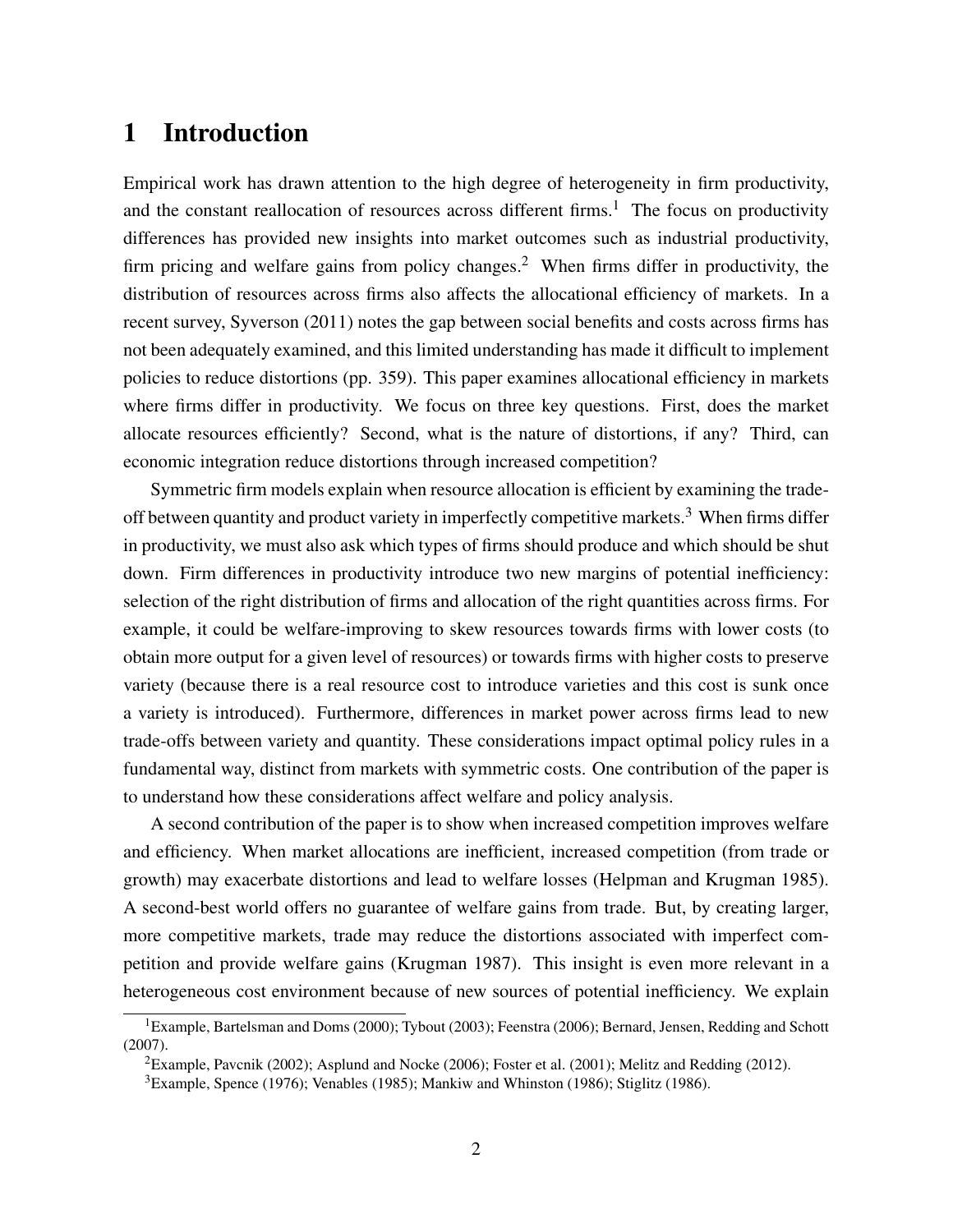# 1 Introduction

Empirical work has drawn attention to the high degree of heterogeneity in firm productivity, and the constant reallocation of resources across different firms.[1] The focus on productivity differences has provided new insights into market outcomes such as industrial productivity, firm pricing and welfare gains from policy changes.[2] When firms differ in productivity, the distribution of resources across firms also affects the allocational efficiency of markets. In a recent survey, Syverson (2011) notes the gap between social benefits and costs across firms has not been adequately examined, and this limited understanding has made it difficult to implement policies to reduce distortions (pp. 359). This paper examines allocational efficiency in markets where firms differ in productivity. We focus on three key questions. First, does the market allocate resources efficiently? Second, what is the nature of distortions, if any? Third, can economic integration reduce distortions through increased competition?

Symmetric firm models explain when resource allocation is efficient by examining the trade-off between quantity and product variety in imperfectly competitive markets.[3] When firms differ in productivity, we must also ask which types of firms should produce and which should be shut down. Firm differences in productivity introduce two new margins of potential inefficiency: selection of the right distribution of firms and allocation of the right quantities across firms. For example, it could be welfare-improving to skew resources towards firms with lower costs (to obtain more output for a given level of resources) or towards firms with higher costs to preserve variety (because there is a real resource cost to introduce varieties and this cost is sunk once a variety is introduced). Furthermore, differences in market power across firms lead to new trade-offs between variety and quantity. These considerations impact optimal policy rules in a fundamental way, distinct from markets with symmetric costs. One contribution of the paper is to understand how these considerations affect welfare and policy analysis.

A second contribution of the paper is to show when increased competition improves welfare and efficiency. When market allocations are inefficient, increased competition (from trade or growth) may exacerbate distortions and lead to welfare losses (Helpman and Krugman 1985). A second-best world offers no guarantee of welfare gains from trade. But, by creating larger, more competitive markets, trade may reduce the distortions associated with imperfect competition and provide welfare gains (Krugman 1987). This insight is even more relevant in a heterogeneous cost environment because of new sources of potential inefficiency. We explain

[1] Example, Bartelsman and Doms (2000); Tybout (2003); Feenstra (2006); Bernard, Jensen, Redding and Schott (2007).

[2] Example, Pavcnik (2002); Asplund and Nocke (2006); Foster et al. (2001); Melitz and Redding (2012).

[3] Example, Spence (1976); Venables (1985); Mankiw and Whinston (1986); Stiglitz (1986).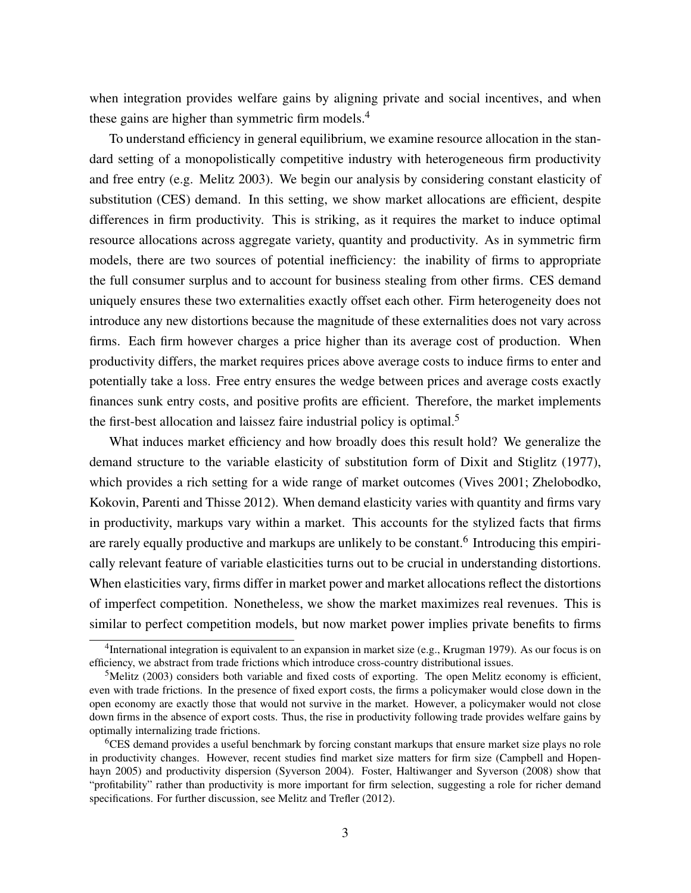when integration provides welfare gains by aligning private and social incentives, and when these gains are higher than symmetric firm models.[4]

To understand efficiency in general equilibrium, we examine resource allocation in the standard setting of a monopolistically competitive industry with heterogeneous firm productivity and free entry (e.g. Melitz 2003). We begin our analysis by considering constant elasticity of substitution (CES) demand. In this setting, we show market allocations are efficient, despite differences in firm productivity. This is striking, as it requires the market to induce optimal resource allocations across aggregate variety, quantity and productivity. As in symmetric firm models, there are two sources of potential inefficiency: the inability of firms to appropriate the full consumer surplus and to account for business stealing from other firms. CES demand uniquely ensures these two externalities exactly offset each other. Firm heterogeneity does not introduce any new distortions because the magnitude of these externalities does not vary across firms. Each firm however charges a price higher than its average cost of production. When productivity differs, the market requires prices above average costs to induce firms to enter and potentially take a loss. Free entry ensures the wedge between prices and average costs exactly finances sunk entry costs, and positive profits are efficient. Therefore, the market implements the first-best allocation and laissez faire industrial policy is optimal.[5]

What induces market efficiency and how broadly does this result hold? We generalize the demand structure to the variable elasticity of substitution form of Dixit and Stiglitz (1977), which provides a rich setting for a wide range of market outcomes (Vives 2001; Zhelobodko, Kokovin, Parenti and Thisse 2012). When demand elasticity varies with quantity and firms vary in productivity, markups vary within a market. This accounts for the stylized facts that firms are rarely equally productive and markups are unlikely to be constant.[6] Introducing this empirically relevant feature of variable elasticities turns out to be crucial in understanding distortions. When elasticities vary, firms differ in market power and market allocations reflect the distortions of imperfect competition. Nonetheless, we show the market maximizes real revenues. This is similar to perfect competition models, but now market power implies private benefits to firms

[4] International integration is equivalent to an expansion in market size (e.g., Krugman 1979). As our focus is on efficiency, we abstract from trade frictions which introduce cross-country distributional issues.

[5] Melitz (2003) considers both variable and fixed costs of exporting. The open Melitz economy is efficient, even with trade frictions. In the presence of fixed export costs, the firms a policymaker would close down in the open economy are exactly those that would not survive in the market. However, a policymaker would not close down firms in the absence of export costs. Thus, the rise in productivity following trade provides welfare gains by optimally internalizing trade frictions.

[6] CES demand provides a useful benchmark by forcing constant markups that ensure market size plays no role in productivity changes. However, recent studies find market size matters for firm size (Campbell and Hopenhayn 2005) and productivity dispersion (Syverson 2004). Foster, Haltiwanger and Syverson (2008) show that "profitability" rather than productivity is more important for firm selection, suggesting a role for richer demand specifications. For further discussion, see Melitz and Trefler (2012).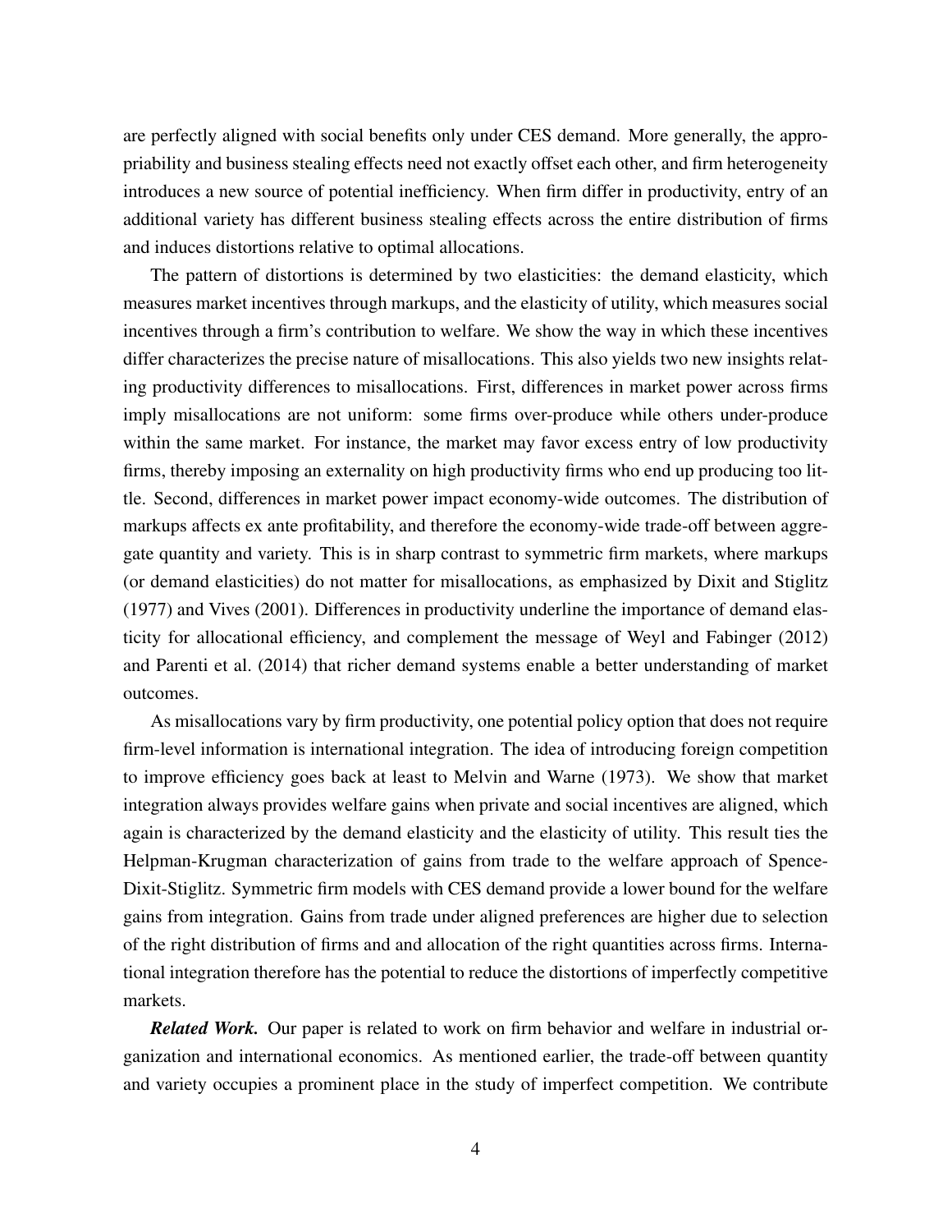are perfectly aligned with social benefits only under CES demand. More generally, the appropriability and business stealing effects need not exactly offset each other, and firm heterogeneity introduces a new source of potential inefficiency. When firm differ in productivity, entry of an additional variety has different business stealing effects across the entire distribution of firms and induces distortions relative to optimal allocations.

The pattern of distortions is determined by two elasticities: the demand elasticity, which measures market incentives through markups, and the elasticity of utility, which measures social incentives through a firm's contribution to welfare. We show the way in which these incentives differ characterizes the precise nature of misallocations. This also yields two new insights relating productivity differences to misallocations. First, differences in market power across firms imply misallocations are not uniform: some firms over-produce while others under-produce within the same market. For instance, the market may favor excess entry of low productivity firms, thereby imposing an externality on high productivity firms who end up producing too little. Second, differences in market power impact economy-wide outcomes. The distribution of markups affects ex ante profitability, and therefore the economy-wide trade-off between aggregate quantity and variety. This is in sharp contrast to symmetric firm markets, where markups (or demand elasticities) do not matter for misallocations, as emphasized by Dixit and Stiglitz (1977) and Vives (2001). Differences in productivity underline the importance of demand elasticity for allocational efficiency, and complement the message of Weyl and Fabinger (2012) and Parenti et al. (2014) that richer demand systems enable a better understanding of market outcomes.

As misallocations vary by firm productivity, one potential policy option that does not require firm-level information is international integration. The idea of introducing foreign competition to improve efficiency goes back at least to Melvin and Warne (1973). We show that market integration always provides welfare gains when private and social incentives are aligned, which again is characterized by the demand elasticity and the elasticity of utility. This result ties the Helpman-Krugman characterization of gains from trade to the welfare approach of Spence-Dixit-Stiglitz. Symmetric firm models with CES demand provide a lower bound for the welfare gains from integration. Gains from trade under aligned preferences are higher due to selection of the right distribution of firms and and allocation of the right quantities across firms. International integration therefore has the potential to reduce the distortions of imperfectly competitive markets.

***Related Work.*** Our paper is related to work on firm behavior and welfare in industrial organization and international economics. As mentioned earlier, the trade-off between quantity and variety occupies a prominent place in the study of imperfect competition. We contribute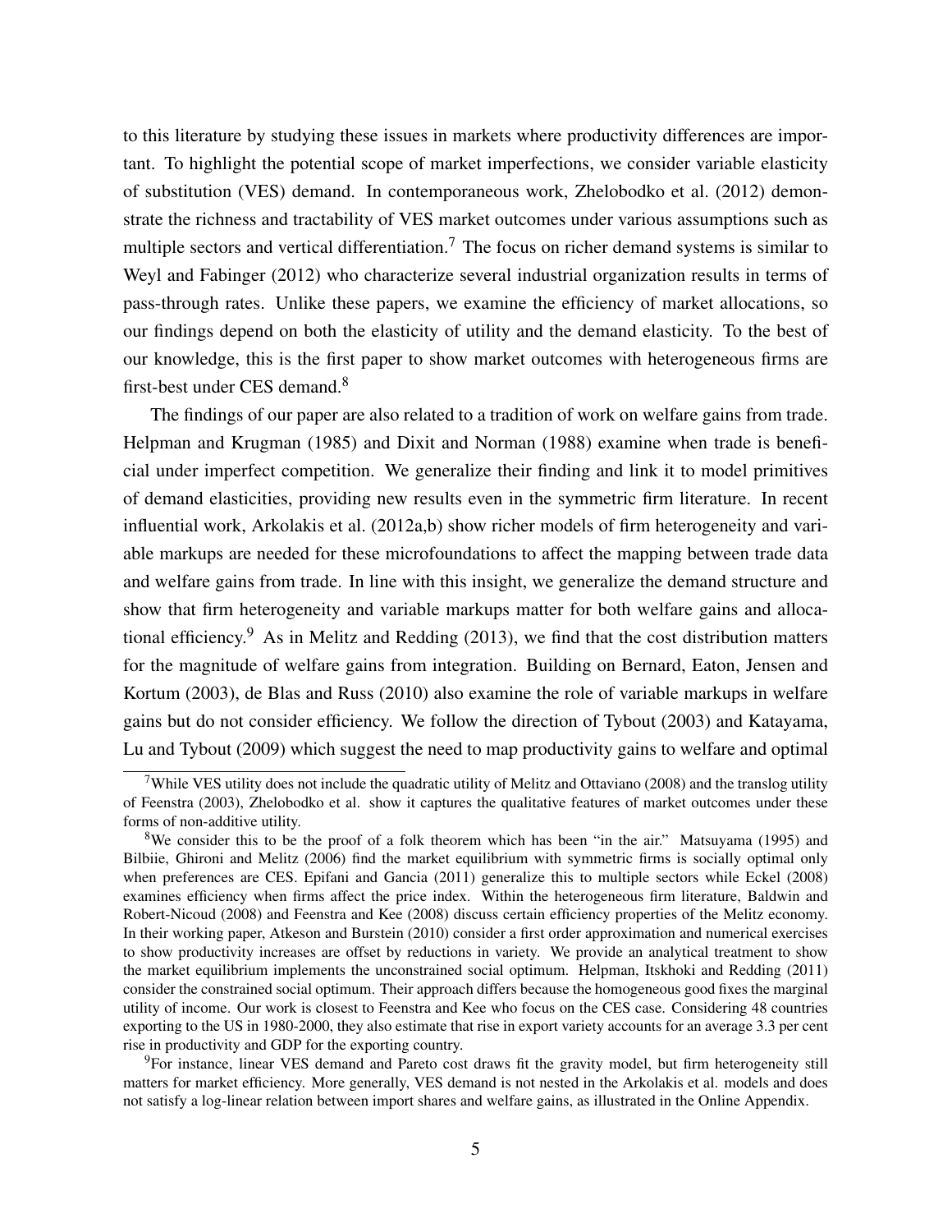to this literature by studying these issues in markets where productivity differences are important. To highlight the potential scope of market imperfections, we consider variable elasticity of substitution (VES) demand. In contemporaneous work, Zhelobodko et al. (2012) demonstrate the richness and tractability of VES market outcomes under various assumptions such as multiple sectors and vertical differentiation.[7] The focus on richer demand systems is similar to Weyl and Fabinger (2012) who characterize several industrial organization results in terms of pass-through rates. Unlike these papers, we examine the efficiency of market allocations, so our findings depend on both the elasticity of utility and the demand elasticity. To the best of our knowledge, this is the first paper to show market outcomes with heterogeneous firms are first-best under CES demand.[8]

The findings of our paper are also related to a tradition of work on welfare gains from trade. Helpman and Krugman (1985) and Dixit and Norman (1988) examine when trade is beneficial under imperfect competition. We generalize their finding and link it to model primitives of demand elasticities, providing new results even in the symmetric firm literature. In recent influential work, Arkolakis et al. (2012a,b) show richer models of firm heterogeneity and variable markups are needed for these microfoundations to affect the mapping between trade data and welfare gains from trade. In line with this insight, we generalize the demand structure and show that firm heterogeneity and variable markups matter for both welfare gains and allocational efficiency.[9] As in Melitz and Redding (2013), we find that the cost distribution matters for the magnitude of welfare gains from integration. Building on Bernard, Eaton, Jensen and Kortum (2003), de Blas and Russ (2010) also examine the role of variable markups in welfare gains but do not consider efficiency. We follow the direction of Tybout (2003) and Katayama, Lu and Tybout (2009) which suggest the need to map productivity gains to welfare and optimal

[7] While VES utility does not include the quadratic utility of Melitz and Ottaviano (2008) and the translog utility of Feenstra (2003), Zhelobodko et al. show it captures the qualitative features of market outcomes under these forms of non-additive utility.

[8] We consider this to be the proof of a folk theorem which has been "in the air." Matsuyama (1995) and Bilbiie, Ghironi and Melitz (2006) find the market equilibrium with symmetric firms is socially optimal only when preferences are CES. Epifani and Gancia (2011) generalize this to multiple sectors while Eckel (2008) examines efficiency when firms affect the price index. Within the heterogeneous firm literature, Baldwin and Robert-Nicoud (2008) and Feenstra and Kee (2008) discuss certain efficiency properties of the Melitz economy. In their working paper, Atkeson and Burstein (2010) consider a first order approximation and numerical exercises to show productivity increases are offset by reductions in variety. We provide an analytical treatment to show the market equilibrium implements the unconstrained social optimum. Helpman, Itskhoki and Redding (2011) consider the constrained social optimum. Their approach differs because the homogeneous good fixes the marginal utility of income. Our work is closest to Feenstra and Kee who focus on the CES case. Considering 48 countries exporting to the US in 1980-2000, they also estimate that rise in export variety accounts for an average 3.3 per cent rise in productivity and GDP for the exporting country.

[9] For instance, linear VES demand and Pareto cost draws fit the gravity model, but firm heterogeneity still matters for market efficiency. More generally, VES demand is not nested in the Arkolakis et al. models and does not satisfy a log-linear relation between import shares and welfare gains, as illustrated in the Online Appendix.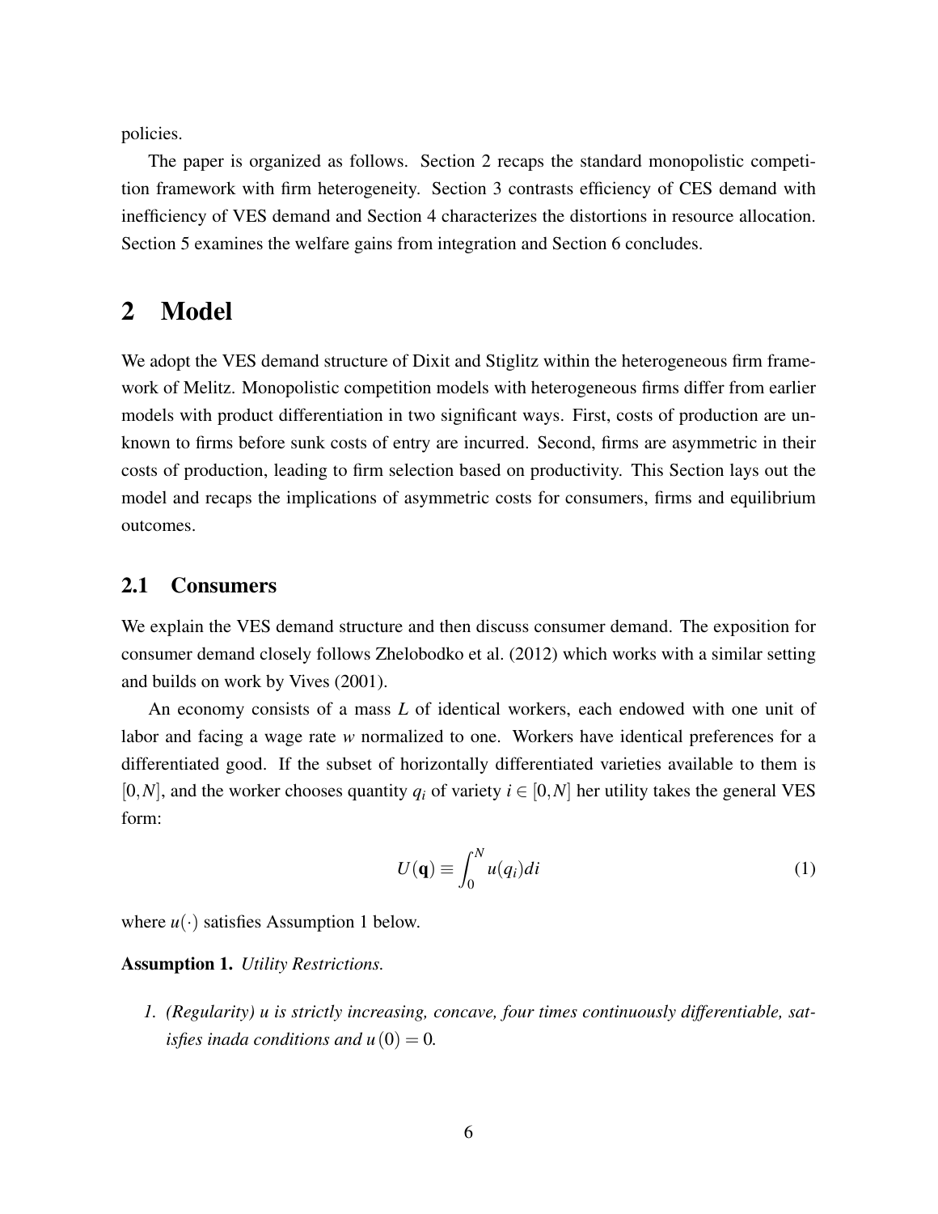policies.

The paper is organized as follows. Section 2 recaps the standard monopolistic competition framework with firm heterogeneity. Section 3 contrasts efficiency of CES demand with inefficiency of VES demand and Section 4 characterizes the distortions in resource allocation. Section 5 examines the welfare gains from integration and Section 6 concludes.

# 2 Model

We adopt the VES demand structure of Dixit and Stiglitz within the heterogeneous firm framework of Melitz. Monopolistic competition models with heterogeneous firms differ from earlier models with product differentiation in two significant ways. First, costs of production are unknown to firms before sunk costs of entry are incurred. Second, firms are asymmetric in their costs of production, leading to firm selection based on productivity. This Section lays out the model and recaps the implications of asymmetric costs for consumers, firms and equilibrium outcomes.

## 2.1 Consumers

We explain the VES demand structure and then discuss consumer demand. The exposition for consumer demand closely follows Zhelobodko et al. (2012) which works with a similar setting and builds on work by Vives (2001).

An economy consists of a mass $L$ of identical workers, each endowed with one unit of labor and facing a wage rate $w$ normalized to one. Workers have identical preferences for a differentiated good. If the subset of horizontally differentiated varieties available to them is $[0,N]$, and the worker chooses quantity $q_i$ of variety $i \in [0,N]$ her utility takes the general VES form:

$$U(\mathbf{q}) \equiv \int_0^N u(q_i)di \tag{1}$$

where $u(\cdot)$ satisfies Assumption 1 below.

**Assumption 1.** *Utility Restrictions.*

1. *(Regularity) $u$ is strictly increasing, concave, four times continuously differentiable, satisfies inada conditions and $u(0) = 0$.*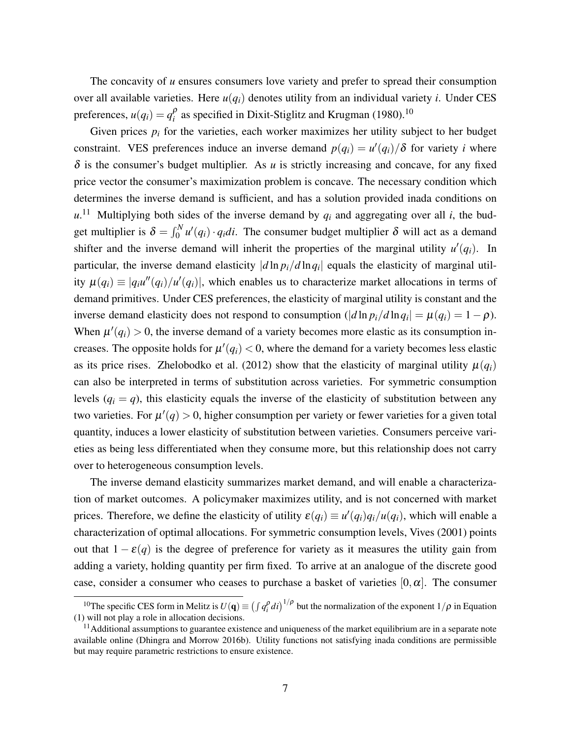The concavity of $u$ ensures consumers love variety and prefer to spread their consumption over all available varieties. Here $u(q_i)$ denotes utility from an individual variety $i$. Under CES preferences, $u(q_i) = q_i^\rho$ as specified in Dixit-Stiglitz and Krugman (1980).[10]

Given prices $p_i$ for the varieties, each worker maximizes her utility subject to her budget constraint. VES preferences induce an inverse demand $p(q_i) = u'(q_i)/\delta$ for variety $i$ where $\delta$ is the consumer's budget multiplier. As $u$ is strictly increasing and concave, for any fixed price vector the consumer's maximization problem is concave. The necessary condition which determines the inverse demand is sufficient, and has a solution provided inada conditions on $u$.[11] Multiplying both sides of the inverse demand by $q_i$ and aggregating over all $i$, the budget multiplier is $\delta = \int_0^N u'(q_i) \cdot q_i di$. The consumer budget multiplier $\delta$ will act as a demand shifter and the inverse demand will inherit the properties of the marginal utility $u'(q_i)$. In particular, the inverse demand elasticity $|d \ln p_i / d \ln q_i|$ equals the elasticity of marginal utility $\mu(q_i) \equiv |q_i u''(q_i)/u'(q_i)|$, which enables us to characterize market allocations in terms of demand primitives. Under CES preferences, the elasticity of marginal utility is constant and the inverse demand elasticity does not respond to consumption ($|d \ln p_i / d \ln q_i| = \mu(q_i) = 1 - \rho$). When $\mu'(q_i) > 0$, the inverse demand of a variety becomes more elastic as its consumption increases. The opposite holds for $\mu'(q_i) < 0$, where the demand for a variety becomes less elastic as its price rises. Zhelobodko et al. (2012) show that the elasticity of marginal utility $\mu(q_i)$ can also be interpreted in terms of substitution across varieties. For symmetric consumption levels ($q_i = q$), this elasticity equals the inverse of the elasticity of substitution between any two varieties. For $\mu'(q) > 0$, higher consumption per variety or fewer varieties for a given total quantity, induces a lower elasticity of substitution between varieties. Consumers perceive varieties as being less differentiated when they consume more, but this relationship does not carry over to heterogeneous consumption levels.

The inverse demand elasticity summarizes market demand, and will enable a characterization of market outcomes. A policymaker maximizes utility, and is not concerned with market prices. Therefore, we define the elasticity of utility $\varepsilon(q_i) \equiv u'(q_i)q_i/u(q_i)$, which will enable a characterization of optimal allocations. For symmetric consumption levels, Vives (2001) points out that $1 - \varepsilon(q)$ is the degree of preference for variety as it measures the utility gain from adding a variety, holding quantity per firm fixed. To arrive at an analogue of the discrete good case, consider a consumer who ceases to purchase a basket of varieties $[0, \alpha]$. The consumer

[10] The specific CES form in Melitz is $U(\mathbf{q}) \equiv \left(\int q_i^\rho di\right)^{1/\rho}$ but the normalization of the exponent $1/\rho$ in Equation (1) will not play a role in allocation decisions.

[11] Additional assumptions to guarantee existence and uniqueness of the market equilibrium are in a separate note available online (Dhingra and Morrow 2016b). Utility functions not satisfying inada conditions are permissible but may require parametric restrictions to ensure existence.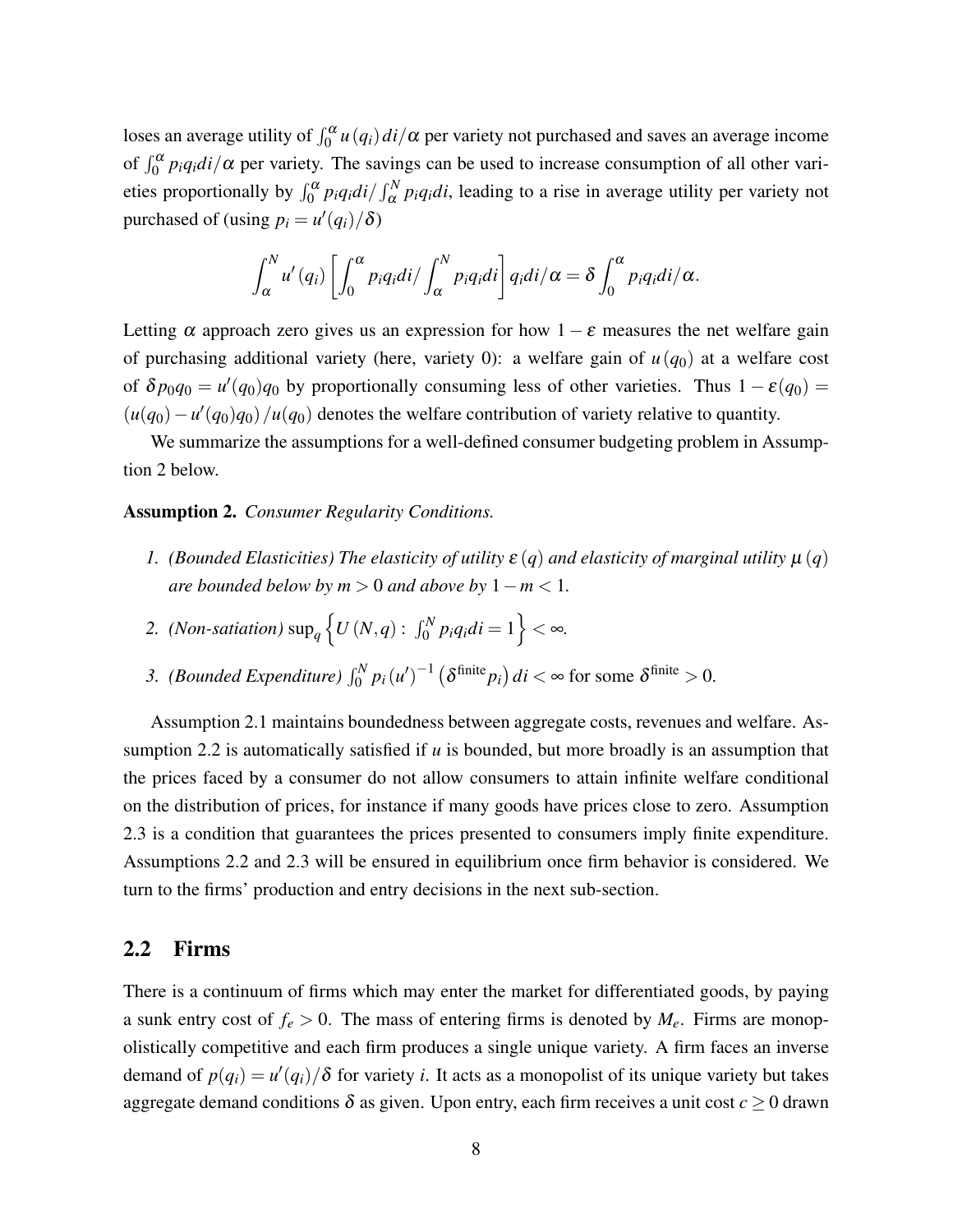loses an average utility of $\int_0^\alpha u(q_i)\,di/\alpha$ per variety not purchased and saves an average income of $\int_0^\alpha p_i q_i di/\alpha$ per variety. The savings can be used to increase consumption of all other varieties proportionally by $\int_0^\alpha p_i q_i di/\int_\alpha^N p_i q_i di$, leading to a rise in average utility per variety not purchased of (using $p_i = u'(q_i)/\delta$)

$$\int_\alpha^N u'(q_i)\left[\int_0^\alpha p_i q_i di/\int_\alpha^N p_i q_i di\right] q_i di/\alpha = \delta \int_0^\alpha p_i q_i di/\alpha.$$

Letting $\alpha$ approach zero gives us an expression for how $1-\varepsilon$ measures the net welfare gain of purchasing additional variety (here, variety 0): a welfare gain of $u(q_0)$ at a welfare cost of $\delta p_0 q_0 = u'(q_0)q_0$ by proportionally consuming less of other varieties. Thus $1-\varepsilon(q_0) = (u(q_0) - u'(q_0)q_0)/u(q_0)$ denotes the welfare contribution of variety relative to quantity.

We summarize the assumptions for a well-defined consumer budgeting problem in Assumption 2 below.

**Assumption 2.** *Consumer Regularity Conditions.*

1. *(Bounded Elasticities) The elasticity of utility $\varepsilon(q)$ and elasticity of marginal utility $\mu(q)$ are bounded below by $m > 0$ and above by $1-m < 1$.*
2. *(Non-satiation)* $\sup_q \left\{U(N,q) : \int_0^N p_i q_i di = 1\right\} < \infty$.
3. *(Bounded Expenditure)* $\int_0^N p_i (u')^{-1}\left(\delta^{\text{finite}} p_i\right) di < \infty$ for some $\delta^{\text{finite}} > 0$.

Assumption 2.1 maintains boundedness between aggregate costs, revenues and welfare. Assumption 2.2 is automatically satisfied if $u$ is bounded, but more broadly is an assumption that the prices faced by a consumer do not allow consumers to attain infinite welfare conditional on the distribution of prices, for instance if many goods have prices close to zero. Assumption 2.3 is a condition that guarantees the prices presented to consumers imply finite expenditure. Assumptions 2.2 and 2.3 will be ensured in equilibrium once firm behavior is considered. We turn to the firms' production and entry decisions in the next sub-section.

## 2.2 Firms

There is a continuum of firms which may enter the market for differentiated goods, by paying a sunk entry cost of $f_e > 0$. The mass of entering firms is denoted by $M_e$. Firms are monopolistically competitive and each firm produces a single unique variety. A firm faces an inverse demand of $p(q_i) = u'(q_i)/\delta$ for variety $i$. It acts as a monopolist of its unique variety but takes aggregate demand conditions $\delta$ as given. Upon entry, each firm receives a unit cost $c \geq 0$ drawn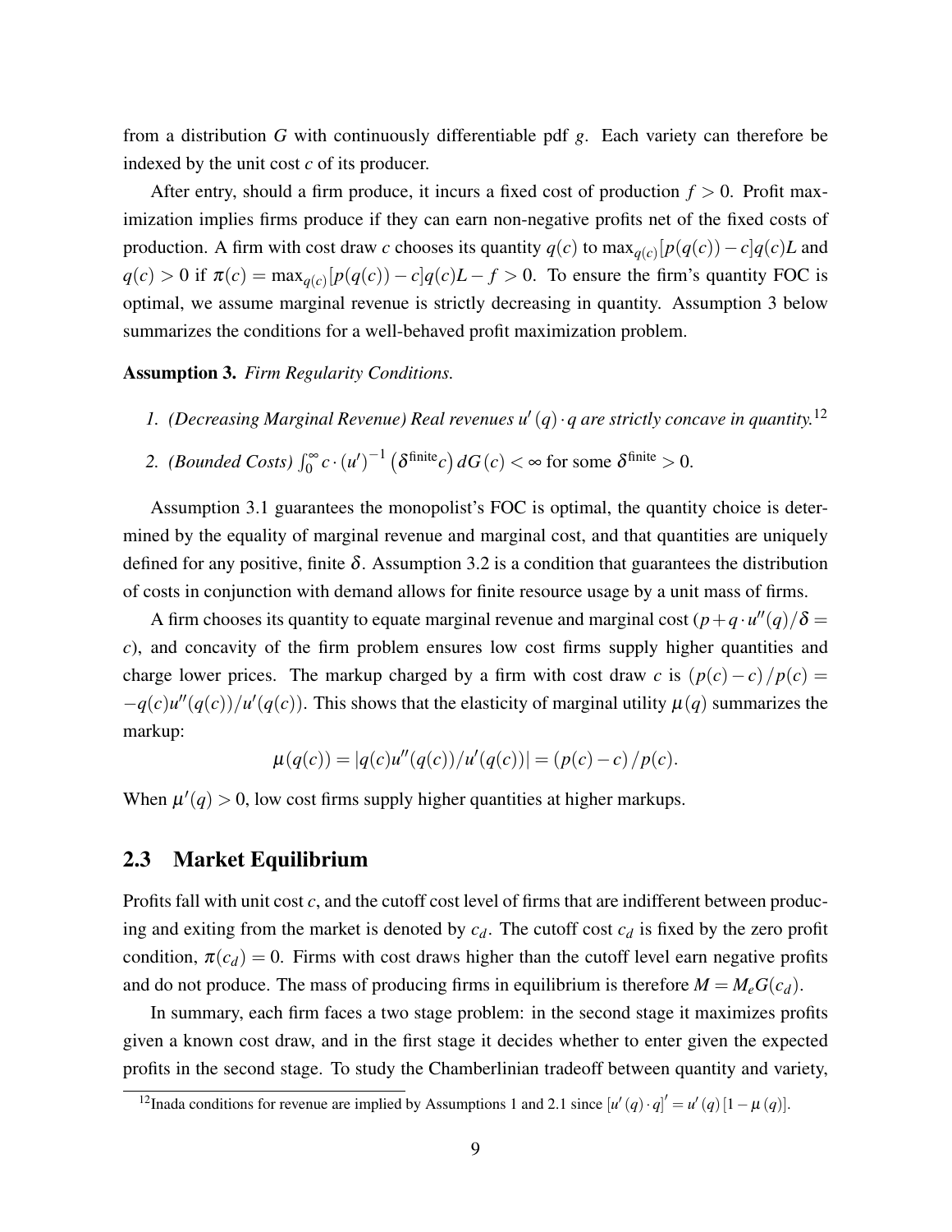from a distribution $G$ with continuously differentiable pdf $g$. Each variety can therefore be indexed by the unit cost $c$ of its producer.

After entry, should a firm produce, it incurs a fixed cost of production $f > 0$. Profit maximization implies firms produce if they can earn non-negative profits net of the fixed costs of production. A firm with cost draw $c$ chooses its quantity $q(c)$ to $\max_{q(c)}[p(q(c)) - c]q(c)L$ and $q(c) > 0$ if $\pi(c) = \max_{q(c)}[p(q(c)) - c]q(c)L - f > 0$. To ensure the firm's quantity FOC is optimal, we assume marginal revenue is strictly decreasing in quantity. Assumption 3 below summarizes the conditions for a well-behaved profit maximization problem.

**Assumption 3.** *Firm Regularity Conditions.*

1. *(Decreasing Marginal Revenue) Real revenues $u'(q) \cdot q$ are strictly concave in quantity.*[12]
2. *(Bounded Costs)* $\int_0^\infty c \cdot (u')^{-1}\left(\delta^{\text{finite}} c\right) dG(c) < \infty$ for some $\delta^{\text{finite}} > 0$.

Assumption 3.1 guarantees the monopolist's FOC is optimal, the quantity choice is determined by the equality of marginal revenue and marginal cost, and that quantities are uniquely defined for any positive, finite $\delta$. Assumption 3.2 is a condition that guarantees the distribution of costs in conjunction with demand allows for finite resource usage by a unit mass of firms.

A firm chooses its quantity to equate marginal revenue and marginal cost ($p + q \cdot u''(q)/\delta = c$), and concavity of the firm problem ensures low cost firms supply higher quantities and charge lower prices. The markup charged by a firm with cost draw $c$ is $(p(c) - c)/p(c) = -q(c)u''(q(c))/u'(q(c))$. This shows that the elasticity of marginal utility $\mu(q)$ summarizes the markup:

$$\mu(q(c)) = |q(c)u''(q(c))/u'(q(c))| = (p(c) - c)/p(c).$$

When $\mu'(q) > 0$, low cost firms supply higher quantities at higher markups.

## 2.3 Market Equilibrium

Profits fall with unit cost $c$, and the cutoff cost level of firms that are indifferent between producing and exiting from the market is denoted by $c_d$. The cutoff cost $c_d$ is fixed by the zero profit condition, $\pi(c_d) = 0$. Firms with cost draws higher than the cutoff level earn negative profits and do not produce. The mass of producing firms in equilibrium is therefore $M = M_e G(c_d)$.

In summary, each firm faces a two stage problem: in the second stage it maximizes profits given a known cost draw, and in the first stage it decides whether to enter given the expected profits in the second stage. To study the Chamberlinian tradeoff between quantity and variety,

[12] Inada conditions for revenue are implied by Assumptions 1 and 2.1 since $[u'(q) \cdot q]' = u'(q)[1 - \mu(q)]$.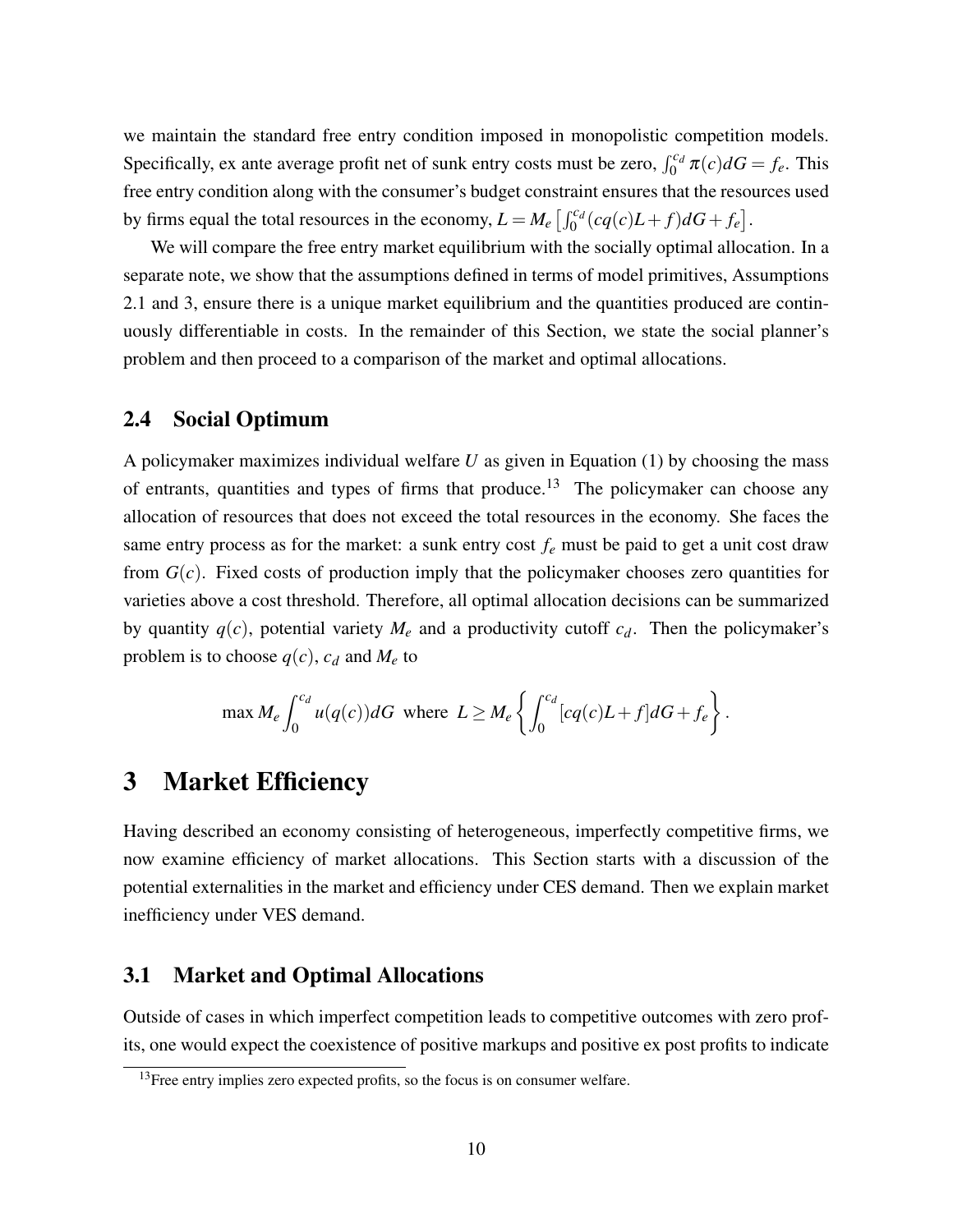we maintain the standard free entry condition imposed in monopolistic competition models. Specifically, ex ante average profit net of sunk entry costs must be zero, $\int_0^{c_d} \pi(c) dG = f_e$. This free entry condition along with the consumer's budget constraint ensures that the resources used by firms equal the total resources in the economy, $L = M_e \left[ \int_0^{c_d} (cq(c)L + f) dG + f_e \right]$.

We will compare the free entry market equilibrium with the socially optimal allocation. In a separate note, we show that the assumptions defined in terms of model primitives, Assumptions 2.1 and 3, ensure there is a unique market equilibrium and the quantities produced are continuously differentiable in costs. In the remainder of this Section, we state the social planner's problem and then proceed to a comparison of the market and optimal allocations.

## 2.4 Social Optimum

A policymaker maximizes individual welfare $U$ as given in Equation (1) by choosing the mass of entrants, quantities and types of firms that produce.[13] The policymaker can choose any allocation of resources that does not exceed the total resources in the economy. She faces the same entry process as for the market: a sunk entry cost $f_e$ must be paid to get a unit cost draw from $G(c)$. Fixed costs of production imply that the policymaker chooses zero quantities for varieties above a cost threshold. Therefore, all optimal allocation decisions can be summarized by quantity $q(c)$, potential variety $M_e$ and a productivity cutoff $c_d$. Then the policymaker's problem is to choose $q(c)$, $c_d$ and $M_e$ to

$$\max M_e \int_0^{c_d} u(q(c)) dG \ \text{ where } \ L \geq M_e \left\{ \int_0^{c_d} [cq(c)L + f] dG + f_e \right\}.$$

# 3 Market Efficiency

Having described an economy consisting of heterogeneous, imperfectly competitive firms, we now examine efficiency of market allocations. This Section starts with a discussion of the potential externalities in the market and efficiency under CES demand. Then we explain market inefficiency under VES demand.

## 3.1 Market and Optimal Allocations

Outside of cases in which imperfect competition leads to competitive outcomes with zero profits, one would expect the coexistence of positive markups and positive ex post profits to indicate

[13] Free entry implies zero expected profits, so the focus is on consumer welfare.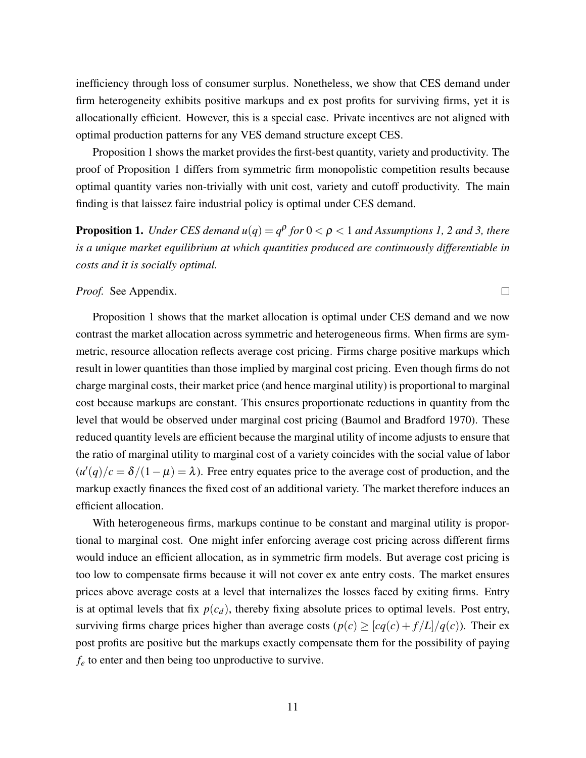inefficiency through loss of consumer surplus. Nonetheless, we show that CES demand under firm heterogeneity exhibits positive markups and ex post profits for surviving firms, yet it is allocationally efficient. However, this is a special case. Private incentives are not aligned with optimal production patterns for any VES demand structure except CES.

Proposition 1 shows the market provides the first-best quantity, variety and productivity. The proof of Proposition 1 differs from symmetric firm monopolistic competition results because optimal quantity varies non-trivially with unit cost, variety and cutoff productivity. The main finding is that laissez faire industrial policy is optimal under CES demand.

**Proposition 1.** *Under CES demand $u(q) = q^\rho$ for $0 < \rho < 1$ and Assumptions 1, 2 and 3, there is a unique market equilibrium at which quantities produced are continuously differentiable in costs and it is socially optimal.*

*Proof.* See Appendix. □

Proposition 1 shows that the market allocation is optimal under CES demand and we now contrast the market allocation across symmetric and heterogeneous firms. When firms are symmetric, resource allocation reflects average cost pricing. Firms charge positive markups which result in lower quantities than those implied by marginal cost pricing. Even though firms do not charge marginal costs, their market price (and hence marginal utility) is proportional to marginal cost because markups are constant. This ensures proportionate reductions in quantity from the level that would be observed under marginal cost pricing (Baumol and Bradford 1970). These reduced quantity levels are efficient because the marginal utility of income adjusts to ensure that the ratio of marginal utility to marginal cost of a variety coincides with the social value of labor ($u'(q)/c = \delta/(1-\mu) = \lambda$). Free entry equates price to the average cost of production, and the markup exactly finances the fixed cost of an additional variety. The market therefore induces an efficient allocation.

With heterogeneous firms, markups continue to be constant and marginal utility is proportional to marginal cost. One might infer enforcing average cost pricing across different firms would induce an efficient allocation, as in symmetric firm models. But average cost pricing is too low to compensate firms because it will not cover ex ante entry costs. The market ensures prices above average costs at a level that internalizes the losses faced by exiting firms. Entry is at optimal levels that fix $p(c_d)$, thereby fixing absolute prices to optimal levels. Post entry, surviving firms charge prices higher than average costs ($p(c) \geq [cq(c) + f/L]/q(c)$). Their ex post profits are positive but the markups exactly compensate them for the possibility of paying $f_e$ to enter and then being too unproductive to survive.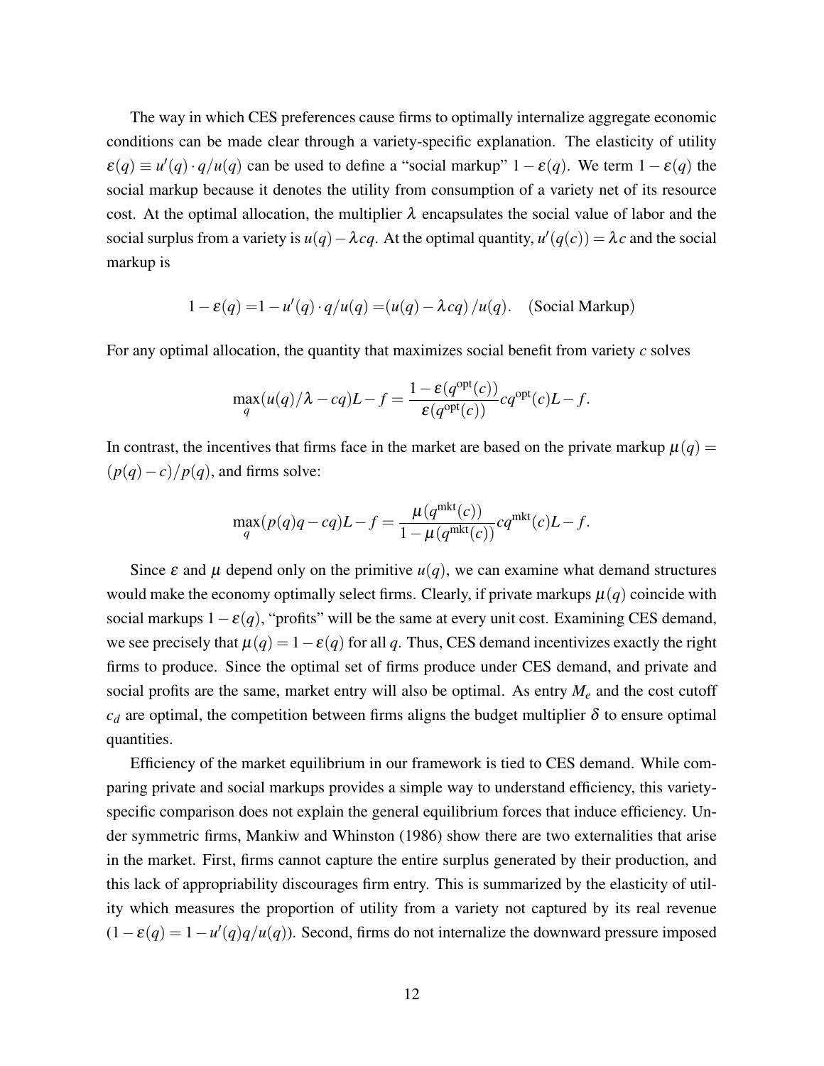The way in which CES preferences cause firms to optimally internalize aggregate economic conditions can be made clear through a variety-specific explanation. The elasticity of utility $\varepsilon(q) \equiv u'(q) \cdot q/u(q)$ can be used to define a "social markup" $1-\varepsilon(q)$. We term $1-\varepsilon(q)$ the social markup because it denotes the utility from consumption of a variety net of its resource cost. At the optimal allocation, the multiplier $\lambda$ encapsulates the social value of labor and the social surplus from a variety is $u(q) - \lambda cq$. At the optimal quantity, $u'(q(c)) = \lambda c$ and the social markup is

$$1-\varepsilon(q) = 1 - u'(q) \cdot q/u(q) = (u(q) - \lambda cq)/u(q). \quad \text{(Social Markup)}$$

For any optimal allocation, the quantity that maximizes social benefit from variety $c$ solves

$$\max_q (u(q)/\lambda - cq)L - f = \frac{1-\varepsilon(q^{\text{opt}}(c))}{\varepsilon(q^{\text{opt}}(c))} cq^{\text{opt}}(c)L - f.$$

In contrast, the incentives that firms face in the market are based on the private markup $\mu(q) = (p(q)-c)/p(q)$, and firms solve:

$$\max_q (p(q)q - cq)L - f = \frac{\mu(q^{\text{mkt}}(c))}{1-\mu(q^{\text{mkt}}(c))} cq^{\text{mkt}}(c)L - f.$$

Since $\varepsilon$ and $\mu$ depend only on the primitive $u(q)$, we can examine what demand structures would make the economy optimally select firms. Clearly, if private markups $\mu(q)$ coincide with social markups $1-\varepsilon(q)$, "profits" will be the same at every unit cost. Examining CES demand, we see precisely that $\mu(q) = 1-\varepsilon(q)$ for all $q$. Thus, CES demand incentivizes exactly the right firms to produce. Since the optimal set of firms produce under CES demand, and private and social profits are the same, market entry will also be optimal. As entry $M_e$ and the cost cutoff $c_d$ are optimal, the competition between firms aligns the budget multiplier $\delta$ to ensure optimal quantities.

Efficiency of the market equilibrium in our framework is tied to CES demand. While comparing private and social markups provides a simple way to understand efficiency, this variety-specific comparison does not explain the general equilibrium forces that induce efficiency. Under symmetric firms, Mankiw and Whinston (1986) show there are two externalities that arise in the market. First, firms cannot capture the entire surplus generated by their production, and this lack of appropriability discourages firm entry. This is summarized by the elasticity of utility which measures the proportion of utility from a variety not captured by its real revenue $(1-\varepsilon(q) = 1 - u'(q)q/u(q))$. Second, firms do not internalize the downward pressure imposed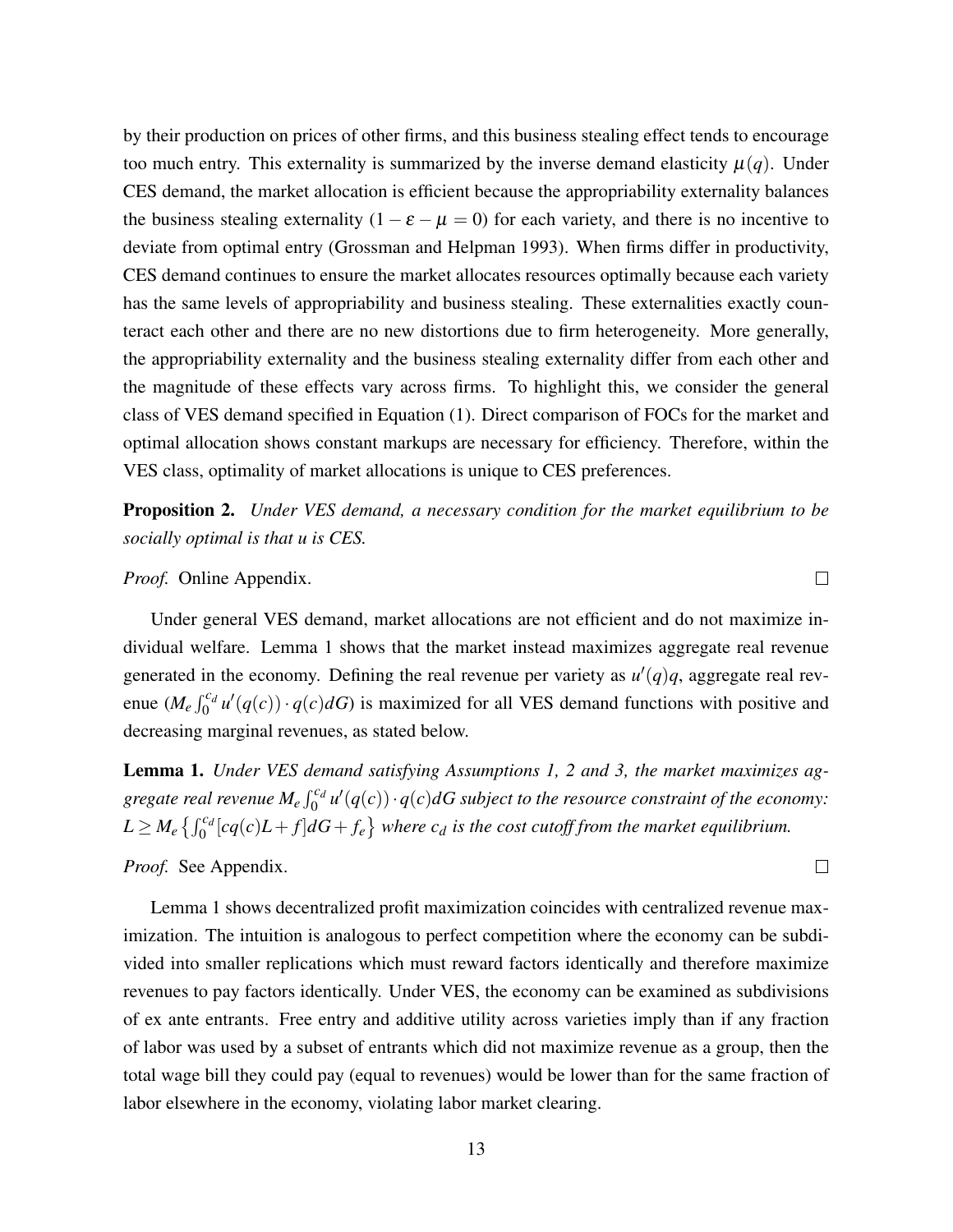by their production on prices of other firms, and this business stealing effect tends to encourage too much entry. This externality is summarized by the inverse demand elasticity $\mu(q)$. Under CES demand, the market allocation is efficient because the appropriability externality balances the business stealing externality ($1-\varepsilon-\mu=0$) for each variety, and there is no incentive to deviate from optimal entry (Grossman and Helpman 1993). When firms differ in productivity, CES demand continues to ensure the market allocates resources optimally because each variety has the same levels of appropriability and business stealing. These externalities exactly counteract each other and there are no new distortions due to firm heterogeneity. More generally, the appropriability externality and the business stealing externality differ from each other and the magnitude of these effects vary across firms. To highlight this, we consider the general class of VES demand specified in Equation (1). Direct comparison of FOCs for the market and optimal allocation shows constant markups are necessary for efficiency. Therefore, within the VES class, optimality of market allocations is unique to CES preferences.

**Proposition 2.** *Under VES demand, a necessary condition for the market equilibrium to be socially optimal is that u is CES.*

*Proof.* Online Appendix. □

Under general VES demand, market allocations are not efficient and do not maximize individual welfare. Lemma 1 shows that the market instead maximizes aggregate real revenue generated in the economy. Defining the real revenue per variety as $u'(q)q$, aggregate real revenue ($M_e\int_0^{c_d} u'(q(c))\cdot q(c)dG$) is maximized for all VES demand functions with positive and decreasing marginal revenues, as stated below.

**Lemma 1.** *Under VES demand satisfying Assumptions 1, 2 and 3, the market maximizes aggregate real revenue $M_e\int_0^{c_d} u'(q(c))\cdot q(c)dG$ subject to the resource constraint of the economy: $L \geq M_e\left\{\int_0^{c_d}[cq(c)L+f]dG+f_e\right\}$ where $c_d$ is the cost cutoff from the market equilibrium.*

*Proof.* See Appendix. □

Lemma 1 shows decentralized profit maximization coincides with centralized revenue maximization. The intuition is analogous to perfect competition where the economy can be subdivided into smaller replications which must reward factors identically and therefore maximize revenues to pay factors identically. Under VES, the economy can be examined as subdivisions of ex ante entrants. Free entry and additive utility across varieties imply than if any fraction of labor was used by a subset of entrants which did not maximize revenue as a group, then the total wage bill they could pay (equal to revenues) would be lower than for the same fraction of labor elsewhere in the economy, violating labor market clearing.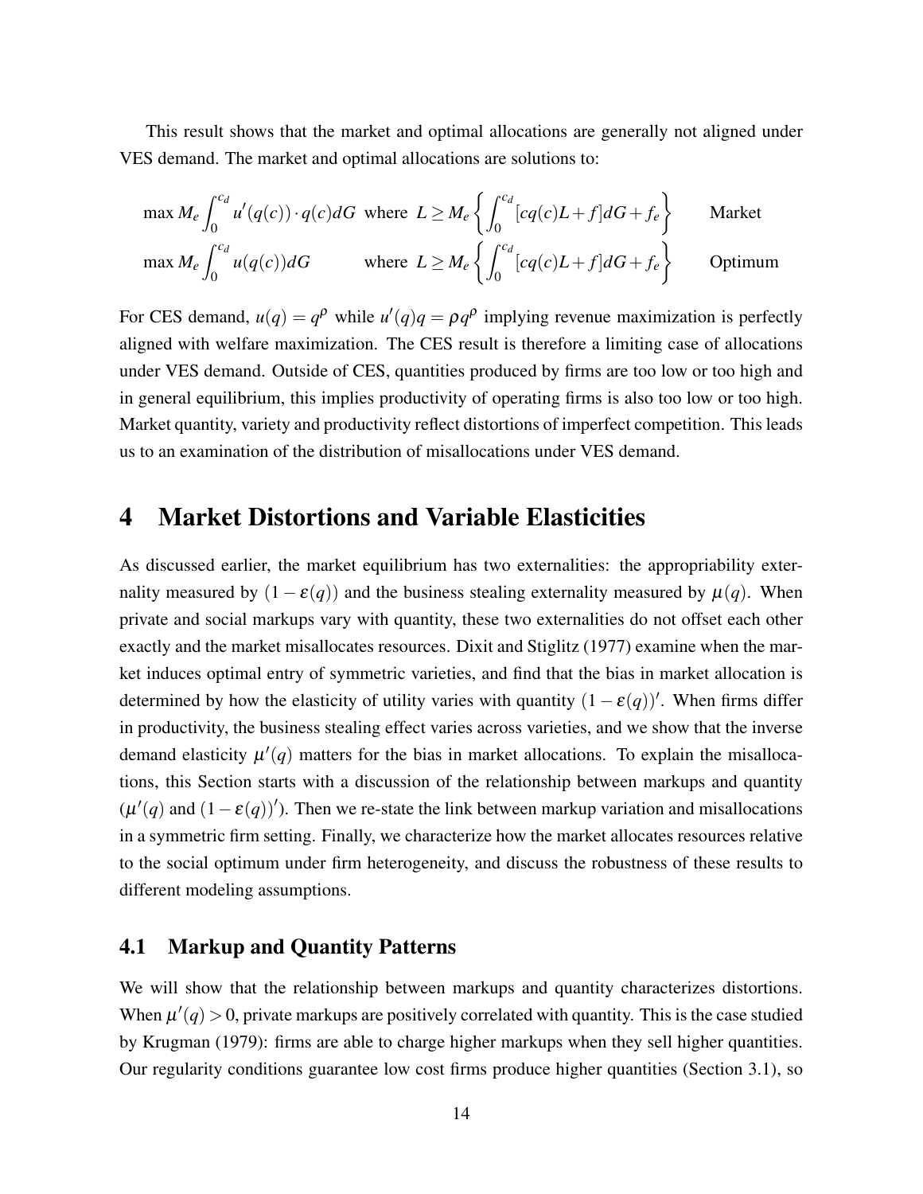This result shows that the market and optimal allocations are generally not aligned under VES demand. The market and optimal allocations are solutions to:

$$\max M_e \int_0^{c_d} u'(q(c)) \cdot q(c) dG \quad \text{where} \quad L \geq M_e \left\{ \int_0^{c_d} [cq(c)L + f] dG + f_e \right\} \qquad \text{Market}$$

$$\max M_e \int_0^{c_d} u(q(c)) dG \qquad \text{where} \quad L \geq M_e \left\{ \int_0^{c_d} [cq(c)L + f] dG + f_e \right\} \qquad \text{Optimum}$$

For CES demand, $u(q) = q^\rho$ while $u'(q)q = \rho q^\rho$ implying revenue maximization is perfectly aligned with welfare maximization. The CES result is therefore a limiting case of allocations under VES demand. Outside of CES, quantities produced by firms are too low or too high and in general equilibrium, this implies productivity of operating firms is also too low or too high. Market quantity, variety and productivity reflect distortions of imperfect competition. This leads us to an examination of the distribution of misallocations under VES demand.

# 4 Market Distortions and Variable Elasticities

As discussed earlier, the market equilibrium has two externalities: the appropriability externality measured by $(1 - \varepsilon(q))$ and the business stealing externality measured by $\mu(q)$. When private and social markups vary with quantity, these two externalities do not offset each other exactly and the market misallocates resources. Dixit and Stiglitz (1977) examine when the market induces optimal entry of symmetric varieties, and find that the bias in market allocation is determined by how the elasticity of utility varies with quantity $(1 - \varepsilon(q))'$. When firms differ in productivity, the business stealing effect varies across varieties, and we show that the inverse demand elasticity $\mu'(q)$ matters for the bias in market allocations. To explain the misallocations, this Section starts with a discussion of the relationship between markups and quantity ($\mu'(q)$ and $(1 - \varepsilon(q))'$). Then we re-state the link between markup variation and misallocations in a symmetric firm setting. Finally, we characterize how the market allocates resources relative to the social optimum under firm heterogeneity, and discuss the robustness of these results to different modeling assumptions.

## 4.1 Markup and Quantity Patterns

We will show that the relationship between markups and quantity characterizes distortions. When $\mu'(q) > 0$, private markups are positively correlated with quantity. This is the case studied by Krugman (1979): firms are able to charge higher markups when they sell higher quantities. Our regularity conditions guarantee low cost firms produce higher quantities (Section 3.1), so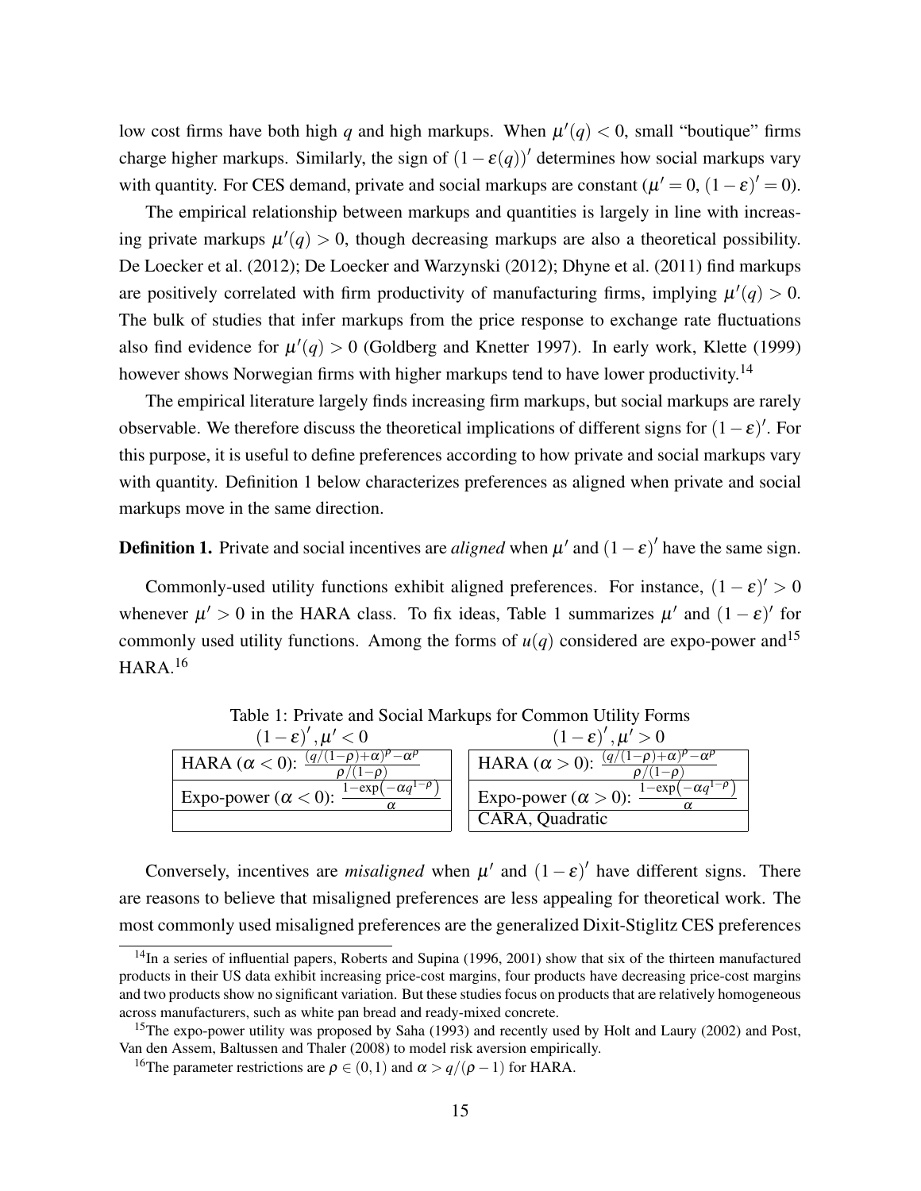low cost firms have both high $q$ and high markups. When $\mu'(q) < 0$, small "boutique" firms charge higher markups. Similarly, the sign of $(1-\varepsilon(q))'$ determines how social markups vary with quantity. For CES demand, private and social markups are constant ($\mu' = 0$, $(1-\varepsilon)' = 0$).

The empirical relationship between markups and quantities is largely in line with increasing private markups $\mu'(q) > 0$, though decreasing markups are also a theoretical possibility. De Loecker et al. (2012); De Loecker and Warzynski (2012); Dhyne et al. (2011) find markups are positively correlated with firm productivity of manufacturing firms, implying $\mu'(q) > 0$. The bulk of studies that infer markups from the price response to exchange rate fluctuations also find evidence for $\mu'(q) > 0$ (Goldberg and Knetter 1997). In early work, Klette (1999) however shows Norwegian firms with higher markups tend to have lower productivity.[14]

The empirical literature largely finds increasing firm markups, but social markups are rarely observable. We therefore discuss the theoretical implications of different signs for $(1-\varepsilon)'$. For this purpose, it is useful to define preferences according to how private and social markups vary with quantity. Definition 1 below characterizes preferences as aligned when private and social markups move in the same direction.

**Definition 1.** Private and social incentives are *aligned* when $\mu'$ and $(1-\varepsilon)'$ have the same sign.

Commonly-used utility functions exhibit aligned preferences. For instance, $(1-\varepsilon)' > 0$ whenever $\mu' > 0$ in the HARA class. To fix ideas, Table 1 summarizes $\mu'$ and $(1-\varepsilon)'$ for commonly used utility functions. Among the forms of $u(q)$ considered are expo-power and[15] HARA.[16]

Table 1: Private and Social Markups for Common Utility Forms

| $(1-\varepsilon)', \mu' < 0$ | $(1-\varepsilon)', \mu' > 0$ |
|---|---|
| HARA ($\alpha < 0$): $\frac{(q/(1-\rho)+\alpha)^{\rho}-\alpha^{\rho}}{\rho/(1-\rho)}$ | HARA ($\alpha > 0$): $\frac{(q/(1-\rho)+\alpha)^{\rho}-\alpha^{\rho}}{\rho/(1-\rho)}$ |
| Expo-power ($\alpha < 0$): $\frac{1-\exp\left(-\alpha q^{1-\rho}\right)}{\alpha}$ | Expo-power ($\alpha > 0$): $\frac{1-\exp\left(-\alpha q^{1-\rho}\right)}{\alpha}$ |
| | CARA, Quadratic |

Conversely, incentives are *misaligned* when $\mu'$ and $(1-\varepsilon)'$ have different signs. There are reasons to believe that misaligned preferences are less appealing for theoretical work. The most commonly used misaligned preferences are the generalized Dixit-Stiglitz CES preferences

[14] In a series of influential papers, Roberts and Supina (1996, 2001) show that six of the thirteen manufactured products in their US data exhibit increasing price-cost margins, four products have decreasing price-cost margins and two products show no significant variation. But these studies focus on products that are relatively homogeneous across manufacturers, such as white pan bread and ready-mixed concrete.

[15] The expo-power utility was proposed by Saha (1993) and recently used by Holt and Laury (2002) and Post, Van den Assem, Baltussen and Thaler (2008) to model risk aversion empirically.

[16] The parameter restrictions are $\rho \in (0,1)$ and $\alpha > q/(\rho-1)$ for HARA.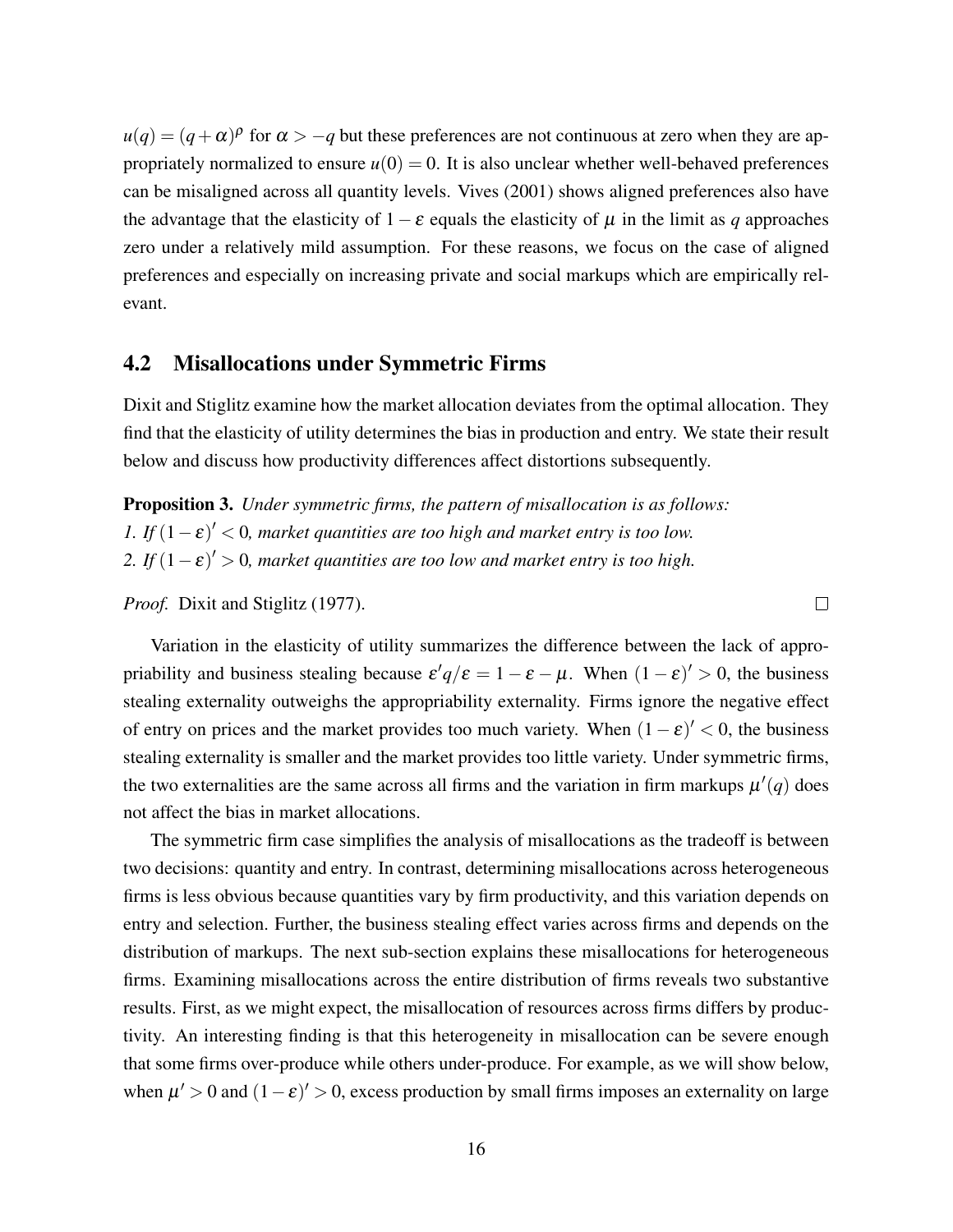$u(q) = (q + \alpha)^{\rho}$ for $\alpha > -q$ but these preferences are not continuous at zero when they are appropriately normalized to ensure $u(0) = 0$. It is also unclear whether well-behaved preferences can be misaligned across all quantity levels. Vives (2001) shows aligned preferences also have the advantage that the elasticity of $1 - \varepsilon$ equals the elasticity of $\mu$ in the limit as $q$ approaches zero under a relatively mild assumption. For these reasons, we focus on the case of aligned preferences and especially on increasing private and social markups which are empirically relevant.

## 4.2 Misallocations under Symmetric Firms

Dixit and Stiglitz examine how the market allocation deviates from the optimal allocation. They find that the elasticity of utility determines the bias in production and entry. We state their result below and discuss how productivity differences affect distortions subsequently.

**Proposition 3.** *Under symmetric firms, the pattern of misallocation is as follows:*
*1. If $(1 - \varepsilon)' < 0$, market quantities are too high and market entry is too low.*
*2. If $(1 - \varepsilon)' > 0$, market quantities are too low and market entry is too high.*

*Proof.* Dixit and Stiglitz (1977). □

Variation in the elasticity of utility summarizes the difference between the lack of appropriability and business stealing because $\varepsilon' q / \varepsilon = 1 - \varepsilon - \mu$. When $(1 - \varepsilon)' > 0$, the business stealing externality outweighs the appropriability externality. Firms ignore the negative effect of entry on prices and the market provides too much variety. When $(1 - \varepsilon)' < 0$, the business stealing externality is smaller and the market provides too little variety. Under symmetric firms, the two externalities are the same across all firms and the variation in firm markups $\mu'(q)$ does not affect the bias in market allocations.

The symmetric firm case simplifies the analysis of misallocations as the tradeoff is between two decisions: quantity and entry. In contrast, determining misallocations across heterogeneous firms is less obvious because quantities vary by firm productivity, and this variation depends on entry and selection. Further, the business stealing effect varies across firms and depends on the distribution of markups. The next sub-section explains these misallocations for heterogeneous firms. Examining misallocations across the entire distribution of firms reveals two substantive results. First, as we might expect, the misallocation of resources across firms differs by productivity. An interesting finding is that this heterogeneity in misallocation can be severe enough that some firms over-produce while others under-produce. For example, as we will show below, when $\mu' > 0$ and $(1 - \varepsilon)' > 0$, excess production by small firms imposes an externality on large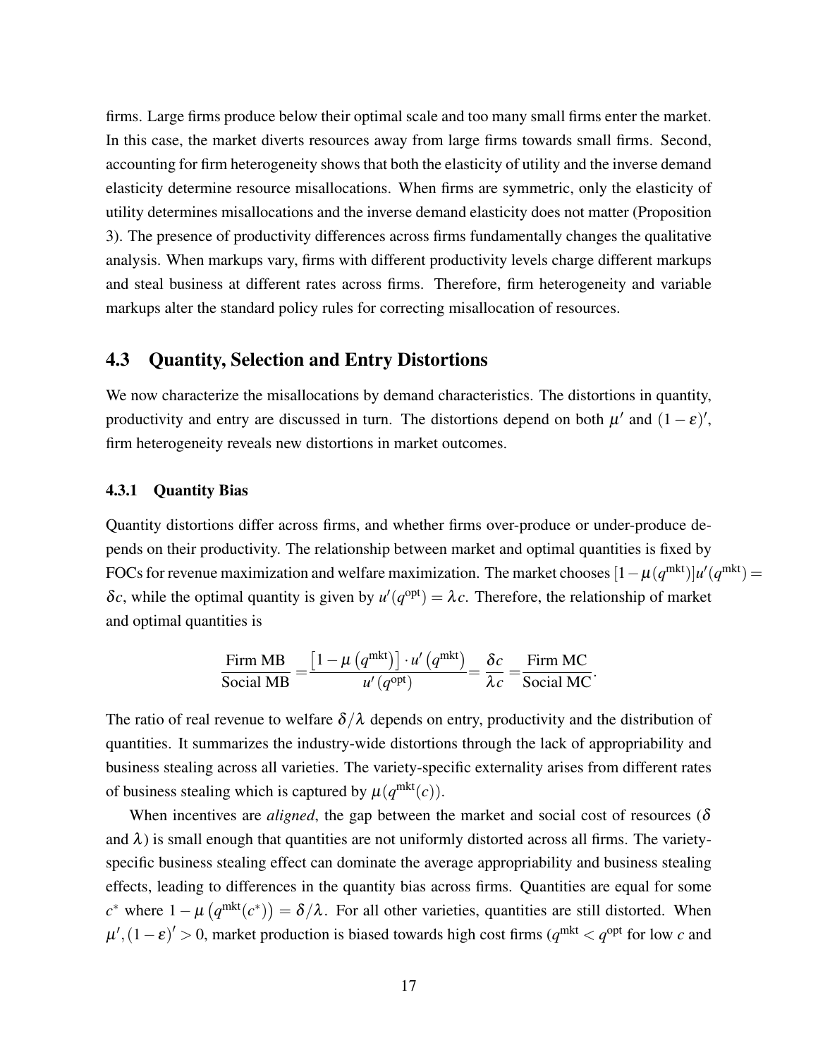firms. Large firms produce below their optimal scale and too many small firms enter the market. In this case, the market diverts resources away from large firms towards small firms. Second, accounting for firm heterogeneity shows that both the elasticity of utility and the inverse demand elasticity determine resource misallocations. When firms are symmetric, only the elasticity of utility determines misallocations and the inverse demand elasticity does not matter (Proposition 3). The presence of productivity differences across firms fundamentally changes the qualitative analysis. When markups vary, firms with different productivity levels charge different markups and steal business at different rates across firms. Therefore, firm heterogeneity and variable markups alter the standard policy rules for correcting misallocation of resources.

## 4.3 Quantity, Selection and Entry Distortions

We now characterize the misallocations by demand characteristics. The distortions in quantity, productivity and entry are discussed in turn. The distortions depend on both $\mu'$ and $(1-\varepsilon)'$, firm heterogeneity reveals new distortions in market outcomes.

### 4.3.1 Quantity Bias

Quantity distortions differ across firms, and whether firms over-produce or under-produce depends on their productivity. The relationship between market and optimal quantities is fixed by FOCs for revenue maximization and welfare maximization. The market chooses $[1-\mu(q^{\text{mkt}})]u'(q^{\text{mkt}}) = \delta c$, while the optimal quantity is given by $u'(q^{\text{opt}}) = \lambda c$. Therefore, the relationship of market and optimal quantities is

$$\frac{\text{Firm MB}}{\text{Social MB}} = \frac{\left[1-\mu\left(q^{\text{mkt}}\right)\right] \cdot u'\left(q^{\text{mkt}}\right)}{u'\left(q^{\text{opt}}\right)} = \frac{\delta c}{\lambda c} = \frac{\text{Firm MC}}{\text{Social MC}}.$$

The ratio of real revenue to welfare $\delta/\lambda$ depends on entry, productivity and the distribution of quantities. It summarizes the industry-wide distortions through the lack of appropriability and business stealing across all varieties. The variety-specific externality arises from different rates of business stealing which is captured by $\mu(q^{\text{mkt}}(c))$.

When incentives are *aligned*, the gap between the market and social cost of resources ($\delta$ and $\lambda$) is small enough that quantities are not uniformly distorted across all firms. The variety-specific business stealing effect can dominate the average appropriability and business stealing effects, leading to differences in the quantity bias across firms. Quantities are equal for some $c^*$ where $1-\mu\left(q^{\text{mkt}}(c^*)\right) = \delta/\lambda$. For all other varieties, quantities are still distorted. When $\mu', (1-\varepsilon)' > 0$, market production is biased towards high cost firms ($q^{\text{mkt}} < q^{\text{opt}}$ for low $c$ and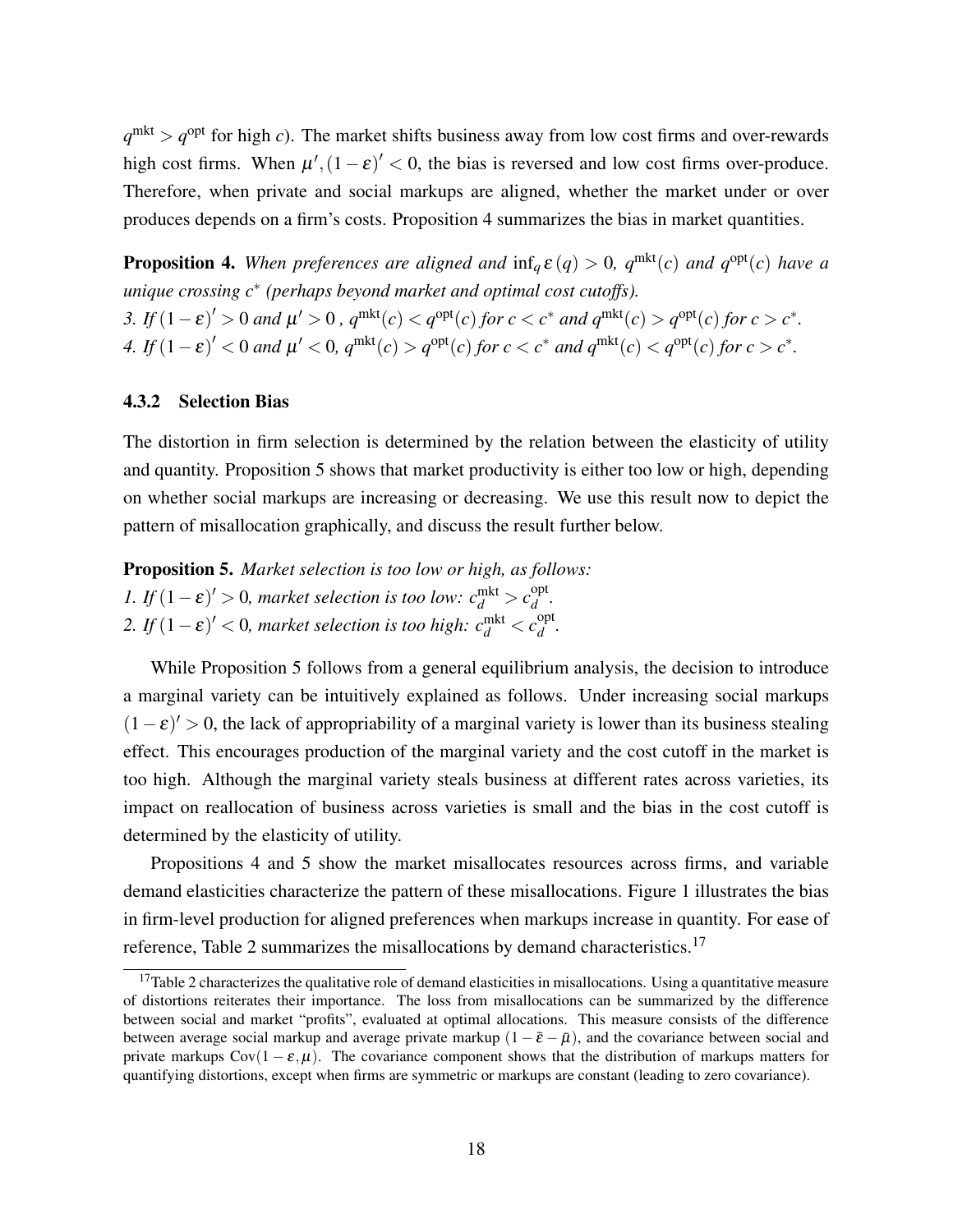$q^{\text{mkt}} > q^{\text{opt}}$ for high $c$). The market shifts business away from low cost firms and over-rewards high cost firms. When $\mu', (1-\varepsilon)' < 0$, the bias is reversed and low cost firms over-produce. Therefore, when private and social markups are aligned, whether the market under or over produces depends on a firm's costs. Proposition 4 summarizes the bias in market quantities.

**Proposition 4.** *When preferences are aligned and $\inf_q \varepsilon(q) > 0$, $q^{\text{mkt}}(c)$ and $q^{\text{opt}}(c)$ have a unique crossing $c^*$ (perhaps beyond market and optimal cost cutoffs).*

*3. If $(1-\varepsilon)' > 0$ and $\mu' > 0$, $q^{\text{mkt}}(c) < q^{\text{opt}}(c)$ for $c < c^*$ and $q^{\text{mkt}}(c) > q^{\text{opt}}(c)$ for $c > c^*$.*

*4. If $(1-\varepsilon)' < 0$ and $\mu' < 0$, $q^{\text{mkt}}(c) > q^{\text{opt}}(c)$ for $c < c^*$ and $q^{\text{mkt}}(c) < q^{\text{opt}}(c)$ for $c > c^*$.*

### 4.3.2 Selection Bias

The distortion in firm selection is determined by the relation between the elasticity of utility and quantity. Proposition 5 shows that market productivity is either too low or high, depending on whether social markups are increasing or decreasing. We use this result now to depict the pattern of misallocation graphically, and discuss the result further below.

**Proposition 5.** *Market selection is too low or high, as follows:*

*1. If $(1-\varepsilon)' > 0$, market selection is too low: $c_d^{\text{mkt}} > c_d^{\text{opt}}$.*

*2. If $(1-\varepsilon)' < 0$, market selection is too high: $c_d^{\text{mkt}} < c_d^{\text{opt}}$.*

While Proposition 5 follows from a general equilibrium analysis, the decision to introduce a marginal variety can be intuitively explained as follows. Under increasing social markups $(1-\varepsilon)' > 0$, the lack of appropriability of a marginal variety is lower than its business stealing effect. This encourages production of the marginal variety and the cost cutoff in the market is too high. Although the marginal variety steals business at different rates across varieties, its impact on reallocation of business across varieties is small and the bias in the cost cutoff is determined by the elasticity of utility.

Propositions 4 and 5 show the market misallocates resources across firms, and variable demand elasticities characterize the pattern of these misallocations. Figure 1 illustrates the bias in firm-level production for aligned preferences when markups increase in quantity. For ease of reference, Table 2 summarizes the misallocations by demand characteristics.[17]

[17] Table 2 characterizes the qualitative role of demand elasticities in misallocations. Using a quantitative measure of distortions reiterates their importance. The loss from misallocations can be summarized by the difference between social and market "profits", evaluated at optimal allocations. This measure consists of the difference between average social markup and average private markup $(1-\bar{\varepsilon}-\bar{\mu})$, and the covariance between social and private markups $\text{Cov}(1-\varepsilon, \mu)$. The covariance component shows that the distribution of markups matters for quantifying distortions, except when firms are symmetric or markups are constant (leading to zero covariance).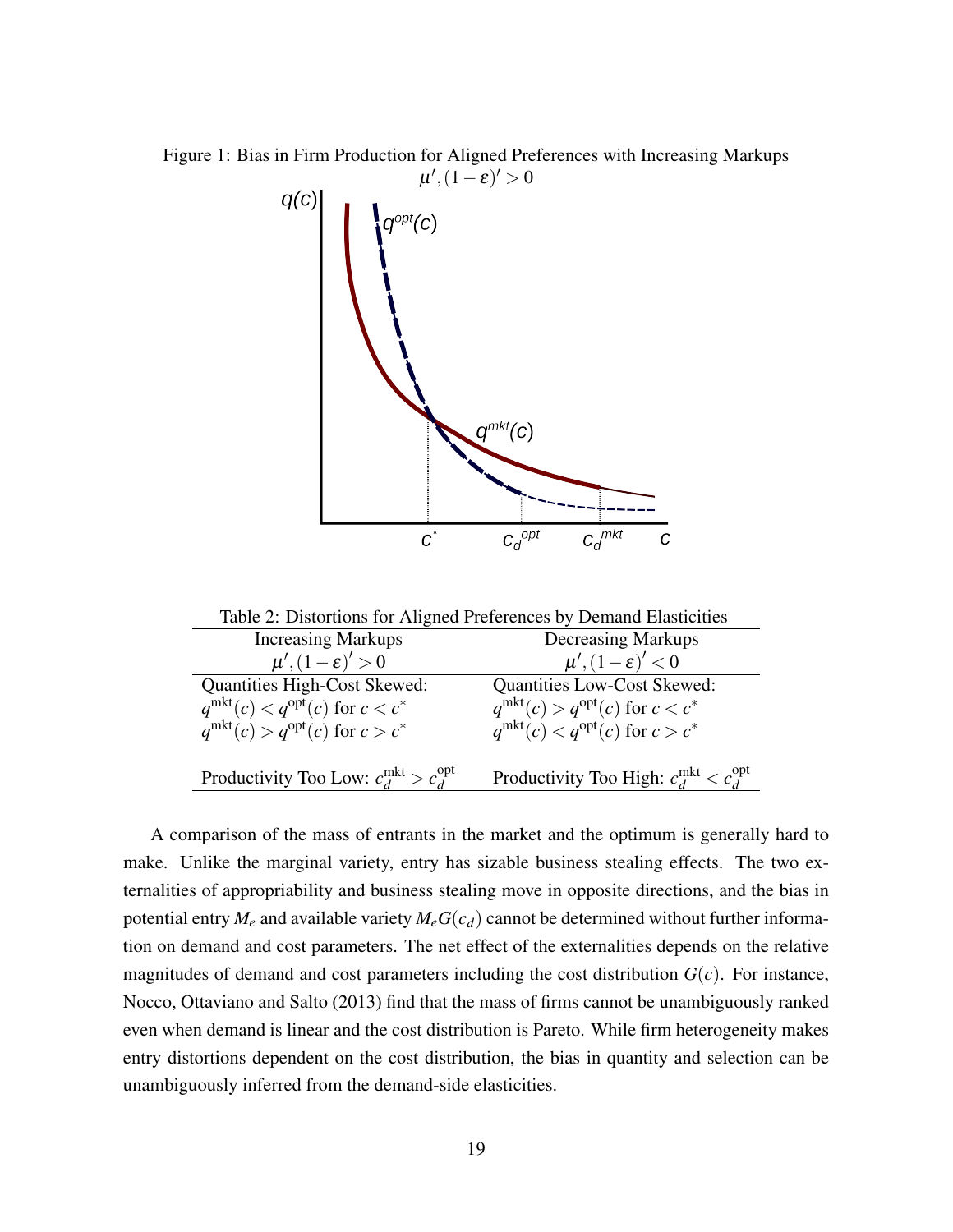Figure 1: Bias in Firm Production for Aligned Preferences with Increasing Markups $\mu', (1-\varepsilon)' > 0$

Table 2: Distortions for Aligned Preferences by Demand Elasticities

| Increasing Markups $\mu', (1-\varepsilon)' > 0$ | Decreasing Markups $\mu', (1-\varepsilon)' < 0$ |
|---|---|
| Quantities High-Cost Skewed: | Quantities Low-Cost Skewed: |
| $q^{\text{mkt}}(c) < q^{\text{opt}}(c)$ for $c < c^*$ | $q^{\text{mkt}}(c) > q^{\text{opt}}(c)$ for $c < c^*$ |
| $q^{\text{mkt}}(c) > q^{\text{opt}}(c)$ for $c > c^*$ | $q^{\text{mkt}}(c) < q^{\text{opt}}(c)$ for $c > c^*$ |
| Productivity Too Low: $c_d^{\text{mkt}} > c_d^{\text{opt}}$ | Productivity Too High: $c_d^{\text{mkt}} < c_d^{\text{opt}}$ |

A comparison of the mass of entrants in the market and the optimum is generally hard to make. Unlike the marginal variety, entry has sizable business stealing effects. The two externalities of appropriability and business stealing move in opposite directions, and the bias in potential entry $M_e$ and available variety $M_e G(c_d)$ cannot be determined without further information on demand and cost parameters. The net effect of the externalities depends on the relative magnitudes of demand and cost parameters including the cost distribution $G(c)$. For instance, Nocco, Ottaviano and Salto (2013) find that the mass of firms cannot be unambiguously ranked even when demand is linear and the cost distribution is Pareto. While firm heterogeneity makes entry distortions dependent on the cost distribution, the bias in quantity and selection can be unambiguously inferred from the demand-side elasticities.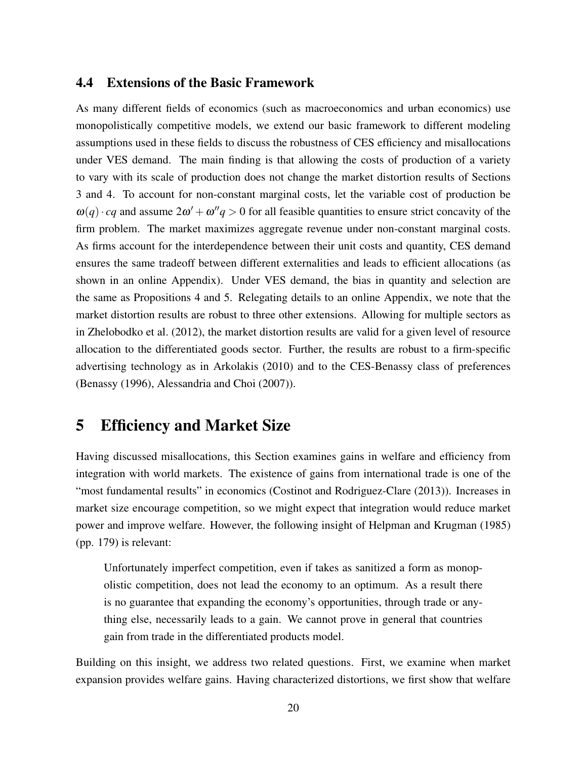### 4.4 Extensions of the Basic Framework

As many different fields of economics (such as macroeconomics and urban economics) use monopolistically competitive models, we extend our basic framework to different modeling assumptions used in these fields to discuss the robustness of CES efficiency and misallocations under VES demand. The main finding is that allowing the costs of production of a variety to vary with its scale of production does not change the market distortion results of Sections 3 and 4. To account for non-constant marginal costs, let the variable cost of production be $\omega(q) \cdot cq$ and assume $2\omega' + \omega'' q > 0$ for all feasible quantities to ensure strict concavity of the firm problem. The market maximizes aggregate revenue under non-constant marginal costs. As firms account for the interdependence between their unit costs and quantity, CES demand ensures the same tradeoff between different externalities and leads to efficient allocations (as shown in an online Appendix). Under VES demand, the bias in quantity and selection are the same as Propositions 4 and 5. Relegating details to an online Appendix, we note that the market distortion results are robust to three other extensions. Allowing for multiple sectors as in Zhelobodko et al. (2012), the market distortion results are valid for a given level of resource allocation to the differentiated goods sector. Further, the results are robust to a firm-specific advertising technology as in Arkolakis (2010) and to the CES-Benassy class of preferences (Benassy (1996), Alessandria and Choi (2007)).

## 5 Efficiency and Market Size

Having discussed misallocations, this Section examines gains in welfare and efficiency from integration with world markets. The existence of gains from international trade is one of the "most fundamental results" in economics (Costinot and Rodriguez-Clare (2013)). Increases in market size encourage competition, so we might expect that integration would reduce market power and improve welfare. However, the following insight of Helpman and Krugman (1985) (pp. 179) is relevant:

> Unfortunately imperfect competition, even if takes as sanitized a form as monopolistic competition, does not lead the economy to an optimum. As a result there is no guarantee that expanding the economy's opportunities, through trade or anything else, necessarily leads to a gain. We cannot prove in general that countries gain from trade in the differentiated products model.

Building on this insight, we address two related questions. First, we examine when market expansion provides welfare gains. Having characterized distortions, we first show that welfare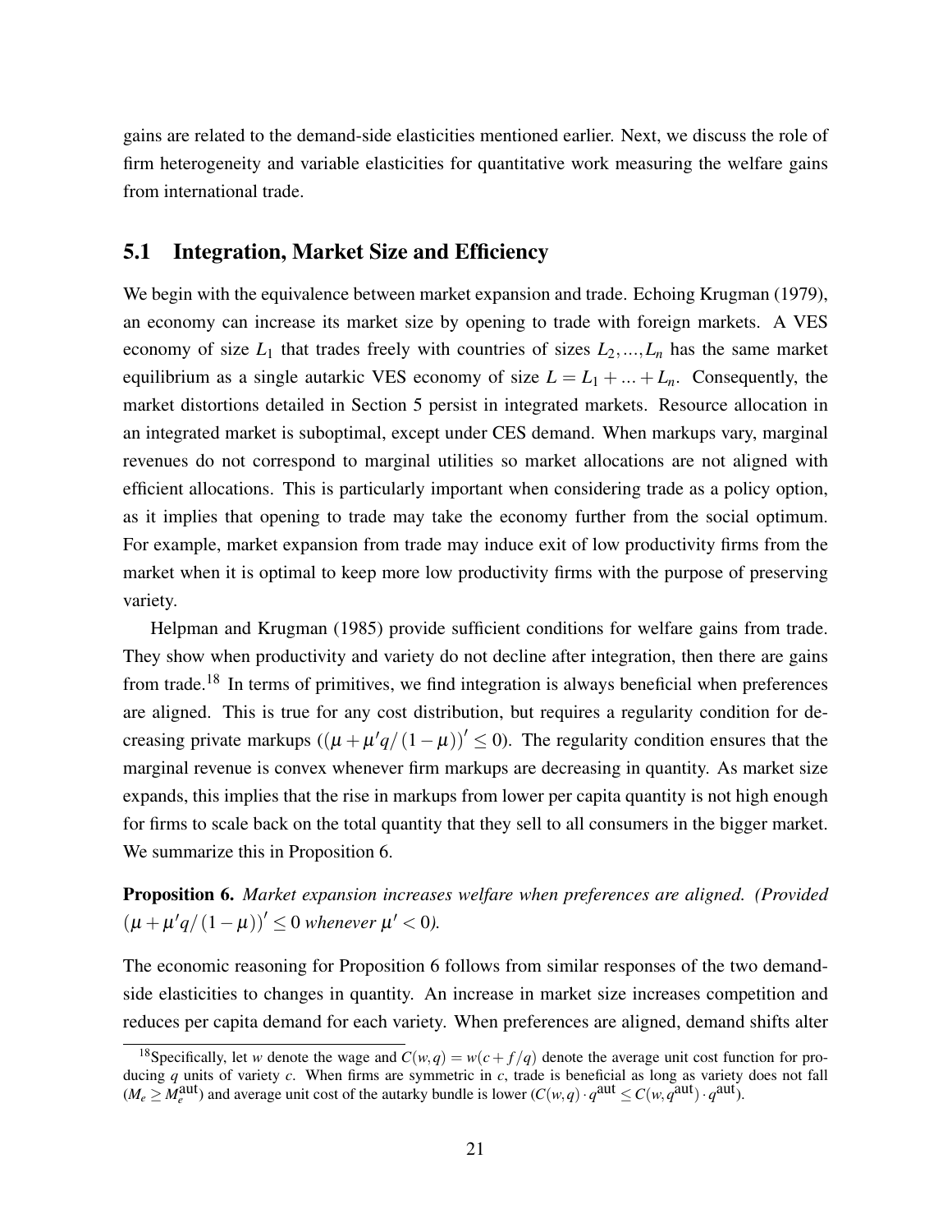gains are related to the demand-side elasticities mentioned earlier. Next, we discuss the role of firm heterogeneity and variable elasticities for quantitative work measuring the welfare gains from international trade.

## 5.1 Integration, Market Size and Efficiency

We begin with the equivalence between market expansion and trade. Echoing Krugman (1979), an economy can increase its market size by opening to trade with foreign markets. A VES economy of size $L_1$ that trades freely with countries of sizes $L_2, \ldots, L_n$ has the same market equilibrium as a single autarkic VES economy of size $L = L_1 + \ldots + L_n$. Consequently, the market distortions detailed in Section 5 persist in integrated markets. Resource allocation in an integrated market is suboptimal, except under CES demand. When markups vary, marginal revenues do not correspond to marginal utilities so market allocations are not aligned with efficient allocations. This is particularly important when considering trade as a policy option, as it implies that opening to trade may take the economy further from the social optimum. For example, market expansion from trade may induce exit of low productivity firms from the market when it is optimal to keep more low productivity firms with the purpose of preserving variety.

Helpman and Krugman (1985) provide sufficient conditions for welfare gains from trade. They show when productivity and variety do not decline after integration, then there are gains from trade.[18] In terms of primitives, we find integration is always beneficial when preferences are aligned. This is true for any cost distribution, but requires a regularity condition for decreasing private markups ($(\mu + \mu' q/(1-\mu))' \leq 0$). The regularity condition ensures that the marginal revenue is convex whenever firm markups are decreasing in quantity. As market size expands, this implies that the rise in markups from lower per capita quantity is not high enough for firms to scale back on the total quantity that they sell to all consumers in the bigger market. We summarize this in Proposition 6.

**Proposition 6.** *Market expansion increases welfare when preferences are aligned. (Provided $(\mu + \mu' q/(1-\mu))' \leq 0$ whenever $\mu' < 0$).*

The economic reasoning for Proposition 6 follows from similar responses of the two demand-side elasticities to changes in quantity. An increase in market size increases competition and reduces per capita demand for each variety. When preferences are aligned, demand shifts alter

[18] Specifically, let $w$ denote the wage and $C(w,q) = w(c + f/q)$ denote the average unit cost function for producing $q$ units of variety $c$. When firms are symmetric in $c$, trade is beneficial as long as variety does not fall ($M_e \geq M_e^{\text{aut}}$) and average unit cost of the autarky bundle is lower ($C(w,q) \cdot q^{\text{aut}} \leq C(w, q^{\text{aut}}) \cdot q^{\text{aut}}$).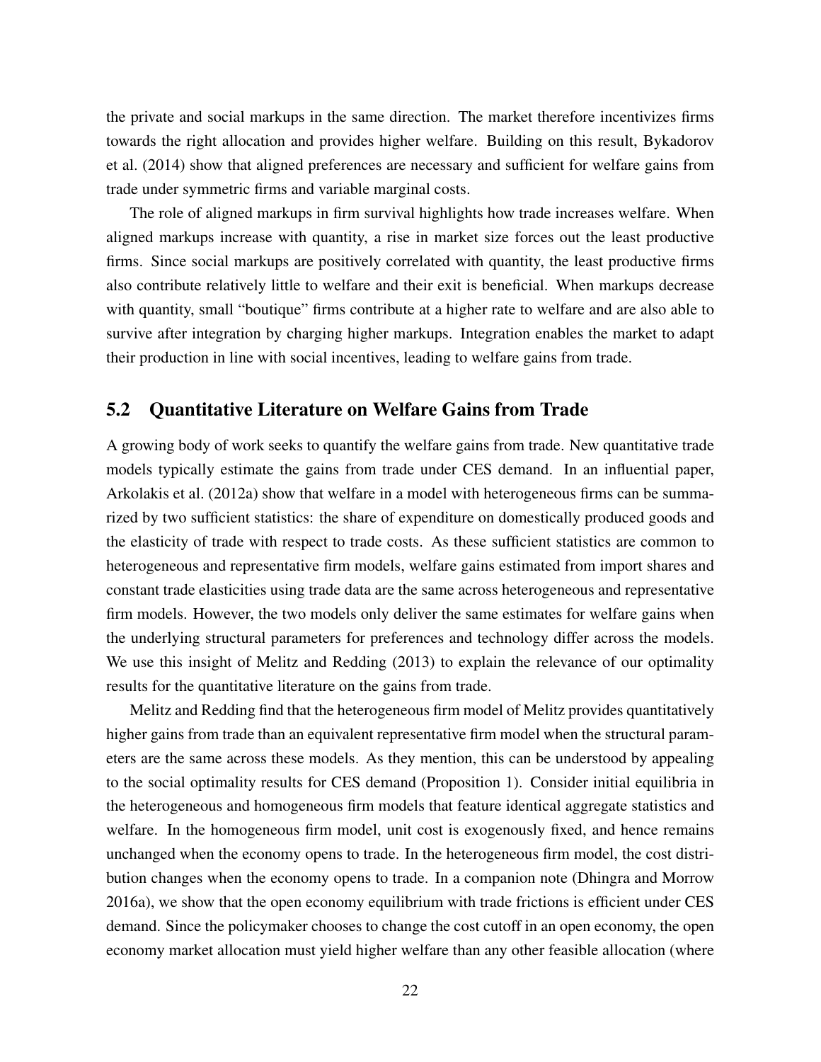the private and social markups in the same direction. The market therefore incentivizes firms towards the right allocation and provides higher welfare. Building on this result, Bykadorov et al. (2014) show that aligned preferences are necessary and sufficient for welfare gains from trade under symmetric firms and variable marginal costs.

The role of aligned markups in firm survival highlights how trade increases welfare. When aligned markups increase with quantity, a rise in market size forces out the least productive firms. Since social markups are positively correlated with quantity, the least productive firms also contribute relatively little to welfare and their exit is beneficial. When markups decrease with quantity, small "boutique" firms contribute at a higher rate to welfare and are also able to survive after integration by charging higher markups. Integration enables the market to adapt their production in line with social incentives, leading to welfare gains from trade.

## 5.2 Quantitative Literature on Welfare Gains from Trade

A growing body of work seeks to quantify the welfare gains from trade. New quantitative trade models typically estimate the gains from trade under CES demand. In an influential paper, Arkolakis et al. (2012a) show that welfare in a model with heterogeneous firms can be summarized by two sufficient statistics: the share of expenditure on domestically produced goods and the elasticity of trade with respect to trade costs. As these sufficient statistics are common to heterogeneous and representative firm models, welfare gains estimated from import shares and constant trade elasticities using trade data are the same across heterogeneous and representative firm models. However, the two models only deliver the same estimates for welfare gains when the underlying structural parameters for preferences and technology differ across the models. We use this insight of Melitz and Redding (2013) to explain the relevance of our optimality results for the quantitative literature on the gains from trade.

Melitz and Redding find that the heterogeneous firm model of Melitz provides quantitatively higher gains from trade than an equivalent representative firm model when the structural parameters are the same across these models. As they mention, this can be understood by appealing to the social optimality results for CES demand (Proposition 1). Consider initial equilibria in the heterogeneous and homogeneous firm models that feature identical aggregate statistics and welfare. In the homogeneous firm model, unit cost is exogenously fixed, and hence remains unchanged when the economy opens to trade. In the heterogeneous firm model, the cost distribution changes when the economy opens to trade. In a companion note (Dhingra and Morrow 2016a), we show that the open economy equilibrium with trade frictions is efficient under CES demand. Since the policymaker chooses to change the cost cutoff in an open economy, the open economy market allocation must yield higher welfare than any other feasible allocation (where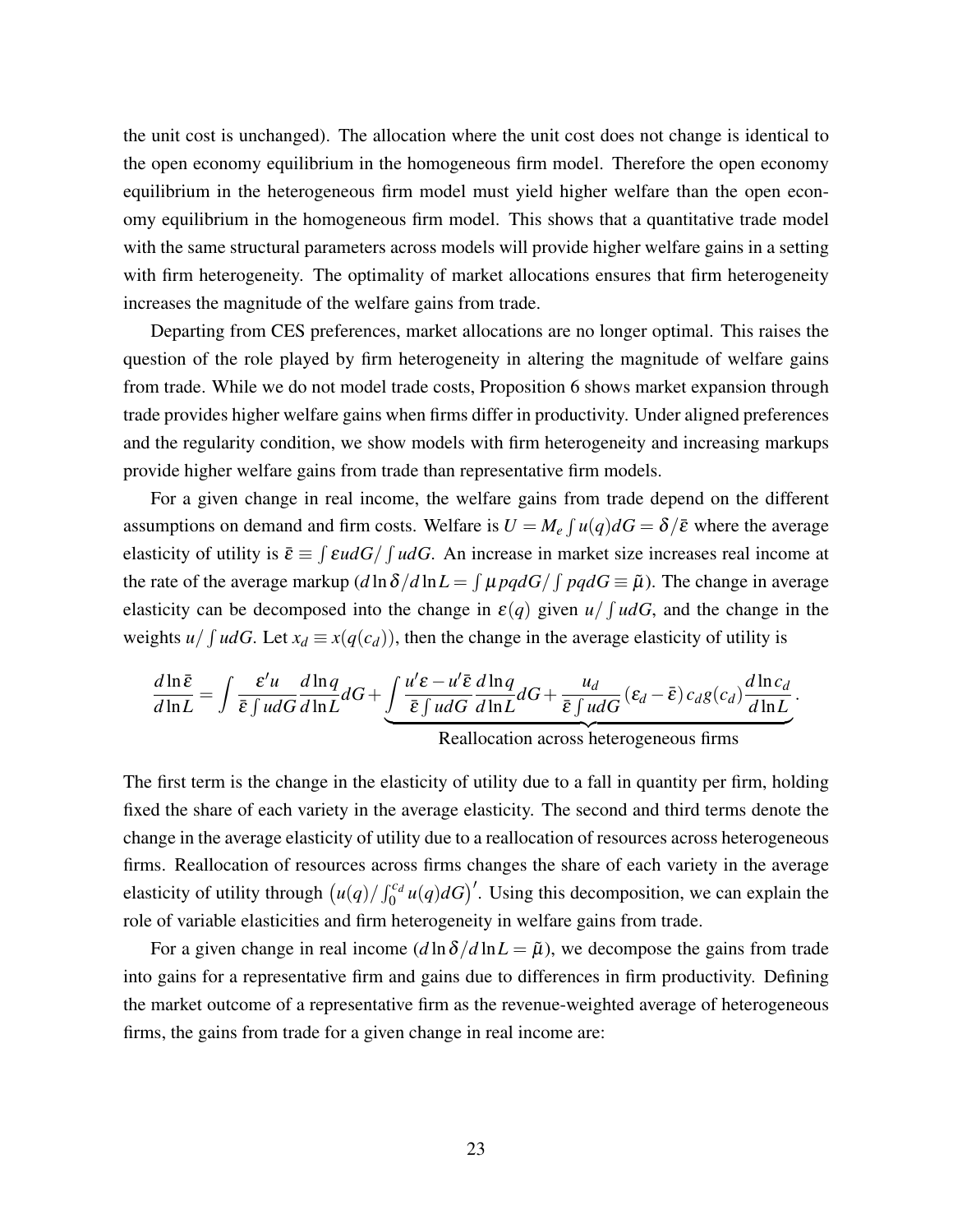the unit cost is unchanged). The allocation where the unit cost does not change is identical to the open economy equilibrium in the homogeneous firm model. Therefore the open economy equilibrium in the heterogeneous firm model must yield higher welfare than the open economy equilibrium in the homogeneous firm model. This shows that a quantitative trade model with the same structural parameters across models will provide higher welfare gains in a setting with firm heterogeneity. The optimality of market allocations ensures that firm heterogeneity increases the magnitude of the welfare gains from trade.

Departing from CES preferences, market allocations are no longer optimal. This raises the question of the role played by firm heterogeneity in altering the magnitude of welfare gains from trade. While we do not model trade costs, Proposition 6 shows market expansion through trade provides higher welfare gains when firms differ in productivity. Under aligned preferences and the regularity condition, we show models with firm heterogeneity and increasing markups provide higher welfare gains from trade than representative firm models.

For a given change in real income, the welfare gains from trade depend on the different assumptions on demand and firm costs. Welfare is $U = M_e \int u(q)dG = \delta/\bar{\varepsilon}$ where the average elasticity of utility is $\bar{\varepsilon} \equiv \int \varepsilon u dG / \int u dG$. An increase in market size increases real income at the rate of the average markup ($d\ln\delta/d\ln L = \int \mu pq dG / \int pq dG \equiv \tilde{\mu}$). The change in average elasticity can be decomposed into the change in $\varepsilon(q)$ given $u/\int u dG$, and the change in the weights $u/\int u dG$. Let $x_d \equiv x(q(c_d))$, then the change in the average elasticity of utility is

$$\frac{d\ln\bar{\varepsilon}}{d\ln L} = \int \frac{\varepsilon' u}{\bar{\varepsilon}\int u dG}\frac{d\ln q}{d\ln L}dG + \underbrace{\int \frac{u'\varepsilon - u'\bar{\varepsilon}}{\bar{\varepsilon}\int u dG}\frac{d\ln q}{d\ln L}dG + \frac{u_d}{\bar{\varepsilon}\int u dG}\left(\varepsilon_d - \bar{\varepsilon}\right)c_d g(c_d)\frac{d\ln c_d}{d\ln L}}_{\text{Reallocation across heterogeneous firms}}.$$

The first term is the change in the elasticity of utility due to a fall in quantity per firm, holding fixed the share of each variety in the average elasticity. The second and third terms denote the change in the average elasticity of utility due to a reallocation of resources across heterogeneous firms. Reallocation of resources across firms changes the share of each variety in the average elasticity of utility through $\left(u(q)/\int_0^{c_d} u(q)dG\right)'$. Using this decomposition, we can explain the role of variable elasticities and firm heterogeneity in welfare gains from trade.

For a given change in real income ($d\ln\delta/d\ln L = \tilde{\mu}$), we decompose the gains from trade into gains for a representative firm and gains due to differences in firm productivity. Defining the market outcome of a representative firm as the revenue-weighted average of heterogeneous firms, the gains from trade for a given change in real income are: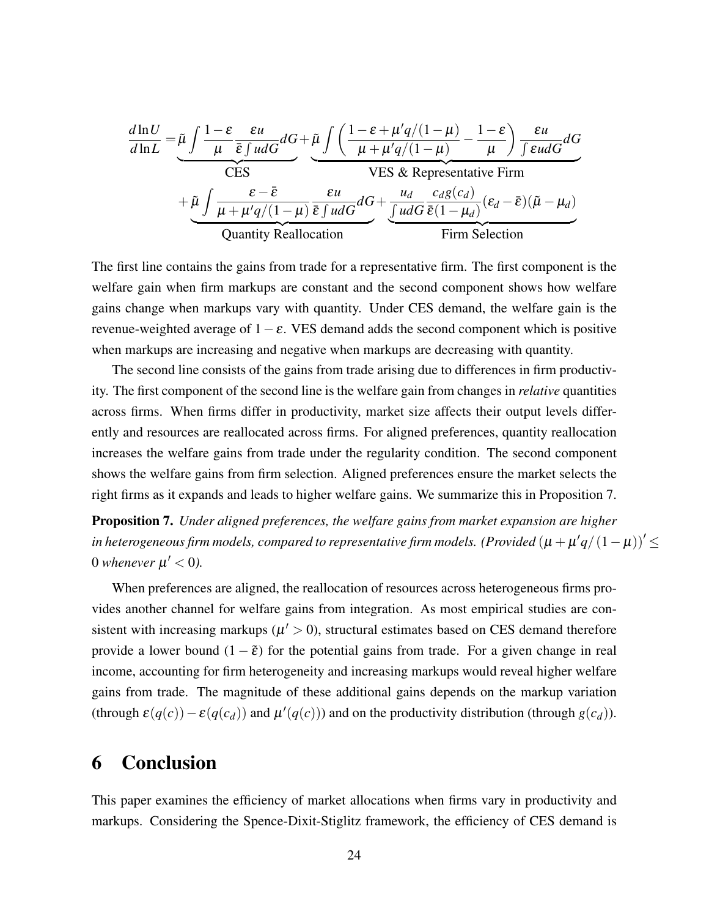$$
\begin{aligned}
\frac{d\ln U}{d\ln L} =& \underbrace{\tilde{\mu}\int \frac{1-\varepsilon}{\mu}\frac{\varepsilon u}{\bar{\varepsilon}\int u dG} dG}_{\text{CES}} + \underbrace{\tilde{\mu}\int \left(\frac{1-\varepsilon+\mu' q/(1-\mu)}{\mu+\mu' q/(1-\mu)} - \frac{1-\varepsilon}{\mu}\right)\frac{\varepsilon u}{\int \varepsilon u dG} dG}_{\text{VES \& Representative Firm}} \\
&+ \underbrace{\tilde{\mu}\int \frac{\varepsilon-\bar{\varepsilon}}{\mu+\mu' q/(1-\mu)}\frac{\varepsilon u}{\bar{\varepsilon}\int u dG} dG}_{\text{Quantity Reallocation}} + \underbrace{\frac{u_d}{\int u dG}\frac{c_d g(c_d)}{\bar{\varepsilon}(1-\mu_d)}(\varepsilon_d-\bar{\varepsilon})(\tilde{\mu}-\mu_d)}_{\text{Firm Selection}}
\end{aligned}
$$

The first line contains the gains from trade for a representative firm. The first component is the welfare gain when firm markups are constant and the second component shows how welfare gains change when markups vary with quantity. Under CES demand, the welfare gain is the revenue-weighted average of $1-\varepsilon$. VES demand adds the second component which is positive when markups are increasing and negative when markups are decreasing with quantity.

The second line consists of the gains from trade arising due to differences in firm productivity. The first component of the second line is the welfare gain from changes in *relative* quantities across firms. When firms differ in productivity, market size affects their output levels differently and resources are reallocated across firms. For aligned preferences, quantity reallocation increases the welfare gains from trade under the regularity condition. The second component shows the welfare gains from firm selection. Aligned preferences ensure the market selects the right firms as it expands and leads to higher welfare gains. We summarize this in Proposition 7.

**Proposition 7.** *Under aligned preferences, the welfare gains from market expansion are higher in heterogeneous firm models, compared to representative firm models. (Provided $(\mu+\mu' q/(1-\mu))' \leq 0$ whenever $\mu' < 0$).*

When preferences are aligned, the reallocation of resources across heterogeneous firms provides another channel for welfare gains from integration. As most empirical studies are consistent with increasing markups ($\mu' > 0$), structural estimates based on CES demand therefore provide a lower bound $(1-\tilde{\varepsilon})$ for the potential gains from trade. For a given change in real income, accounting for firm heterogeneity and increasing markups would reveal higher welfare gains from trade. The magnitude of these additional gains depends on the markup variation (through $\varepsilon(q(c))-\varepsilon(q(c_d))$ and $\mu'(q(c))$) and on the productivity distribution (through $g(c_d)$).

# 6 Conclusion

This paper examines the efficiency of market allocations when firms vary in productivity and markups. Considering the Spence-Dixit-Stiglitz framework, the efficiency of CES demand is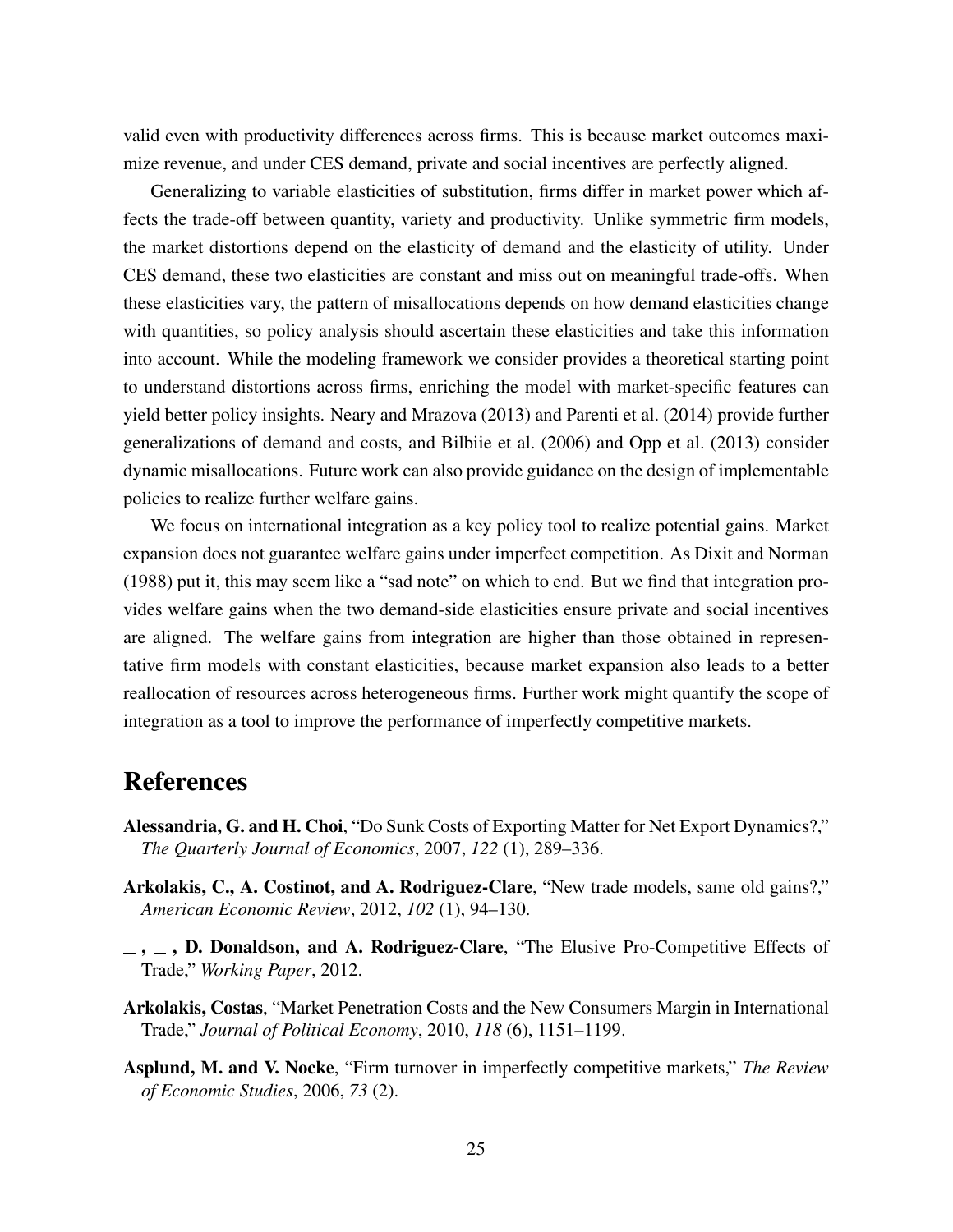valid even with productivity differences across firms. This is because market outcomes maximize revenue, and under CES demand, private and social incentives are perfectly aligned.

Generalizing to variable elasticities of substitution, firms differ in market power which affects the trade-off between quantity, variety and productivity. Unlike symmetric firm models, the market distortions depend on the elasticity of demand and the elasticity of utility. Under CES demand, these two elasticities are constant and miss out on meaningful trade-offs. When these elasticities vary, the pattern of misallocations depends on how demand elasticities change with quantities, so policy analysis should ascertain these elasticities and take this information into account. While the modeling framework we consider provides a theoretical starting point to understand distortions across firms, enriching the model with market-specific features can yield better policy insights. Neary and Mrazova (2013) and Parenti et al. (2014) provide further generalizations of demand and costs, and Bilbiie et al. (2006) and Opp et al. (2013) consider dynamic misallocations. Future work can also provide guidance on the design of implementable policies to realize further welfare gains.

We focus on international integration as a key policy tool to realize potential gains. Market expansion does not guarantee welfare gains under imperfect competition. As Dixit and Norman (1988) put it, this may seem like a "sad note" on which to end. But we find that integration provides welfare gains when the two demand-side elasticities ensure private and social incentives are aligned. The welfare gains from integration are higher than those obtained in representative firm models with constant elasticities, because market expansion also leads to a better reallocation of resources across heterogeneous firms. Further work might quantify the scope of integration as a tool to improve the performance of imperfectly competitive markets.

# References

**Alessandria, G. and H. Choi**, "Do Sunk Costs of Exporting Matter for Net Export Dynamics?," *The Quarterly Journal of Economics*, 2007, *122* (1), 289–336.

**Arkolakis, C., A. Costinot, and A. Rodriguez-Clare**, "New trade models, same old gains?," *American Economic Review*, 2012, *102* (1), 94–130.

**_ , _ , D. Donaldson, and A. Rodriguez-Clare**, "The Elusive Pro-Competitive Effects of Trade," *Working Paper*, 2012.

**Arkolakis, Costas**, "Market Penetration Costs and the New Consumers Margin in International Trade," *Journal of Political Economy*, 2010, *118* (6), 1151–1199.

**Asplund, M. and V. Nocke**, "Firm turnover in imperfectly competitive markets," *The Review of Economic Studies*, 2006, *73* (2).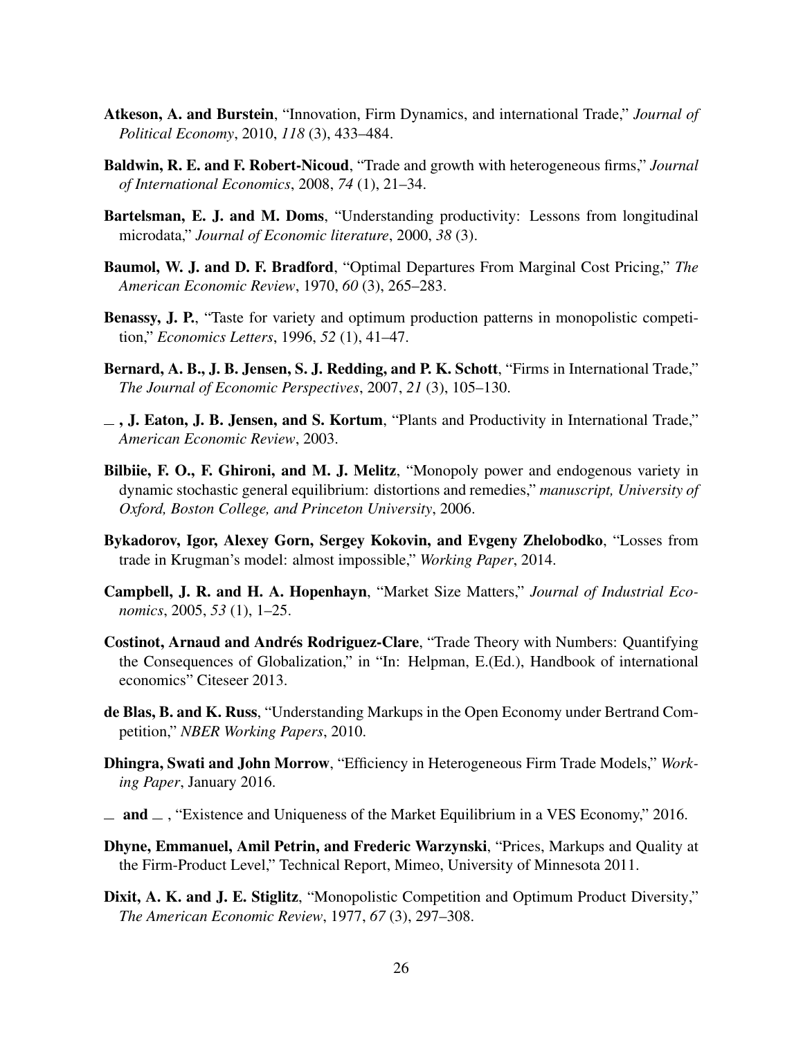**Atkeson, A. and Burstein**, "Innovation, Firm Dynamics, and international Trade," *Journal of Political Economy*, 2010, *118* (3), 433–484.

**Baldwin, R. E. and F. Robert-Nicoud**, "Trade and growth with heterogeneous firms," *Journal of International Economics*, 2008, *74* (1), 21–34.

**Bartelsman, E. J. and M. Doms**, "Understanding productivity: Lessons from longitudinal microdata," *Journal of Economic literature*, 2000, *38* (3).

**Baumol, W. J. and D. F. Bradford**, "Optimal Departures From Marginal Cost Pricing," *The American Economic Review*, 1970, *60* (3), 265–283.

**Benassy, J. P.**, "Taste for variety and optimum production patterns in monopolistic competition," *Economics Letters*, 1996, *52* (1), 41–47.

**Bernard, A. B., J. B. Jensen, S. J. Redding, and P. K. Schott**, "Firms in International Trade," *The Journal of Economic Perspectives*, 2007, *21* (3), 105–130.

**_ , J. Eaton, J. B. Jensen, and S. Kortum**, "Plants and Productivity in International Trade," *American Economic Review*, 2003.

**Bilbiie, F. O., F. Ghironi, and M. J. Melitz**, "Monopoly power and endogenous variety in dynamic stochastic general equilibrium: distortions and remedies," *manuscript, University of Oxford, Boston College, and Princeton University*, 2006.

**Bykadorov, Igor, Alexey Gorn, Sergey Kokovin, and Evgeny Zhelobodko**, "Losses from trade in Krugman's model: almost impossible," *Working Paper*, 2014.

**Campbell, J. R. and H. A. Hopenhayn**, "Market Size Matters," *Journal of Industrial Economics*, 2005, *53* (1), 1–25.

**Costinot, Arnaud and Andrés Rodriguez-Clare**, "Trade Theory with Numbers: Quantifying the Consequences of Globalization," in "In: Helpman, E.(Ed.), Handbook of international economics" Citeseer 2013.

**de Blas, B. and K. Russ**, "Understanding Markups in the Open Economy under Bertrand Competition," *NBER Working Papers*, 2010.

**Dhingra, Swati and John Morrow**, "Efficiency in Heterogeneous Firm Trade Models," *Working Paper*, January 2016.

**_ and _** , "Existence and Uniqueness of the Market Equilibrium in a VES Economy," 2016.

**Dhyne, Emmanuel, Amil Petrin, and Frederic Warzynski**, "Prices, Markups and Quality at the Firm-Product Level," Technical Report, Mimeo, University of Minnesota 2011.

**Dixit, A. K. and J. E. Stiglitz**, "Monopolistic Competition and Optimum Product Diversity," *The American Economic Review*, 1977, *67* (3), 297–308.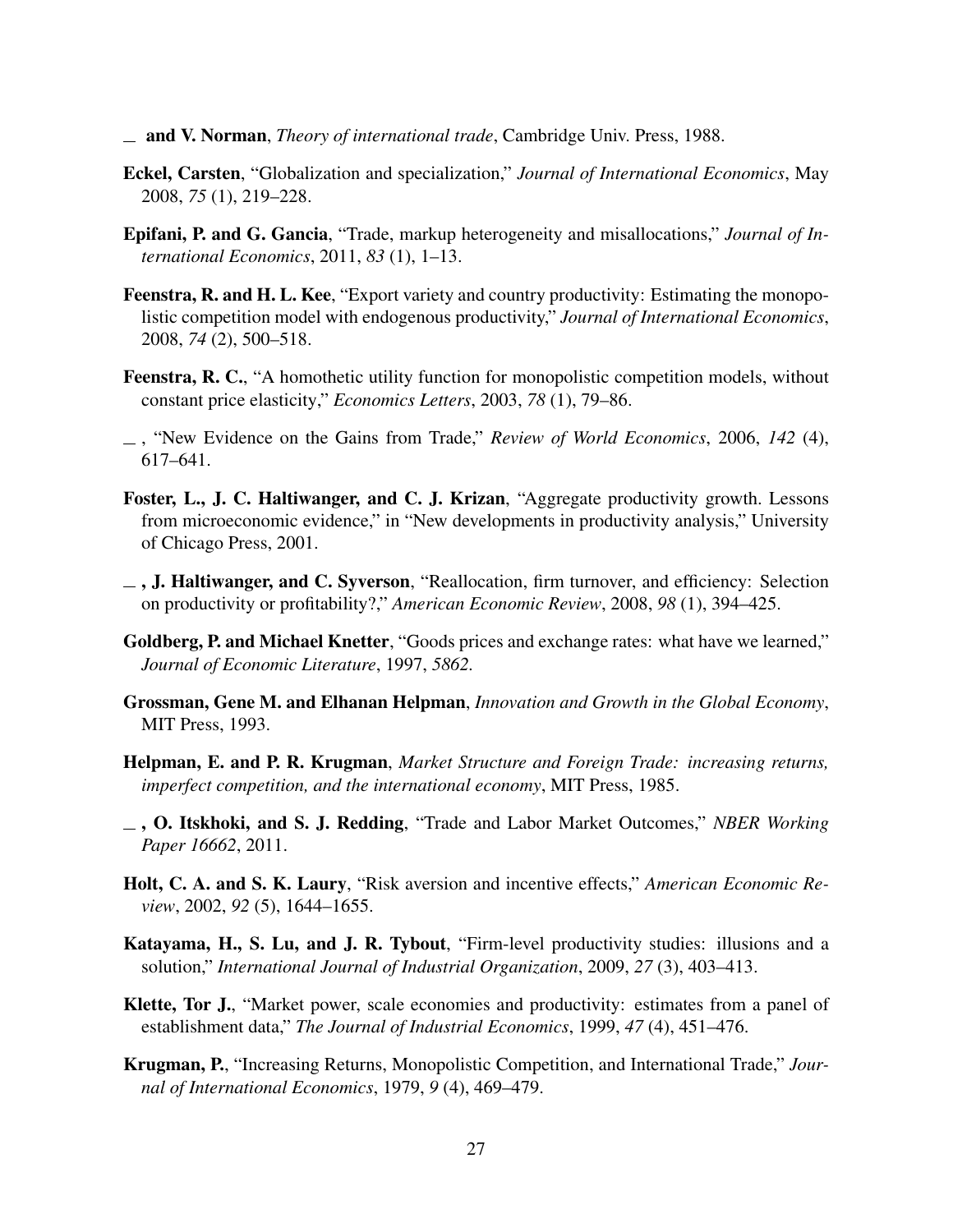— **and V. Norman**, *Theory of international trade*, Cambridge Univ. Press, 1988.

**Eckel, Carsten**, "Globalization and specialization," *Journal of International Economics*, May 2008, *75* (1), 219–228.

**Epifani, P. and G. Gancia**, "Trade, markup heterogeneity and misallocations," *Journal of International Economics*, 2011, *83* (1), 1–13.

**Feenstra, R. and H. L. Kee**, "Export variety and country productivity: Estimating the monopolistic competition model with endogenous productivity," *Journal of International Economics*, 2008, *74* (2), 500–518.

**Feenstra, R. C.**, "A homothetic utility function for monopolistic competition models, without constant price elasticity," *Economics Letters*, 2003, *78* (1), 79–86.

— , "New Evidence on the Gains from Trade," *Review of World Economics*, 2006, *142* (4), 617–641.

**Foster, L., J. C. Haltiwanger, and C. J. Krizan**, "Aggregate productivity growth. Lessons from microeconomic evidence," in "New developments in productivity analysis," University of Chicago Press, 2001.

— **, J. Haltiwanger, and C. Syverson**, "Reallocation, firm turnover, and efficiency: Selection on productivity or profitability?," *American Economic Review*, 2008, *98* (1), 394–425.

**Goldberg, P. and Michael Knetter**, "Goods prices and exchange rates: what have we learned," *Journal of Economic Literature*, 1997, *5862.*

**Grossman, Gene M. and Elhanan Helpman**, *Innovation and Growth in the Global Economy*, MIT Press, 1993.

**Helpman, E. and P. R. Krugman**, *Market Structure and Foreign Trade: increasing returns, imperfect competition, and the international economy*, MIT Press, 1985.

— **, O. Itskhoki, and S. J. Redding**, "Trade and Labor Market Outcomes," *NBER Working Paper 16662*, 2011.

**Holt, C. A. and S. K. Laury**, "Risk aversion and incentive effects," *American Economic Review*, 2002, *92* (5), 1644–1655.

**Katayama, H., S. Lu, and J. R. Tybout**, "Firm-level productivity studies: illusions and a solution," *International Journal of Industrial Organization*, 2009, *27* (3), 403–413.

**Klette, Tor J.**, "Market power, scale economies and productivity: estimates from a panel of establishment data," *The Journal of Industrial Economics*, 1999, *47* (4), 451–476.

**Krugman, P.**, "Increasing Returns, Monopolistic Competition, and International Trade," *Journal of International Economics*, 1979, *9* (4), 469–479.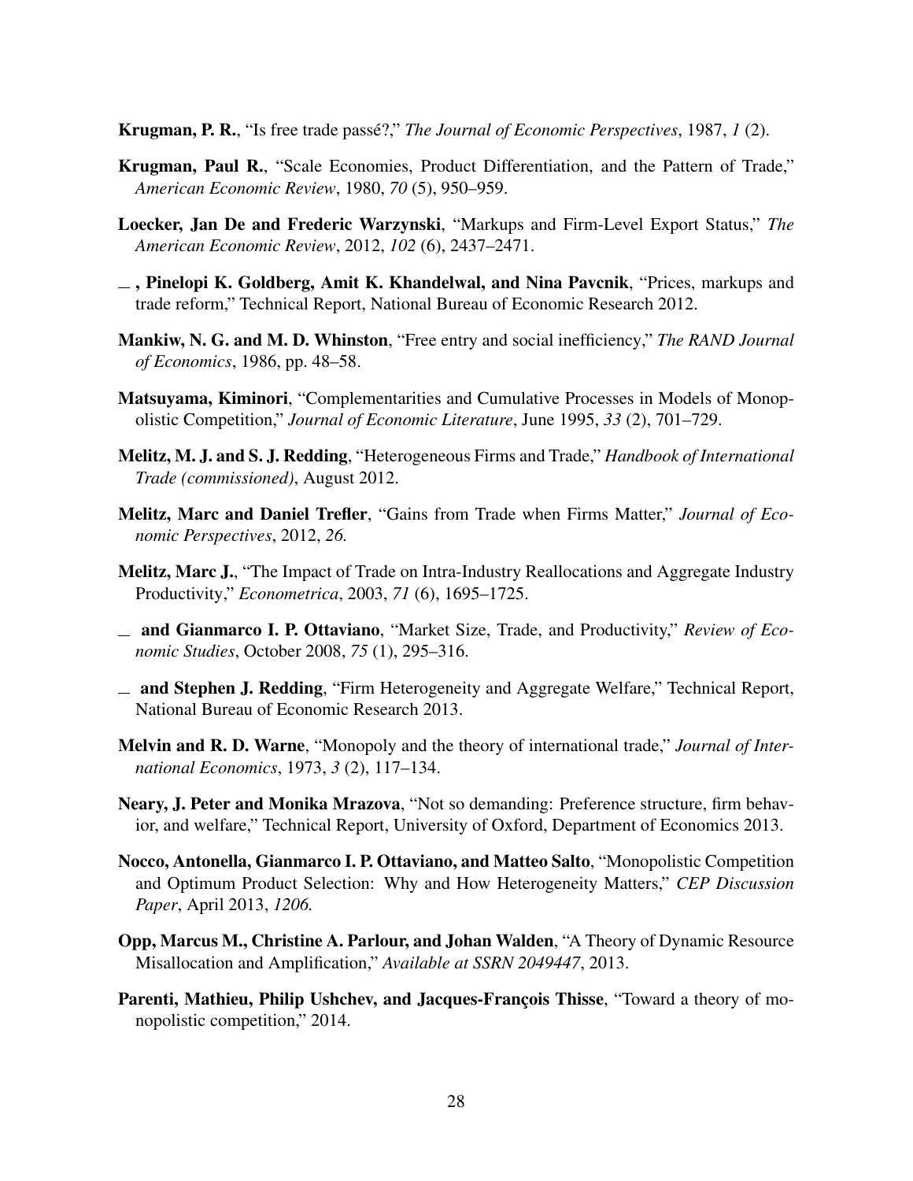**Krugman, P. R.**, "Is free trade passé?," *The Journal of Economic Perspectives*, 1987, *1* (2).

**Krugman, Paul R.**, "Scale Economies, Product Differentiation, and the Pattern of Trade," *American Economic Review*, 1980, *70* (5), 950–959.

**Loecker, Jan De and Frederic Warzynski**, "Markups and Firm-Level Export Status," *The American Economic Review*, 2012, *102* (6), 2437–2471.

**_ , Pinelopi K. Goldberg, Amit K. Khandelwal, and Nina Pavcnik**, "Prices, markups and trade reform," Technical Report, National Bureau of Economic Research 2012.

**Mankiw, N. G. and M. D. Whinston**, "Free entry and social inefficiency," *The RAND Journal of Economics*, 1986, pp. 48–58.

**Matsuyama, Kiminori**, "Complementarities and Cumulative Processes in Models of Monopolistic Competition," *Journal of Economic Literature*, June 1995, *33* (2), 701–729.

**Melitz, M. J. and S. J. Redding**, "Heterogeneous Firms and Trade," *Handbook of International Trade (commissioned)*, August 2012.

**Melitz, Marc and Daniel Trefler**, "Gains from Trade when Firms Matter," *Journal of Economic Perspectives*, 2012, *26.*

**Melitz, Marc J.**, "The Impact of Trade on Intra-Industry Reallocations and Aggregate Industry Productivity," *Econometrica*, 2003, *71* (6), 1695–1725.

**_ and Gianmarco I. P. Ottaviano**, "Market Size, Trade, and Productivity," *Review of Economic Studies*, October 2008, *75* (1), 295–316.

**_ and Stephen J. Redding**, "Firm Heterogeneity and Aggregate Welfare," Technical Report, National Bureau of Economic Research 2013.

**Melvin and R. D. Warne**, "Monopoly and the theory of international trade," *Journal of International Economics*, 1973, *3* (2), 117–134.

**Neary, J. Peter and Monika Mrazova**, "Not so demanding: Preference structure, firm behavior, and welfare," Technical Report, University of Oxford, Department of Economics 2013.

**Nocco, Antonella, Gianmarco I. P. Ottaviano, and Matteo Salto**, "Monopolistic Competition and Optimum Product Selection: Why and How Heterogeneity Matters," *CEP Discussion Paper*, April 2013, *1206.*

**Opp, Marcus M., Christine A. Parlour, and Johan Walden**, "A Theory of Dynamic Resource Misallocation and Amplification," *Available at SSRN 2049447*, 2013.

**Parenti, Mathieu, Philip Ushchev, and Jacques-François Thisse**, "Toward a theory of monopolistic competition," 2014.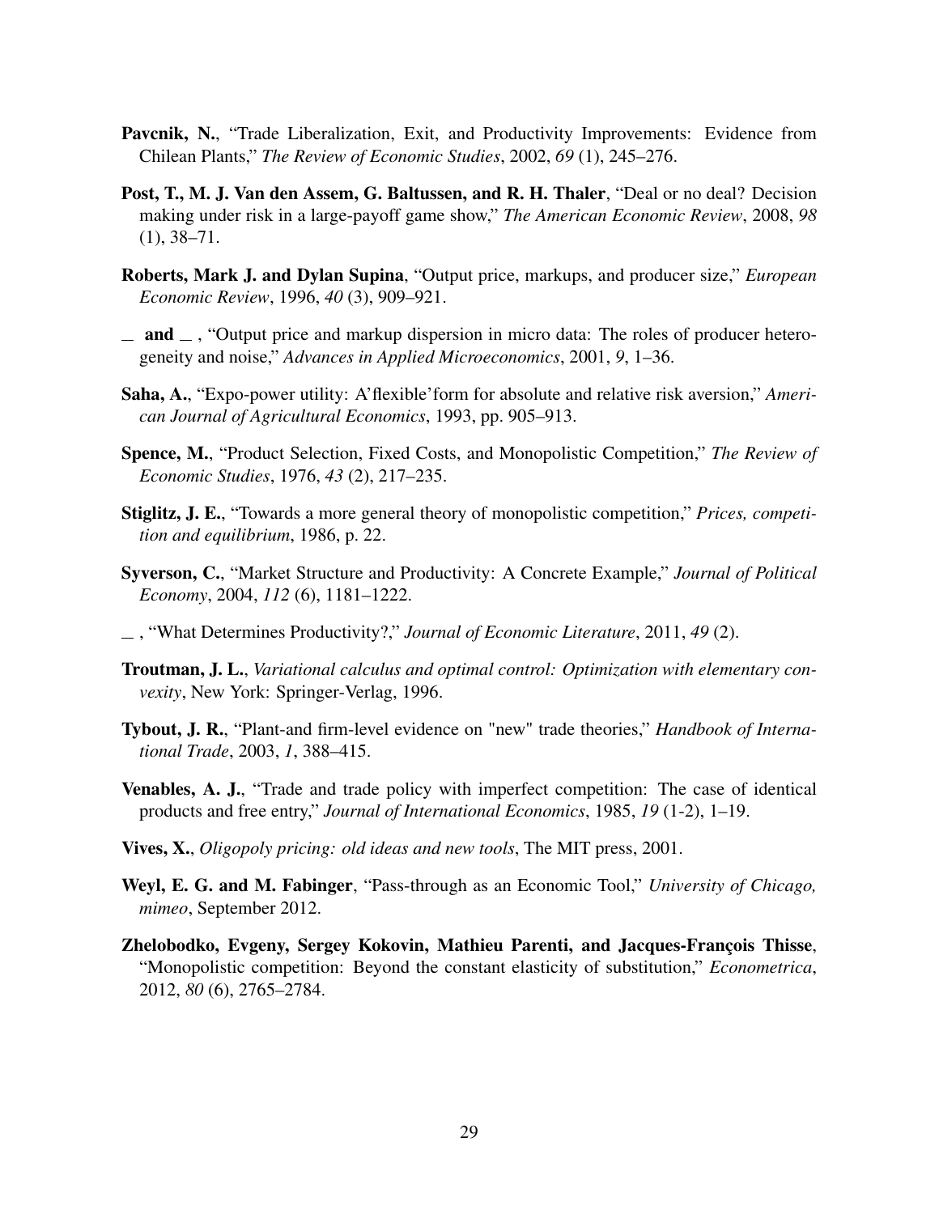**Pavcnik, N.**, "Trade Liberalization, Exit, and Productivity Improvements: Evidence from Chilean Plants," *The Review of Economic Studies*, 2002, *69* (1), 245–276.

**Post, T., M. J. Van den Assem, G. Baltussen, and R. H. Thaler**, "Deal or no deal? Decision making under risk in a large-payoff game show," *The American Economic Review*, 2008, *98* (1), 38–71.

**Roberts, Mark J. and Dylan Supina**, "Output price, markups, and producer size," *European Economic Review*, 1996, *40* (3), 909–921.

__ **and** __ , "Output price and markup dispersion in micro data: The roles of producer heterogeneity and noise," *Advances in Applied Microeconomics*, 2001, *9*, 1–36.

**Saha, A.**, "Expo-power utility: A'flexible'form for absolute and relative risk aversion," *American Journal of Agricultural Economics*, 1993, pp. 905–913.

**Spence, M.**, "Product Selection, Fixed Costs, and Monopolistic Competition," *The Review of Economic Studies*, 1976, *43* (2), 217–235.

**Stiglitz, J. E.**, "Towards a more general theory of monopolistic competition," *Prices, competition and equilibrium*, 1986, p. 22.

**Syverson, C.**, "Market Structure and Productivity: A Concrete Example," *Journal of Political Economy*, 2004, *112* (6), 1181–1222.

__ , "What Determines Productivity?," *Journal of Economic Literature*, 2011, *49* (2).

**Troutman, J. L.**, *Variational calculus and optimal control: Optimization with elementary convexity*, New York: Springer-Verlag, 1996.

**Tybout, J. R.**, "Plant-and firm-level evidence on "new" trade theories," *Handbook of International Trade*, 2003, *1*, 388–415.

**Venables, A. J.**, "Trade and trade policy with imperfect competition: The case of identical products and free entry," *Journal of International Economics*, 1985, *19* (1-2), 1–19.

**Vives, X.**, *Oligopoly pricing: old ideas and new tools*, The MIT press, 2001.

**Weyl, E. G. and M. Fabinger**, "Pass-through as an Economic Tool," *University of Chicago, mimeo*, September 2012.

**Zhelobodko, Evgeny, Sergey Kokovin, Mathieu Parenti, and Jacques-François Thisse**, "Monopolistic competition: Beyond the constant elasticity of substitution," *Econometrica*, 2012, *80* (6), 2765–2784.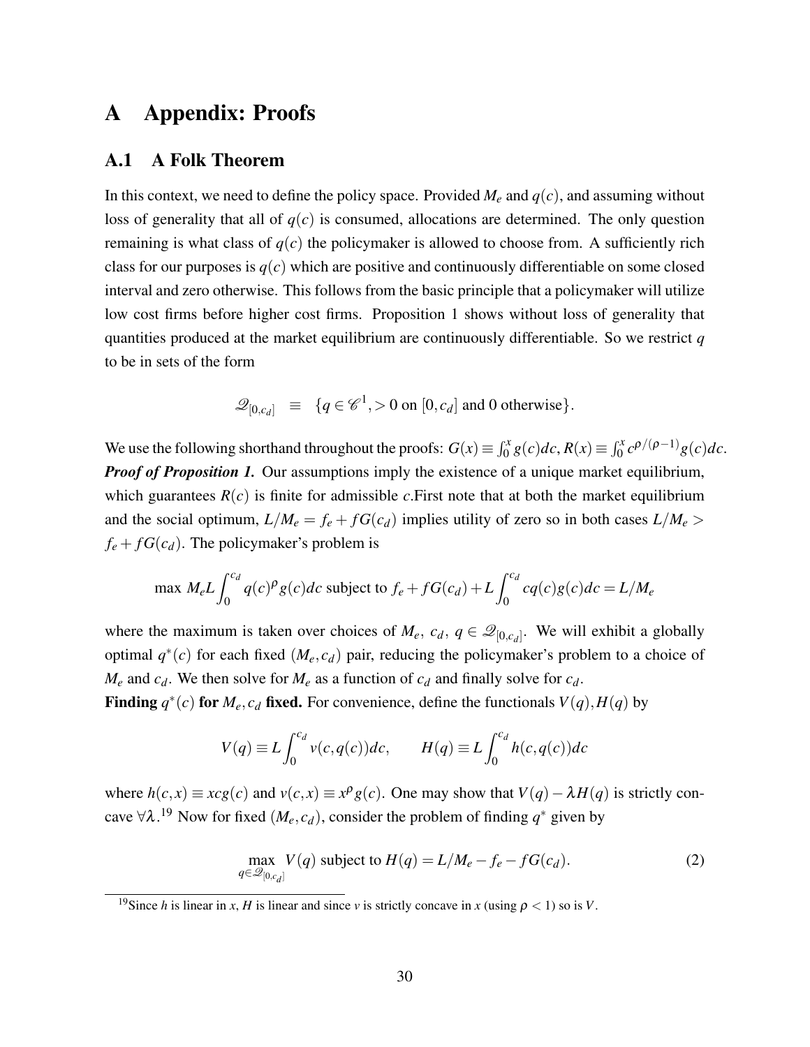# A Appendix: Proofs

## A.1 A Folk Theorem

In this context, we need to define the policy space. Provided $M_e$ and $q(c)$, and assuming without loss of generality that all of $q(c)$ is consumed, allocations are determined. The only question remaining is what class of $q(c)$ the policymaker is allowed to choose from. A sufficiently rich class for our purposes is $q(c)$ which are positive and continuously differentiable on some closed interval and zero otherwise. This follows from the basic principle that a policymaker will utilize low cost firms before higher cost firms. Proposition 1 shows without loss of generality that quantities produced at the market equilibrium are continuously differentiable. So we restrict $q$ to be in sets of the form

$$\mathscr{Q}_{[0,c_d]} \equiv \{q \in \mathscr{C}^1, > 0 \text{ on } [0,c_d] \text{ and } 0 \text{ otherwise}\}.$$

We use the following shorthand throughout the proofs: $G(x) \equiv \int_0^x g(c)dc, R(x) \equiv \int_0^x c^{\rho/(\rho-1)}g(c)dc$.

***Proof of Proposition 1.*** Our assumptions imply the existence of a unique market equilibrium, which guarantees $R(c)$ is finite for admissible $c$.First note that at both the market equilibrium and the social optimum, $L/M_e = f_e + fG(c_d)$ implies utility of zero so in both cases $L/M_e > f_e + fG(c_d)$. The policymaker's problem is

$$\max M_e L \int_0^{c_d} q(c)^\rho g(c)dc \text{ subject to } f_e + fG(c_d) + L\int_0^{c_d} cq(c)g(c)dc = L/M_e$$

where the maximum is taken over choices of $M_e$, $c_d$, $q \in \mathscr{Q}_{[0,c_d]}$. We will exhibit a globally optimal $q^*(c)$ for each fixed $(M_e, c_d)$ pair, reducing the policymaker's problem to a choice of $M_e$ and $c_d$. We then solve for $M_e$ as a function of $c_d$ and finally solve for $c_d$.

**Finding $q^*(c)$ for $M_e, c_d$ fixed.** For convenience, define the functionals $V(q), H(q)$ by

$$V(q) \equiv L\int_0^{c_d} v(c,q(c))dc, \qquad H(q) \equiv L\int_0^{c_d} h(c,q(c))dc$$

where $h(c,x) \equiv xcg(c)$ and $v(c,x) \equiv x^\rho g(c)$. One may show that $V(q) - \lambda H(q)$ is strictly concave $\forall \lambda$.[19] Now for fixed $(M_e, c_d)$, consider the problem of finding $q^*$ given by

$$\max_{q \in \mathscr{Q}_{[0,c_d]}} V(q) \text{ subject to } H(q) = L/M_e - f_e - fG(c_d). \tag{2}$$

[19] Since $h$ is linear in $x$, $H$ is linear and since $v$ is strictly concave in $x$ (using $\rho < 1$) so is $V$.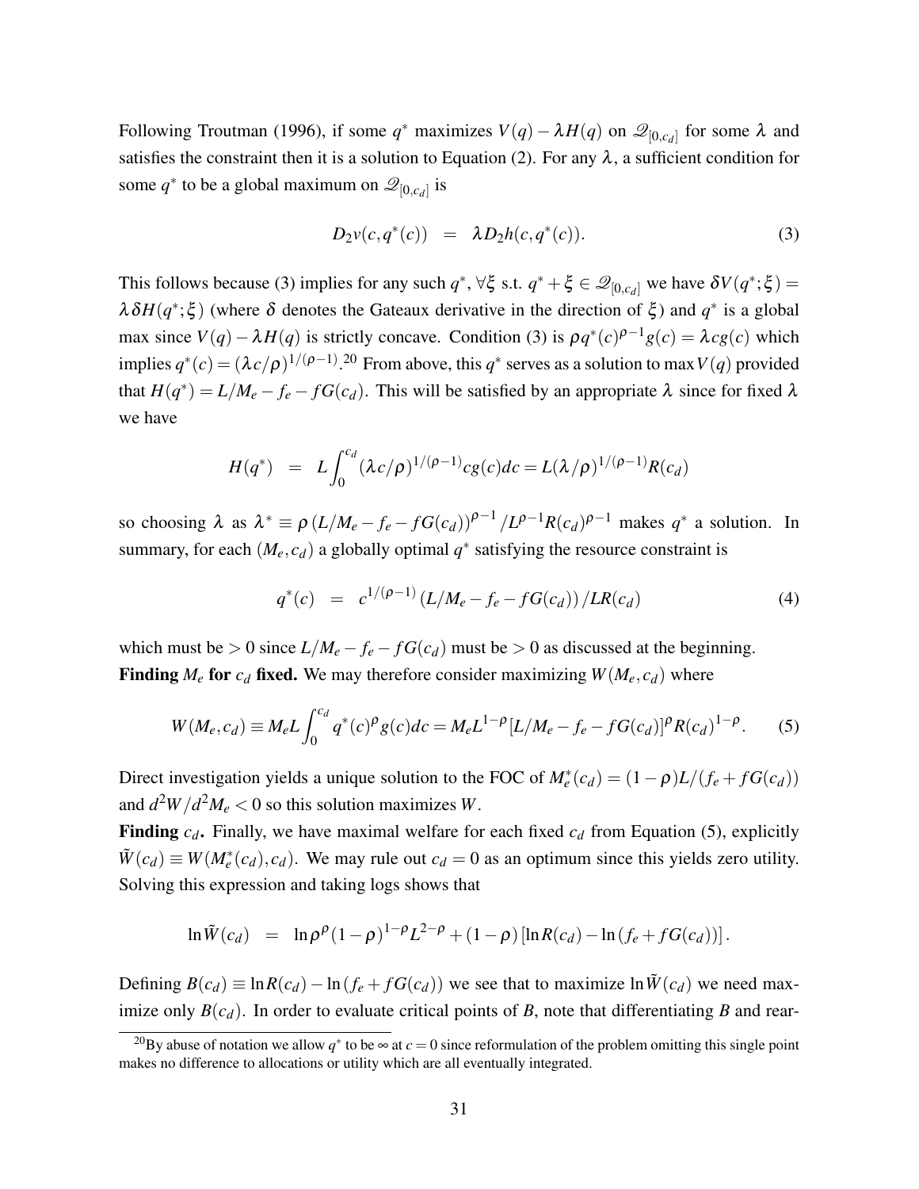Following Troutman (1996), if some $q^*$ maximizes $V(q) - \lambda H(q)$ on $\mathcal{Q}_{[0,c_d]}$ for some $\lambda$ and satisfies the constraint then it is a solution to Equation (2). For any $\lambda$, a sufficient condition for some $q^*$ to be a global maximum on $\mathcal{Q}_{[0,c_d]}$ is

$$D_2 v(c, q^*(c)) \quad = \quad \lambda D_2 h(c, q^*(c)). \tag{3}$$

This follows because (3) implies for any such $q^*$, $\forall \xi$ s.t. $q^* + \xi \in \mathcal{Q}_{[0,c_d]}$ we have $\delta V(q^*;\xi) = \lambda \delta H(q^*;\xi)$ (where $\delta$ denotes the Gateaux derivative in the direction of $\xi$) and $q^*$ is a global max since $V(q) - \lambda H(q)$ is strictly concave. Condition (3) is $\rho q^*(c)^{\rho-1} g(c) = \lambda c g(c)$ which implies $q^*(c) = (\lambda c/\rho)^{1/(\rho-1)}$.[20] From above, this $q^*$ serves as a solution to $\max V(q)$ provided that $H(q^*) = L/M_e - f_e - fG(c_d)$. This will be satisfied by an appropriate $\lambda$ since for fixed $\lambda$ we have

$$H(q^*) \quad = \quad L\int_0^{c_d} (\lambda c/\rho)^{1/(\rho-1)} c g(c) dc = L(\lambda/\rho)^{1/(\rho-1)} R(c_d)$$

so choosing $\lambda$ as $\lambda^* \equiv \rho \left(L/M_e - f_e - fG(c_d)\right)^{\rho-1} / L^{\rho-1} R(c_d)^{\rho-1}$ makes $q^*$ a solution. In summary, for each $(M_e, c_d)$ a globally optimal $q^*$ satisfying the resource constraint is

$$q^*(c) \quad = \quad c^{1/(\rho-1)} \left(L/M_e - f_e - fG(c_d)\right) / LR(c_d) \tag{4}$$

which must be $> 0$ since $L/M_e - f_e - fG(c_d)$ must be $> 0$ as discussed at the beginning.

**Finding $M_e$ for $c_d$ fixed.** We may therefore consider maximizing $W(M_e, c_d)$ where

$$W(M_e, c_d) \equiv M_e L \int_0^{c_d} q^*(c)^{\rho} g(c) dc = M_e L^{1-\rho} [L/M_e - f_e - fG(c_d)]^{\rho} R(c_d)^{1-\rho}. \tag{5}$$

Direct investigation yields a unique solution to the FOC of $M_e^*(c_d) = (1-\rho)L/(f_e + fG(c_d))$ and $d^2W/d^2M_e < 0$ so this solution maximizes $W$.

**Finding $c_d$.** Finally, we have maximal welfare for each fixed $c_d$ from Equation (5), explicitly $\tilde{W}(c_d) \equiv W(M_e^*(c_d), c_d)$. We may rule out $c_d = 0$ as an optimum since this yields zero utility. Solving this expression and taking logs shows that

$$\ln \tilde{W}(c_d) \quad = \quad \ln \rho^{\rho} (1-\rho)^{1-\rho} L^{2-\rho} + (1-\rho)\left[\ln R(c_d) - \ln\left(f_e + fG(c_d)\right)\right].$$

Defining $B(c_d) \equiv \ln R(c_d) - \ln\left(f_e + fG(c_d)\right)$ we see that to maximize $\ln \tilde{W}(c_d)$ we need maximize only $B(c_d)$. In order to evaluate critical points of $B$, note that differentiating $B$ and rear-

[20] By abuse of notation we allow $q^*$ to be $\infty$ at $c = 0$ since reformulation of the problem omitting this single point makes no difference to allocations or utility which are all eventually integrated.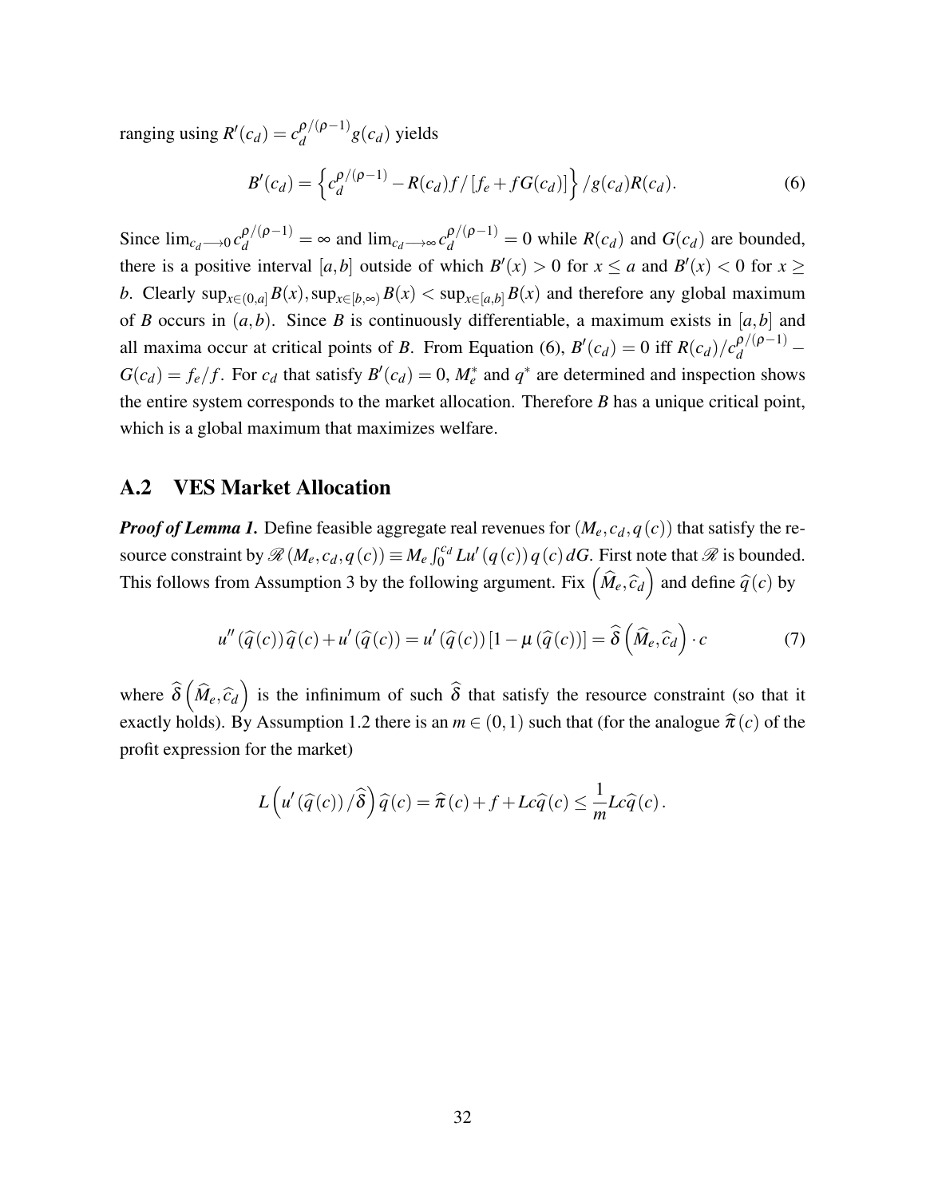ranging using $R'(c_d) = c_d^{\rho/(\rho-1)} g(c_d)$ yields

$$B'(c_d) = \left\{ c_d^{\rho/(\rho-1)} - R(c_d) f / [f_e + f G(c_d)] \right\} / g(c_d) R(c_d). \tag{6}$$

Since $\lim_{c_d \longrightarrow 0} c_d^{\rho/(\rho-1)} = \infty$ and $\lim_{c_d \longrightarrow \infty} c_d^{\rho/(\rho-1)} = 0$ while $R(c_d)$ and $G(c_d)$ are bounded, there is a positive interval $[a,b]$ outside of which $B'(x) > 0$ for $x \leq a$ and $B'(x) < 0$ for $x \geq b$. Clearly $\sup_{x \in (0,a]} B(x), \sup_{x \in [b,\infty)} B(x) < \sup_{x \in [a,b]} B(x)$ and therefore any global maximum of $B$ occurs in $(a,b)$. Since $B$ is continuously differentiable, a maximum exists in $[a,b]$ and all maxima occur at critical points of $B$. From Equation (6), $B'(c_d) = 0$ iff $R(c_d)/c_d^{\rho/(\rho-1)} - G(c_d) = f_e/f$. For $c_d$ that satisfy $B'(c_d) = 0$, $M_e^*$ and $q^*$ are determined and inspection shows the entire system corresponds to the market allocation. Therefore $B$ has a unique critical point, which is a global maximum that maximizes welfare.

## A.2 VES Market Allocation

***Proof of Lemma 1.*** Define feasible aggregate real revenues for $(M_e, c_d, q(c))$ that satisfy the resource constraint by $\mathscr{R}(M_e, c_d, q(c)) \equiv M_e \int_0^{c_d} L u'(q(c)) q(c) \, dG$. First note that $\mathscr{R}$ is bounded. This follows from Assumption 3 by the following argument. Fix $\left(\widehat{M}_e, \widehat{c}_d\right)$ and define $\widehat{q}(c)$ by

$$u''(\widehat{q}(c)) \widehat{q}(c) + u'(\widehat{q}(c)) = u'(\widehat{q}(c)) [1 - \mu(\widehat{q}(c))] = \widehat{\delta}\left(\widehat{M}_e, \widehat{c}_d\right) \cdot c \tag{7}$$

where $\widehat{\delta}\left(\widehat{M}_e, \widehat{c}_d\right)$ is the infinimum of such $\widehat{\delta}$ that satisfy the resource constraint (so that it exactly holds). By Assumption 1.2 there is an $m \in (0,1)$ such that (for the analogue $\widehat{\pi}(c)$ of the profit expression for the market)

$$L\left(u'(\widehat{q}(c)) / \widehat{\delta}\right) \widehat{q}(c) = \widehat{\pi}(c) + f + Lc\widehat{q}(c) \leq \frac{1}{m} Lc\widehat{q}(c).$$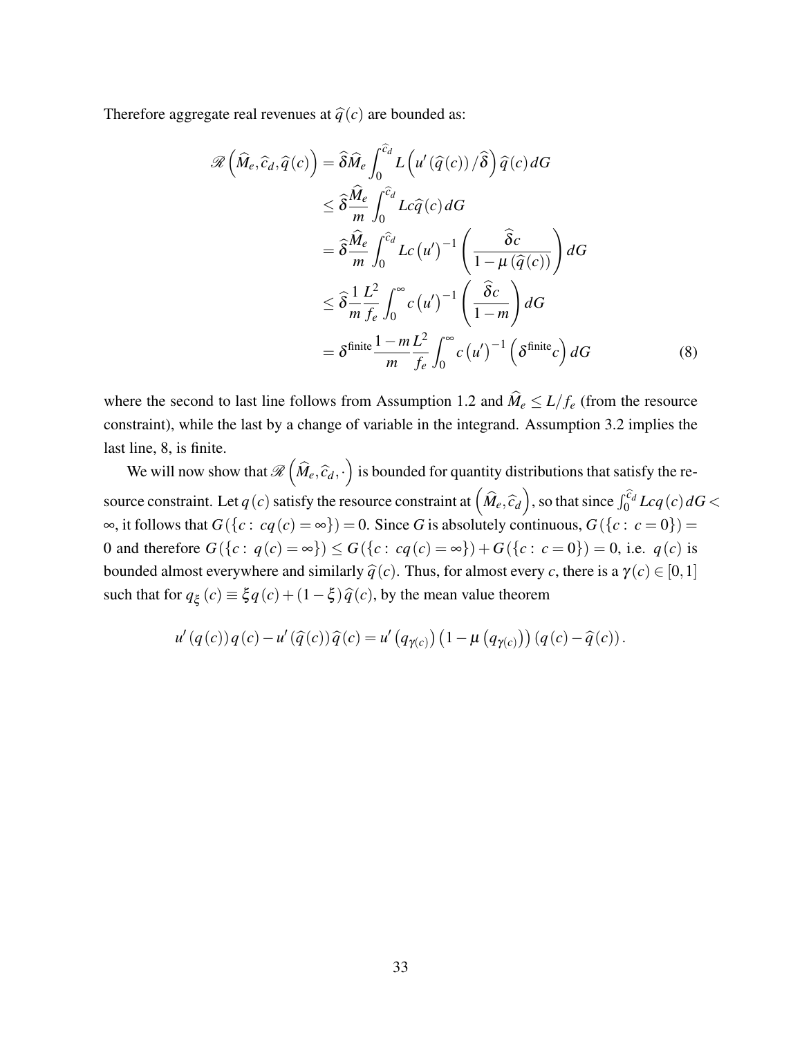Therefore aggregate real revenues at $\widehat{q}(c)$ are bounded as:

$$
\begin{aligned}
\mathscr{R}\left(\widehat{M}_e,\widehat{c}_d,\widehat{q}(c)\right) &= \widehat{\delta}\widehat{M}_e \int_0^{\widehat{c}_d} L\left(u'\left(\widehat{q}(c)\right)/\widehat{\delta}\right)\widehat{q}(c)\,dG \\
&\leq \widehat{\delta}\frac{\widehat{M}_e}{m}\int_0^{\widehat{c}_d} Lc\widehat{q}(c)\,dG \\
&= \widehat{\delta}\frac{\widehat{M}_e}{m}\int_0^{\widehat{c}_d} Lc\left(u'\right)^{-1}\left(\frac{\widehat{\delta}c}{1-\mu\left(\widehat{q}(c)\right)}\right)dG \\
&\leq \widehat{\delta}\frac{1}{m}\frac{L^2}{f_e}\int_0^{\infty} c\left(u'\right)^{-1}\left(\frac{\widehat{\delta}c}{1-m}\right)dG \\
&= \delta^{\text{finite}}\frac{1-m}{m}\frac{L^2}{f_e}\int_0^{\infty} c\left(u'\right)^{-1}\left(\delta^{\text{finite}}c\right)dG
\end{aligned} \tag{8}
$$

where the second to last line follows from Assumption 1.2 and $\widehat{M}_e \leq L/f_e$ (from the resource constraint), while the last by a change of variable in the integrand. Assumption 3.2 implies the last line, 8, is finite.

We will now show that $\mathscr{R}\left(\widehat{M}_e,\widehat{c}_d,\cdot\right)$ is bounded for quantity distributions that satisfy the resource constraint. Let $q(c)$ satisfy the resource constraint at $\left(\widehat{M}_e,\widehat{c}_d\right)$, so that since $\int_0^{\widehat{c}_d} Lcq(c)\,dG < \infty$, it follows that $G(\{c:\ cq(c)=\infty\})=0$. Since $G$ is absolutely continuous, $G(\{c:\ c=0\})=0$ and therefore $G(\{c:\ q(c)=\infty\}) \leq G(\{c:\ cq(c)=\infty\})+G(\{c:\ c=0\})=0$, i.e. $q(c)$ is bounded almost everywhere and similarly $\widehat{q}(c)$. Thus, for almost every $c$, there is a $\gamma(c)\in[0,1]$ such that for $q_{\xi}(c)\equiv \xi q(c)+(1-\xi)\widehat{q}(c)$, by the mean value theorem

$$
u'(q(c))\,q(c)-u'(\widehat{q}(c))\,\widehat{q}(c) = u'\left(q_{\gamma(c)}\right)\left(1-\mu\left(q_{\gamma(c)}\right)\right)\left(q(c)-\widehat{q}(c)\right).
$$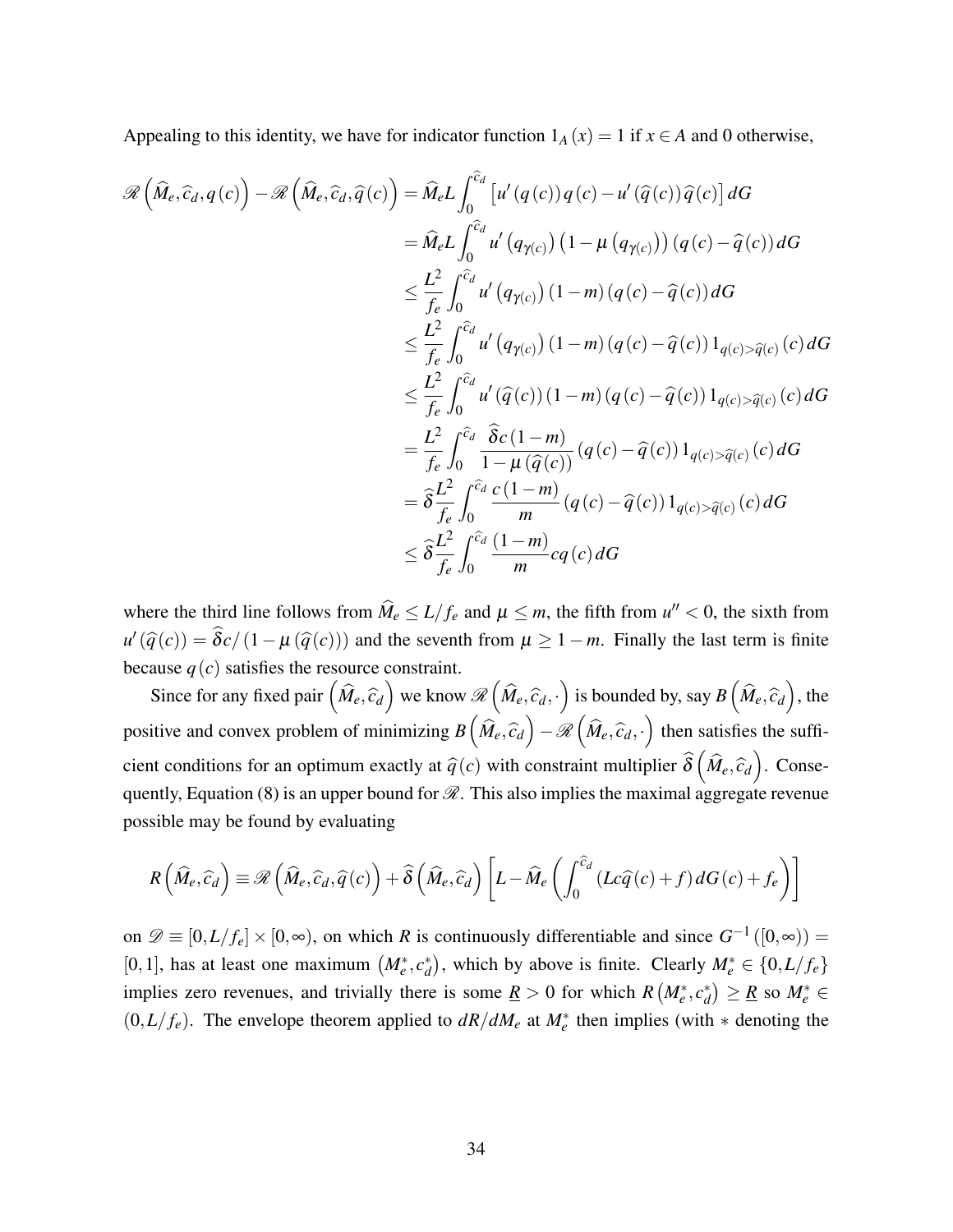Appealing to this identity, we have for indicator function $1_A(x) = 1$ if $x \in A$ and 0 otherwise,

$$
\begin{aligned}
\mathscr{R}\left(\widehat{M}_e, \widehat{c}_d, q(c)\right) - \mathscr{R}\left(\widehat{M}_e, \widehat{c}_d, \widehat{q}(c)\right) &= \widehat{M}_e L \int_0^{\widehat{c}_d} \left[u'(q(c))\, q(c) - u'(\widehat{q}(c))\, \widehat{q}(c)\right] dG \\
&= \widehat{M}_e L \int_0^{\widehat{c}_d} u'\left(q_{\gamma(c)}\right)\left(1 - \mu\left(q_{\gamma(c)}\right)\right)(q(c) - \widehat{q}(c))\, dG \\
&\leq \frac{L^2}{f_e} \int_0^{\widehat{c}_d} u'\left(q_{\gamma(c)}\right)(1-m)(q(c) - \widehat{q}(c))\, dG \\
&\leq \frac{L^2}{f_e} \int_0^{\widehat{c}_d} u'\left(q_{\gamma(c)}\right)(1-m)(q(c) - \widehat{q}(c))\, 1_{q(c) > \widehat{q}(c)}(c)\, dG \\
&\leq \frac{L^2}{f_e} \int_0^{\widehat{c}_d} u'(\widehat{q}(c))(1-m)(q(c) - \widehat{q}(c))\, 1_{q(c) > \widehat{q}(c)}(c)\, dG \\
&= \frac{L^2}{f_e} \int_0^{\widehat{c}_d} \frac{\widehat{\delta} c(1-m)}{1 - \mu(\widehat{q}(c))}(q(c) - \widehat{q}(c))\, 1_{q(c) > \widehat{q}(c)}(c)\, dG \\
&= \widehat{\delta} \frac{L^2}{f_e} \int_0^{\widehat{c}_d} \frac{c(1-m)}{m}(q(c) - \widehat{q}(c))\, 1_{q(c) > \widehat{q}(c)}(c)\, dG \\
&\leq \widehat{\delta} \frac{L^2}{f_e} \int_0^{\widehat{c}_d} \frac{(1-m)}{m} c\, q(c)\, dG
\end{aligned}
$$

where the third line follows from $\widehat{M}_e \leq L/f_e$ and $\mu \leq m$, the fifth from $u'' < 0$, the sixth from $u'(\widehat{q}(c)) = \widehat{\delta} c / (1 - \mu(\widehat{q}(c)))$ and the seventh from $\mu \geq 1 - m$. Finally the last term is finite because $q(c)$ satisfies the resource constraint.

Since for any fixed pair $\left(\widehat{M}_e, \widehat{c}_d\right)$ we know $\mathscr{R}\left(\widehat{M}_e, \widehat{c}_d, \cdot\right)$ is bounded by, say $B\left(\widehat{M}_e, \widehat{c}_d\right)$, the positive and convex problem of minimizing $B\left(\widehat{M}_e, \widehat{c}_d\right) - \mathscr{R}\left(\widehat{M}_e, \widehat{c}_d, \cdot\right)$ then satisfies the sufficient conditions for an optimum exactly at $\widehat{q}(c)$ with constraint multiplier $\widehat{\delta}\left(\widehat{M}_e, \widehat{c}_d\right)$. Consequently, Equation (8) is an upper bound for $\mathscr{R}$. This also implies the maximal aggregate revenue possible may be found by evaluating

$$
R\left(\widehat{M}_e, \widehat{c}_d\right) \equiv \mathscr{R}\left(\widehat{M}_e, \widehat{c}_d, \widehat{q}(c)\right) + \widehat{\delta}\left(\widehat{M}_e, \widehat{c}_d\right)\left[L - \widehat{M}_e\left(\int_0^{\widehat{c}_d} (L c \widehat{q}(c) + f)\, dG(c) + f_e\right)\right]
$$

on $\mathscr{D} \equiv [0, L/f_e] \times [0, \infty)$, on which $R$ is continuously differentiable and since $G^{-1}([0,\infty)) = [0,1]$, has at least one maximum $\left(M_e^*, c_d^*\right)$, which by above is finite. Clearly $M_e^* \in \{0, L/f_e\}$ implies zero revenues, and trivially there is some $\underline{R} > 0$ for which $R\left(M_e^*, c_d^*\right) \geq \underline{R}$ so $M_e^* \in (0, L/f_e)$. The envelope theorem applied to $dR/dM_e$ at $M_e^*$ then implies (with $*$ denoting the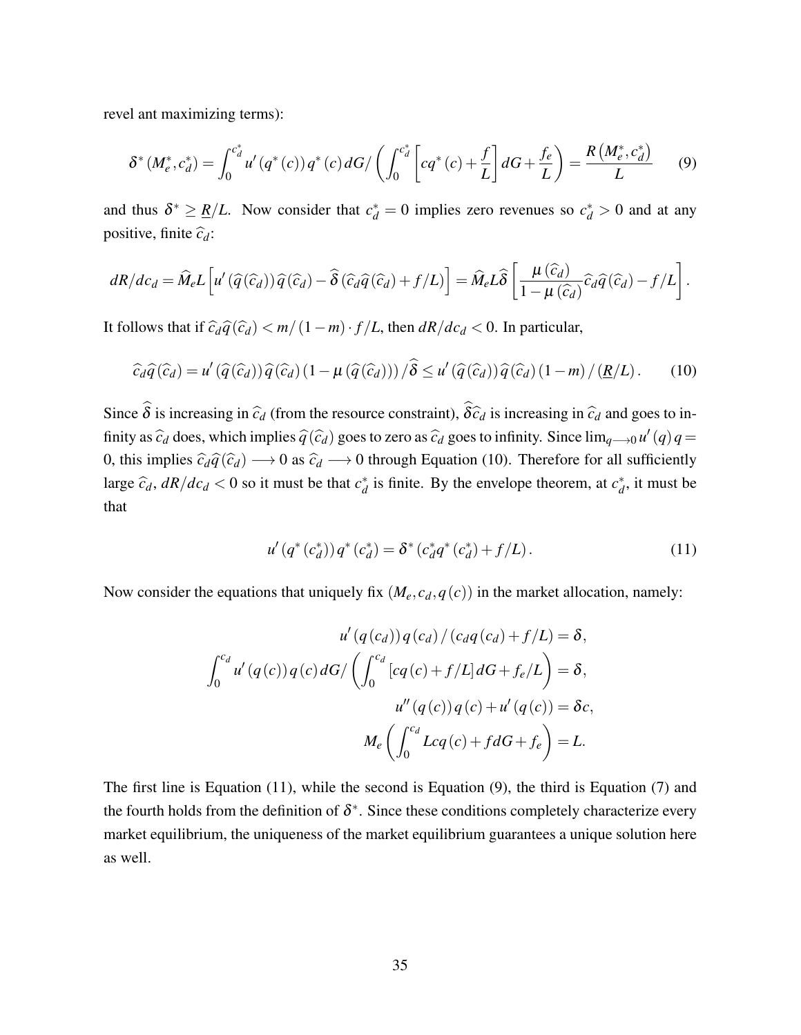revel ant maximizing terms):

$$\delta^*(M_e^*, c_d^*) = \int_0^{c_d^*} u'(q^*(c))\, q^*(c)\, dG \Big/ \left( \int_0^{c_d^*} \left[ c q^*(c) + \frac{f}{L} \right] dG + \frac{f_e}{L} \right) = \frac{R(M_e^*, c_d^*)}{L} \tag{9}$$

and thus $\delta^* \geq \underline{R}/L$. Now consider that $c_d^* = 0$ implies zero revenues so $c_d^* > 0$ and at any positive, finite $\widehat{c}_d$:

$$dR/dc_d = \widehat{M}_e L \left[ u'(\widehat{q}(\widehat{c}_d))\, \widehat{q}(\widehat{c}_d) - \widehat{\delta}(\widehat{c}_d \widehat{q}(\widehat{c}_d) + f/L) \right] = \widehat{M}_e L \widehat{\delta} \left[ \frac{\mu(\widehat{c}_d)}{1 - \mu(\widehat{c}_d)} \widehat{c}_d \widehat{q}(\widehat{c}_d) - f/L \right].$$

It follows that if $\widehat{c}_d \widehat{q}(\widehat{c}_d) < m/(1-m) \cdot f/L$, then $dR/dc_d < 0$. In particular,

$$\widehat{c}_d \widehat{q}(\widehat{c}_d) = u'(\widehat{q}(\widehat{c}_d))\, \widehat{q}(\widehat{c}_d)(1 - \mu(\widehat{q}(\widehat{c}_d))) / \widehat{\delta} \leq u'(\widehat{q}(\widehat{c}_d))\, \widehat{q}(\widehat{c}_d)(1-m) / (\underline{R}/L). \tag{10}$$

Since $\widehat{\delta}$ is increasing in $\widehat{c}_d$ (from the resource constraint), $\widehat{\delta}\widehat{c}_d$ is increasing in $\widehat{c}_d$ and goes to infinity as $\widehat{c}_d$ does, which implies $\widehat{q}(\widehat{c}_d)$ goes to zero as $\widehat{c}_d$ goes to infinity. Since $\lim_{q \longrightarrow 0} u'(q)\, q = 0$, this implies $\widehat{c}_d \widehat{q}(\widehat{c}_d) \longrightarrow 0$ as $\widehat{c}_d \longrightarrow 0$ through Equation (10). Therefore for all sufficiently large $\widehat{c}_d$, $dR/dc_d < 0$ so it must be that $c_d^*$ is finite. By the envelope theorem, at $c_d^*$, it must be that

$$u'(q^*(c_d^*))\, q^*(c_d^*) = \delta^*(c_d^* q^*(c_d^*) + f/L). \tag{11}$$

Now consider the equations that uniquely fix $(M_e, c_d, q(c))$ in the market allocation, namely:

$$u'(q(c_d))\, q(c_d) / (c_d q(c_d) + f/L) = \delta,$$

$$\int_0^{c_d} u'(q(c))\, q(c)\, dG \Big/ \left( \int_0^{c_d} [c q(c) + f/L]\, dG + f_e/L \right) = \delta,$$

$$u''(q(c))\, q(c) + u'(q(c)) = \delta c,$$

$$M_e \left( \int_0^{c_d} L c q(c) + f dG + f_e \right) = L.$$

The first line is Equation (11), while the second is Equation (9), the third is Equation (7) and the fourth holds from the definition of $\delta^*$. Since these conditions completely characterize every market equilibrium, the uniqueness of the market equilibrium guarantees a unique solution here as well.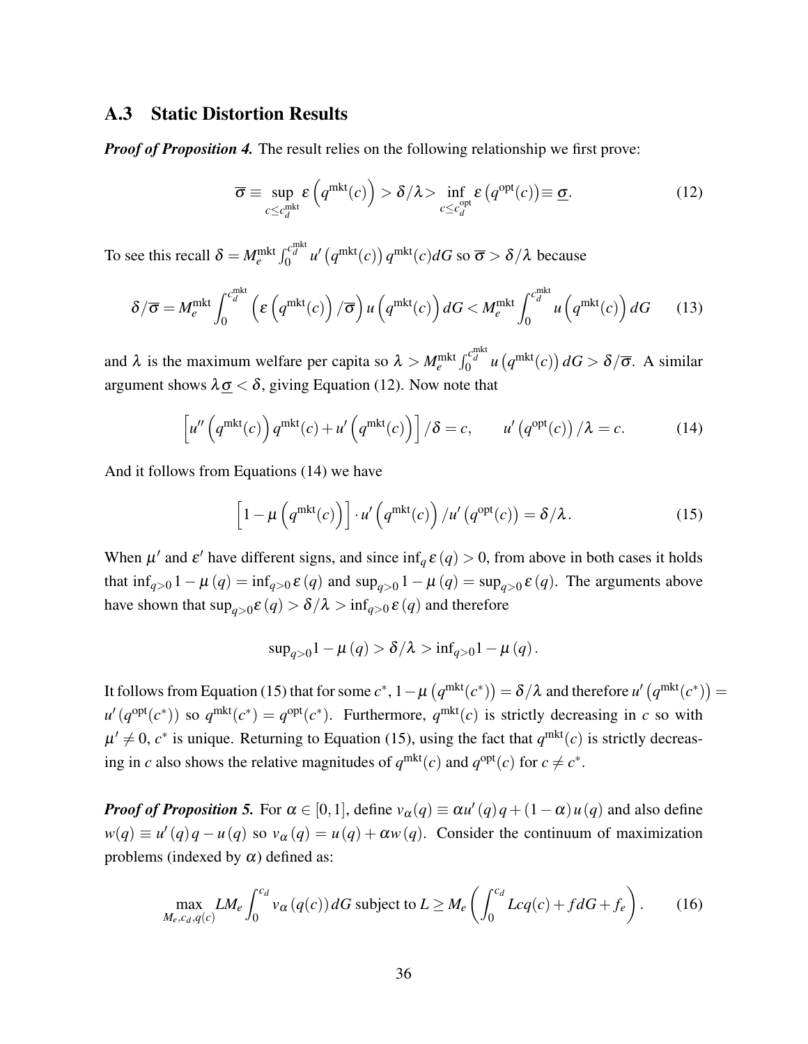## A.3 Static Distortion Results

***Proof of Proposition 4.*** The result relies on the following relationship we first prove:

$$\overline{\sigma} \equiv \sup_{c \le c_d^{\text{mkt}}} \varepsilon\left(q^{\text{mkt}}(c)\right) > \delta/\lambda > \inf_{c \le c_d^{\text{opt}}} \varepsilon\left(q^{\text{opt}}(c)\right) \equiv \underline{\sigma}. \tag{12}$$

To see this recall $\delta = M_e^{\text{mkt}} \int_0^{c_d^{\text{mkt}}} u'\left(q^{\text{mkt}}(c)\right) q^{\text{mkt}}(c) dG$ so $\overline{\sigma} > \delta/\lambda$ because

$$\delta/\overline{\sigma} = M_e^{\text{mkt}} \int_0^{c_d^{\text{mkt}}} \left(\varepsilon\left(q^{\text{mkt}}(c)\right)/\overline{\sigma}\right) u\left(q^{\text{mkt}}(c)\right) dG < M_e^{\text{mkt}} \int_0^{c_d^{\text{mkt}}} u\left(q^{\text{mkt}}(c)\right) dG \tag{13}$$

and $\lambda$ is the maximum welfare per capita so $\lambda > M_e^{\text{mkt}} \int_0^{c_d^{\text{mkt}}} u\left(q^{\text{mkt}}(c)\right) dG > \delta/\overline{\sigma}$. A similar argument shows $\lambda \underline{\sigma} < \delta$, giving Equation (12). Now note that

$$\left[u''\left(q^{\text{mkt}}(c)\right) q^{\text{mkt}}(c) + u'\left(q^{\text{mkt}}(c)\right)\right]/\delta = c, \qquad u'\left(q^{\text{opt}}(c)\right)/\lambda = c. \tag{14}$$

And it follows from Equations (14) we have

$$\left[1 - \mu\left(q^{\text{mkt}}(c)\right)\right] \cdot u'\left(q^{\text{mkt}}(c)\right)/u'\left(q^{\text{opt}}(c)\right) = \delta/\lambda. \tag{15}$$

When $\mu'$ and $\varepsilon'$ have different signs, and since $\inf_q \varepsilon(q) > 0$, from above in both cases it holds that $\inf_{q>0} 1 - \mu(q) = \inf_{q>0} \varepsilon(q)$ and $\sup_{q>0} 1 - \mu(q) = \sup_{q>0} \varepsilon(q)$. The arguments above have shown that $\sup_{q>0} \varepsilon(q) > \delta/\lambda > \inf_{q>0} \varepsilon(q)$ and therefore

$$\sup_{q>0} 1 - \mu(q) > \delta/\lambda > \inf_{q>0} 1 - \mu(q).$$

It follows from Equation (15) that for some $c^*$, $1 - \mu\left(q^{\text{mkt}}(c^*)\right) = \delta/\lambda$ and therefore $u'\left(q^{\text{mkt}}(c^*)\right) = u'\left(q^{\text{opt}}(c^*)\right)$ so $q^{\text{mkt}}(c^*) = q^{\text{opt}}(c^*)$. Furthermore, $q^{\text{mkt}}(c)$ is strictly decreasing in $c$ so with $\mu' \neq 0$, $c^*$ is unique. Returning to Equation (15), using the fact that $q^{\text{mkt}}(c)$ is strictly decreasing in $c$ also shows the relative magnitudes of $q^{\text{mkt}}(c)$ and $q^{\text{opt}}(c)$ for $c \neq c^*$.

***Proof of Proposition 5.*** For $\alpha \in [0,1]$, define $v_\alpha(q) \equiv \alpha u'(q) q + (1-\alpha) u(q)$ and also define $w(q) \equiv u'(q) q - u(q)$ so $v_\alpha(q) = u(q) + \alpha w(q)$. Consider the continuum of maximization problems (indexed by $\alpha$) defined as:

$$\max_{M_e, c_d, q(c)} L M_e \int_0^{c_d} v_\alpha(q(c)) dG \text{ subject to } L \ge M_e \left( \int_0^{c_d} L c q(c) + f dG + f_e \right). \tag{16}$$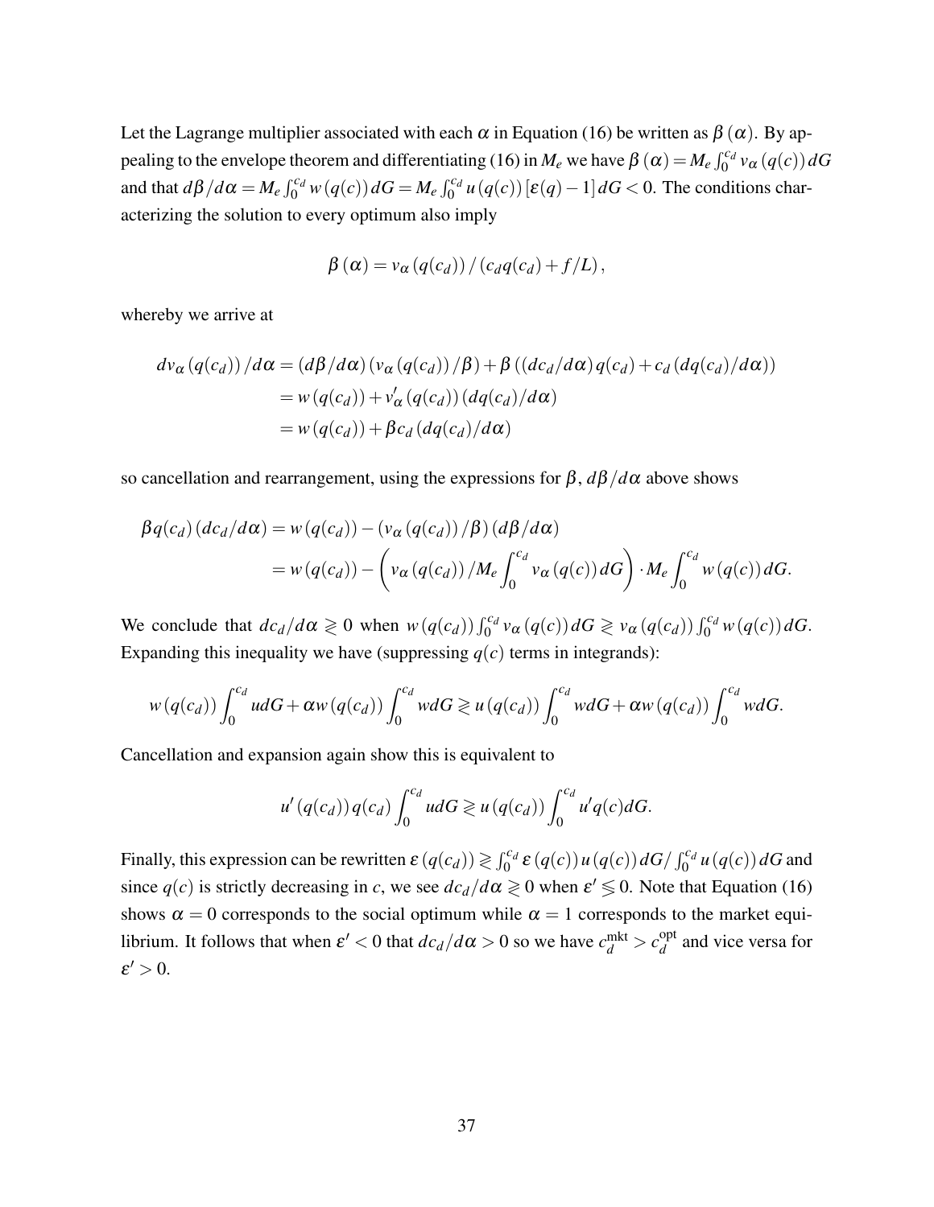Let the Lagrange multiplier associated with each $\alpha$ in Equation (16) be written as $\beta(\alpha)$. By appealing to the envelope theorem and differentiating (16) in $M_e$ we have $\beta(\alpha) = M_e \int_0^{c_d} v_\alpha(q(c))\,dG$ and that $d\beta/d\alpha = M_e \int_0^{c_d} w(q(c))\,dG = M_e \int_0^{c_d} u(q(c))[\varepsilon(q)-1]\,dG < 0$. The conditions characterizing the solution to every optimum also imply

$$\beta(\alpha) = v_\alpha(q(c_d)) / (c_d q(c_d) + f/L),$$

whereby we arrive at

$$\begin{aligned}
dv_\alpha(q(c_d))/d\alpha &= (d\beta/d\alpha)(v_\alpha(q(c_d))/\beta) + \beta((dc_d/d\alpha)q(c_d) + c_d(dq(c_d)/d\alpha)) \\
&= w(q(c_d)) + v'_\alpha(q(c_d))(dq(c_d)/d\alpha) \\
&= w(q(c_d)) + \beta c_d (dq(c_d)/d\alpha)
\end{aligned}$$

so cancellation and rearrangement, using the expressions for $\beta$, $d\beta/d\alpha$ above shows

$$\begin{aligned}
\beta q(c_d)(dc_d/d\alpha) &= w(q(c_d)) - (v_\alpha(q(c_d))/\beta)(d\beta/d\alpha) \\
&= w(q(c_d)) - \left( v_\alpha(q(c_d)) / M_e \int_0^{c_d} v_\alpha(q(c))\,dG \right) \cdot M_e \int_0^{c_d} w(q(c))\,dG.
\end{aligned}$$

We conclude that $dc_d/d\alpha \gtreqless 0$ when $w(q(c_d)) \int_0^{c_d} v_\alpha(q(c))\,dG \gtreqless v_\alpha(q(c_d)) \int_0^{c_d} w(q(c))\,dG$. Expanding this inequality we have (suppressing $q(c)$ terms in integrands):

$$w(q(c_d)) \int_0^{c_d} u\,dG + \alpha w(q(c_d)) \int_0^{c_d} w\,dG \gtreqless u(q(c_d)) \int_0^{c_d} w\,dG + \alpha w(q(c_d)) \int_0^{c_d} w\,dG.$$

Cancellation and expansion again show this is equivalent to

$$u'(q(c_d))\,q(c_d) \int_0^{c_d} u\,dG \gtreqless u(q(c_d)) \int_0^{c_d} u' q(c)\,dG.$$

Finally, this expression can be rewritten $\varepsilon(q(c_d)) \gtreqless \int_0^{c_d} \varepsilon(q(c))\,u(q(c))\,dG / \int_0^{c_d} u(q(c))\,dG$ and since $q(c)$ is strictly decreasing in $c$, we see $dc_d/d\alpha \gtreqless 0$ when $\varepsilon' \lesseqgtr 0$. Note that Equation (16) shows $\alpha = 0$ corresponds to the social optimum while $\alpha = 1$ corresponds to the market equilibrium. It follows that when $\varepsilon' < 0$ that $dc_d/d\alpha > 0$ so we have $c_d^{\text{mkt}} > c_d^{\text{opt}}$ and vice versa for $\varepsilon' > 0$.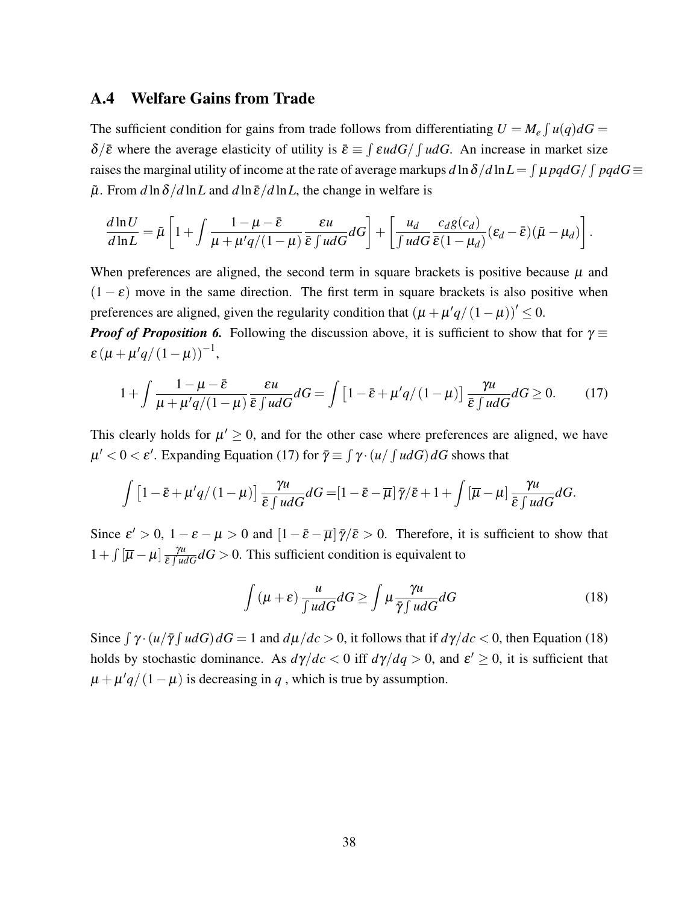## A.4 Welfare Gains from Trade

The sufficient condition for gains from trade follows from differentiating $U = M_e \int u(q)dG = \delta/\bar{\varepsilon}$ where the average elasticity of utility is $\bar{\varepsilon} \equiv \int \varepsilon u dG / \int u dG$. An increase in market size raises the marginal utility of income at the rate of average markups $d\ln\delta/d\ln L = \int \mu pq dG / \int pq dG \equiv \tilde{\mu}$. From $d\ln\delta/d\ln L$ and $d\ln\bar{\varepsilon}/d\ln L$, the change in welfare is

$$\frac{d\ln U}{d\ln L} = \tilde{\mu}\left[1 + \int \frac{1-\mu-\bar{\varepsilon}}{\mu+\mu' q/(1-\mu)} \frac{\varepsilon u}{\bar{\varepsilon}\int u dG} dG\right] + \left[\frac{u_d}{\int u dG} \frac{c_d g(c_d)}{\bar{\varepsilon}(1-\mu_d)} (\varepsilon_d - \bar{\varepsilon})(\tilde{\mu} - \mu_d)\right].$$

When preferences are aligned, the second term in square brackets is positive because $\mu$ and $(1-\varepsilon)$ move in the same direction. The first term in square brackets is also positive when preferences are aligned, given the regularity condition that $(\mu + \mu' q/(1-\mu))' \leq 0$.

***Proof of Proposition 6.*** Following the discussion above, it is sufficient to show that for $\gamma \equiv \varepsilon\left(\mu + \mu' q/(1-\mu)\right)^{-1}$,

$$1 + \int \frac{1-\mu-\bar{\varepsilon}}{\mu+\mu' q/(1-\mu)} \frac{\varepsilon u}{\bar{\varepsilon}\int u dG} dG = \int \left[1 - \bar{\varepsilon} + \mu' q/(1-\mu)\right] \frac{\gamma u}{\bar{\varepsilon}\int u dG} dG \geq 0. \tag{17}$$

This clearly holds for $\mu' \geq 0$, and for the other case where preferences are aligned, we have $\mu' < 0 < \varepsilon'$. Expanding Equation (17) for $\bar{\gamma} \equiv \int \gamma \cdot (u/\int u dG)\, dG$ shows that

$$\int \left[1 - \bar{\varepsilon} + \mu' q/(1-\mu)\right] \frac{\gamma u}{\bar{\varepsilon}\int u dG} dG = \left[1 - \bar{\varepsilon} - \overline{\mu}\right] \bar{\gamma}/\bar{\varepsilon} + 1 + \int \left[\overline{\mu} - \mu\right] \frac{\gamma u}{\bar{\varepsilon}\int u dG} dG.$$

Since $\varepsilon' > 0$, $1 - \varepsilon - \mu > 0$ and $\left[1 - \bar{\varepsilon} - \overline{\mu}\right]\bar{\gamma}/\bar{\varepsilon} > 0$. Therefore, it is sufficient to show that $1 + \int \left[\overline{\mu} - \mu\right] \frac{\gamma u}{\bar{\varepsilon}\int u dG} dG > 0$. This sufficient condition is equivalent to

$$\int (\mu + \varepsilon) \frac{u}{\int u dG} dG \geq \int \mu \frac{\gamma u}{\bar{\gamma}\int u dG} dG \tag{18}$$

Since $\int \gamma \cdot (u/\bar{\gamma}\int u dG)\, dG = 1$ and $d\mu/dc > 0$, it follows that if $d\gamma/dc < 0$, then Equation (18) holds by stochastic dominance. As $d\gamma/dc < 0$ iff $d\gamma/dq > 0$, and $\varepsilon' \geq 0$, it is sufficient that $\mu + \mu' q/(1-\mu)$ is decreasing in $q$ , which is true by assumption.